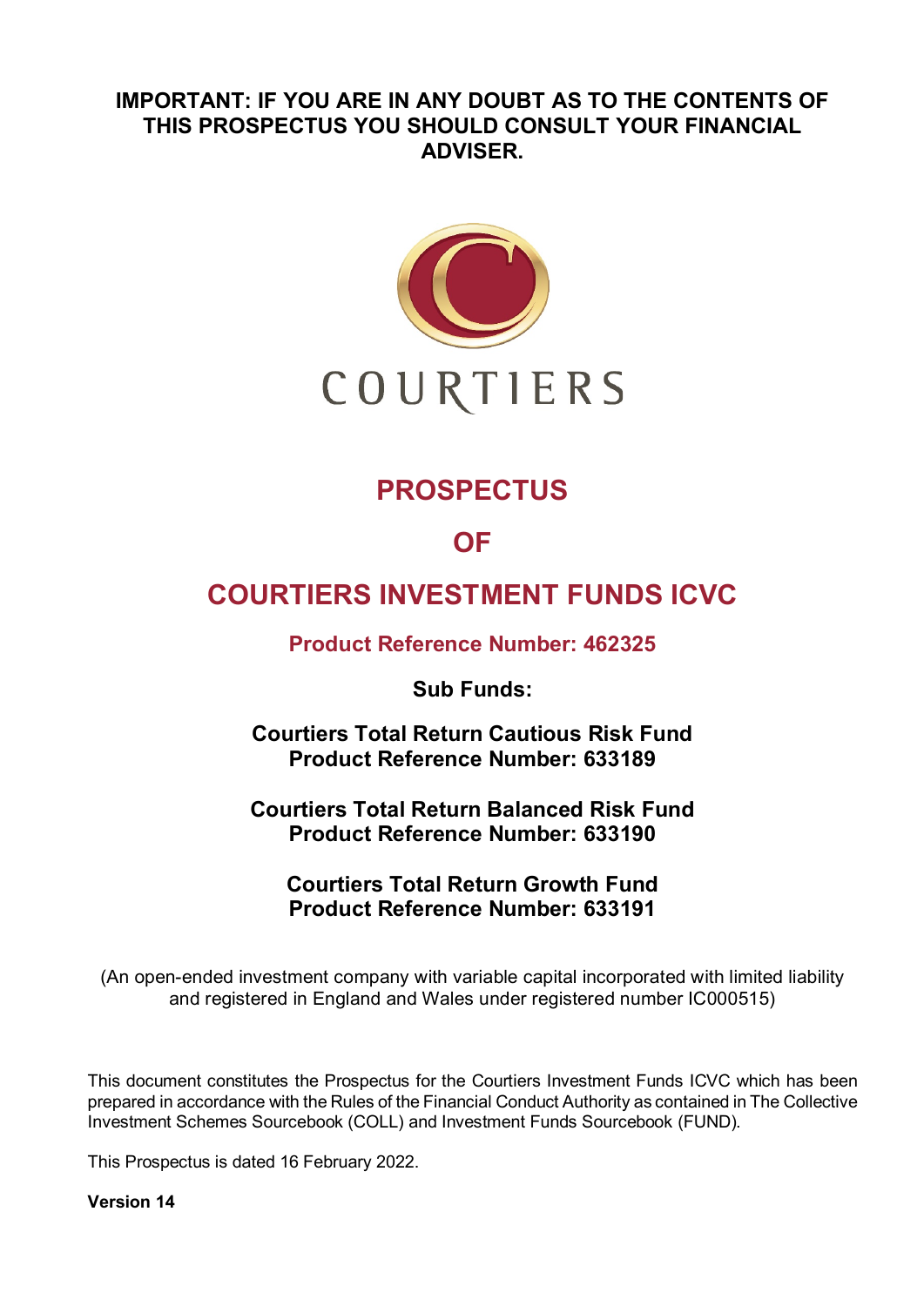**IMPORTANT: IF YOU ARE IN ANY DOUBT AS TO THE CONTENTS OF THIS PROSPECTUS YOU SHOULD CONSULT YOUR FINANCIAL ADVISER.**

COURTIERS

# PROSPECTUS

# OF

# COURTIERS INVESTMENT FUNDS ICVC

**Product Reference Number: 462325**

**Sub Funds:**

**Courtiers Total Return Cautious Risk Fund**
**Product Reference Number: 633189**

**Courtiers Total Return Balanced Risk Fund**
**Product Reference Number: 633190**

**Courtiers Total Return Growth Fund**
**Product Reference Number: 633191**

(An open-ended investment company with variable capital incorporated with limited liability and registered in England and Wales under registered number IC000515)

This document constitutes the Prospectus for the Courtiers Investment Funds ICVC which has been prepared in accordance with the Rules of the Financial Conduct Authority as contained in The Collective Investment Schemes Sourcebook (COLL) and Investment Funds Sourcebook (FUND).

This Prospectus is dated 16 February 2022.

**Version 14**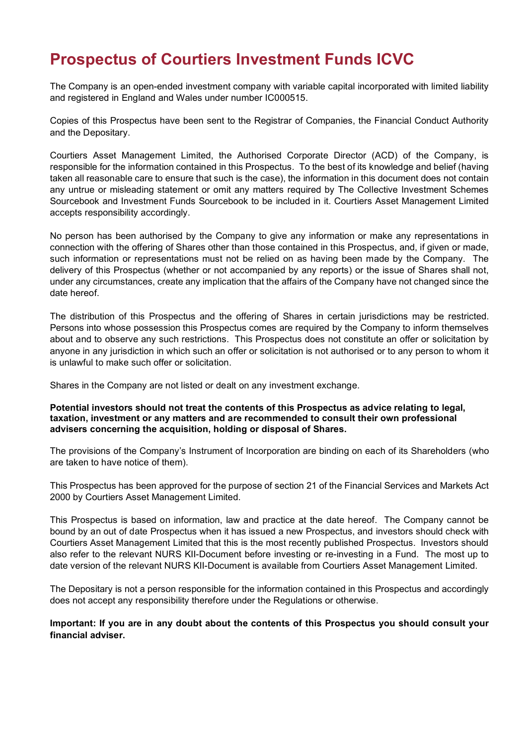# Prospectus of Courtiers Investment Funds ICVC

The Company is an open-ended investment company with variable capital incorporated with limited liability and registered in England and Wales under number IC000515.

Copies of this Prospectus have been sent to the Registrar of Companies, the Financial Conduct Authority and the Depositary.

Courtiers Asset Management Limited, the Authorised Corporate Director (ACD) of the Company, is responsible for the information contained in this Prospectus. To the best of its knowledge and belief (having taken all reasonable care to ensure that such is the case), the information in this document does not contain any untrue or misleading statement or omit any matters required by The Collective Investment Schemes Sourcebook and Investment Funds Sourcebook to be included in it. Courtiers Asset Management Limited accepts responsibility accordingly.

No person has been authorised by the Company to give any information or make any representations in connection with the offering of Shares other than those contained in this Prospectus, and, if given or made, such information or representations must not be relied on as having been made by the Company. The delivery of this Prospectus (whether or not accompanied by any reports) or the issue of Shares shall not, under any circumstances, create any implication that the affairs of the Company have not changed since the date hereof.

The distribution of this Prospectus and the offering of Shares in certain jurisdictions may be restricted. Persons into whose possession this Prospectus comes are required by the Company to inform themselves about and to observe any such restrictions. This Prospectus does not constitute an offer or solicitation by anyone in any jurisdiction in which such an offer or solicitation is not authorised or to any person to whom it is unlawful to make such offer or solicitation.

Shares in the Company are not listed or dealt on any investment exchange.

**Potential investors should not treat the contents of this Prospectus as advice relating to legal, taxation, investment or any matters and are recommended to consult their own professional advisers concerning the acquisition, holding or disposal of Shares.**

The provisions of the Company's Instrument of Incorporation are binding on each of its Shareholders (who are taken to have notice of them).

This Prospectus has been approved for the purpose of section 21 of the Financial Services and Markets Act 2000 by Courtiers Asset Management Limited.

This Prospectus is based on information, law and practice at the date hereof. The Company cannot be bound by an out of date Prospectus when it has issued a new Prospectus, and investors should check with Courtiers Asset Management Limited that this is the most recently published Prospectus. Investors should also refer to the relevant NURS KII-Document before investing or re-investing in a Fund. The most up to date version of the relevant NURS KII-Document is available from Courtiers Asset Management Limited.

The Depositary is not a person responsible for the information contained in this Prospectus and accordingly does not accept any responsibility therefore under the Regulations or otherwise.

**Important: If you are in any doubt about the contents of this Prospectus you should consult your financial adviser.**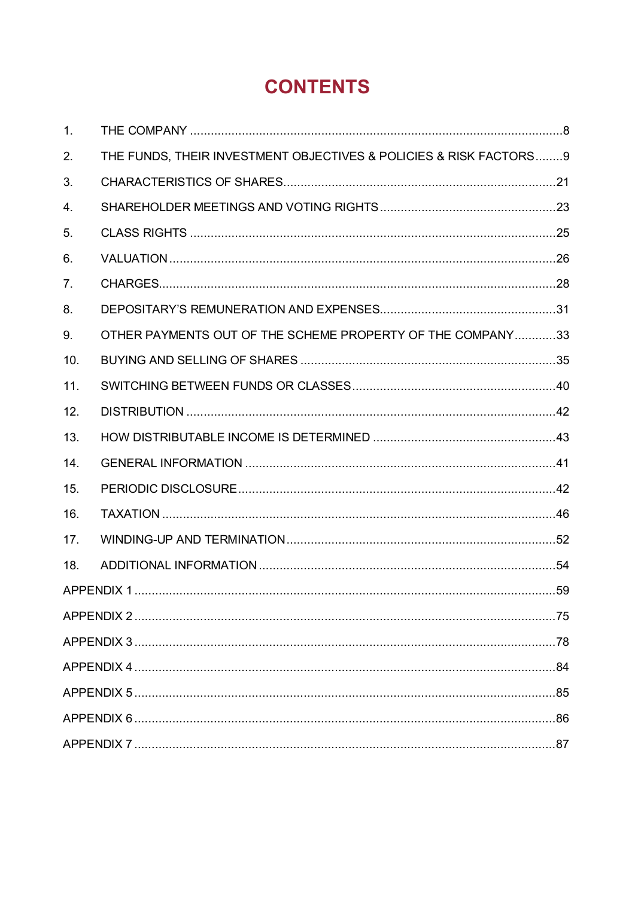# CONTENTS

| | | |
|---|---|---|
| 1. | THE COMPANY | 8 |
| 2. | THE FUNDS, THEIR INVESTMENT OBJECTIVES & POLICIES & RISK FACTORS | 9 |
| 3. | CHARACTERISTICS OF SHARES | 21 |
| 4. | SHAREHOLDER MEETINGS AND VOTING RIGHTS | 23 |
| 5. | CLASS RIGHTS | 25 |
| 6. | VALUATION | 26 |
| 7. | CHARGES | 28 |
| 8. | DEPOSITARY'S REMUNERATION AND EXPENSES | 31 |
| 9. | OTHER PAYMENTS OUT OF THE SCHEME PROPERTY OF THE COMPANY | 33 |
| 10. | BUYING AND SELLING OF SHARES | 35 |
| 11. | SWITCHING BETWEEN FUNDS OR CLASSES | 40 |
| 12. | DISTRIBUTION | 42 |
| 13. | HOW DISTRIBUTABLE INCOME IS DETERMINED | 43 |
| 14. | GENERAL INFORMATION | 41 |
| 15. | PERIODIC DISCLOSURE | 42 |
| 16. | TAXATION | 46 |
| 17. | WINDING-UP AND TERMINATION | 52 |
| 18. | ADDITIONAL INFORMATION | 54 |
| APPENDIX 1 | | 59 |
| APPENDIX 2 | | 75 |
| APPENDIX 3 | | 78 |
| APPENDIX 4 | | 84 |
| APPENDIX 5 | | 85 |
| APPENDIX 6 | | 86 |
| APPENDIX 7 | | 87 |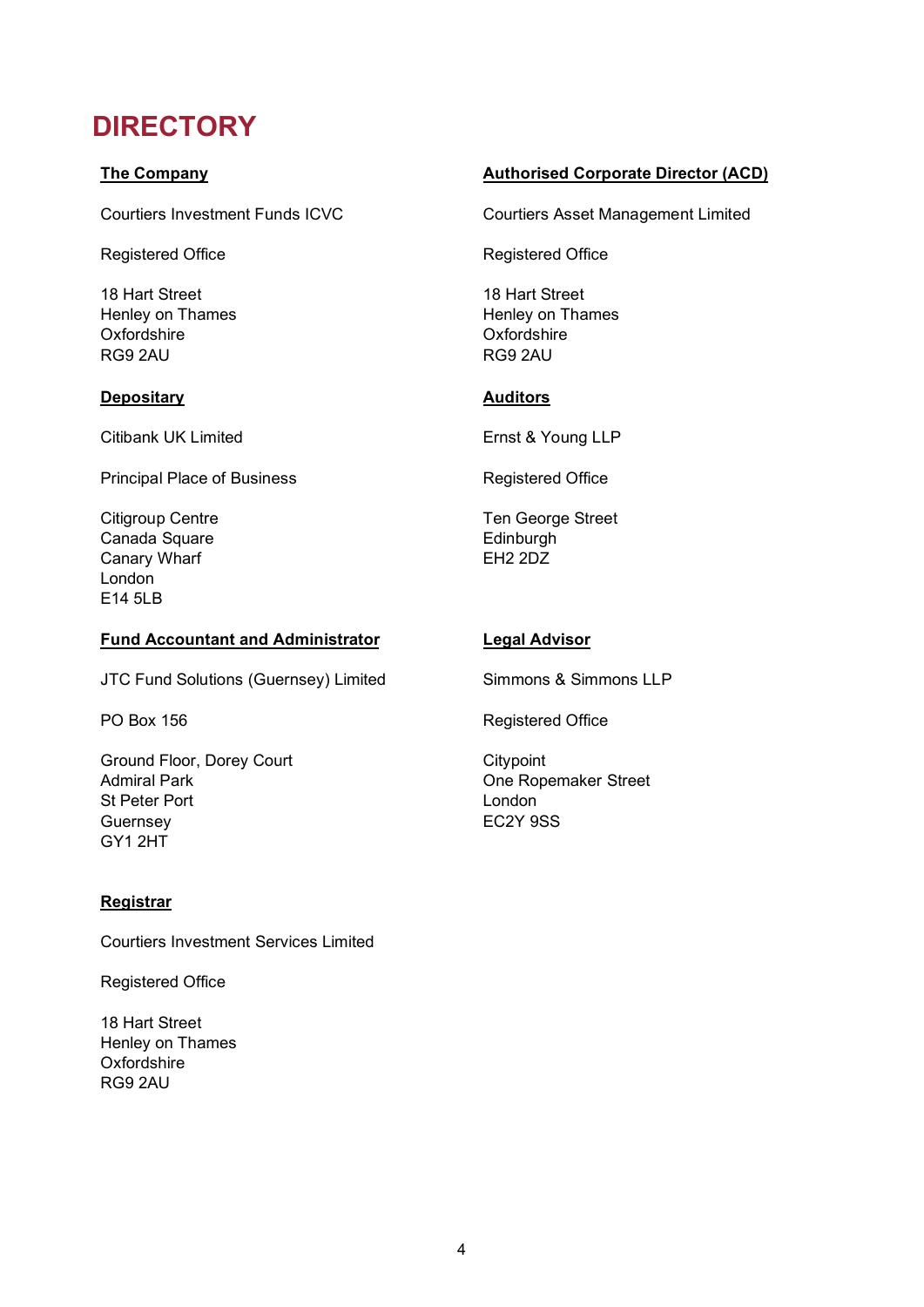# DIRECTORY

**The Company**

Courtiers Investment Funds ICVC

Registered Office

18 Hart Street
Henley on Thames
Oxfordshire
RG9 2AU

**Authorised Corporate Director (ACD)**

Courtiers Asset Management Limited

Registered Office

18 Hart Street
Henley on Thames
Oxfordshire
RG9 2AU

**Depositary**

Citibank UK Limited

Principal Place of Business

Citigroup Centre
Canada Square
Canary Wharf
London
E14 5LB

**Auditors**

Ernst & Young LLP

Registered Office

Ten George Street
Edinburgh
EH2 2DZ

**Fund Accountant and Administrator**

JTC Fund Solutions (Guernsey) Limited

PO Box 156

Ground Floor, Dorey Court
Admiral Park
St Peter Port
Guernsey
GY1 2HT

**Legal Advisor**

Simmons & Simmons LLP

Registered Office

Citypoint
One Ropemaker Street
London
EC2Y 9SS

**Registrar**

Courtiers Investment Services Limited

Registered Office

18 Hart Street
Henley on Thames
Oxfordshire
RG9 2AU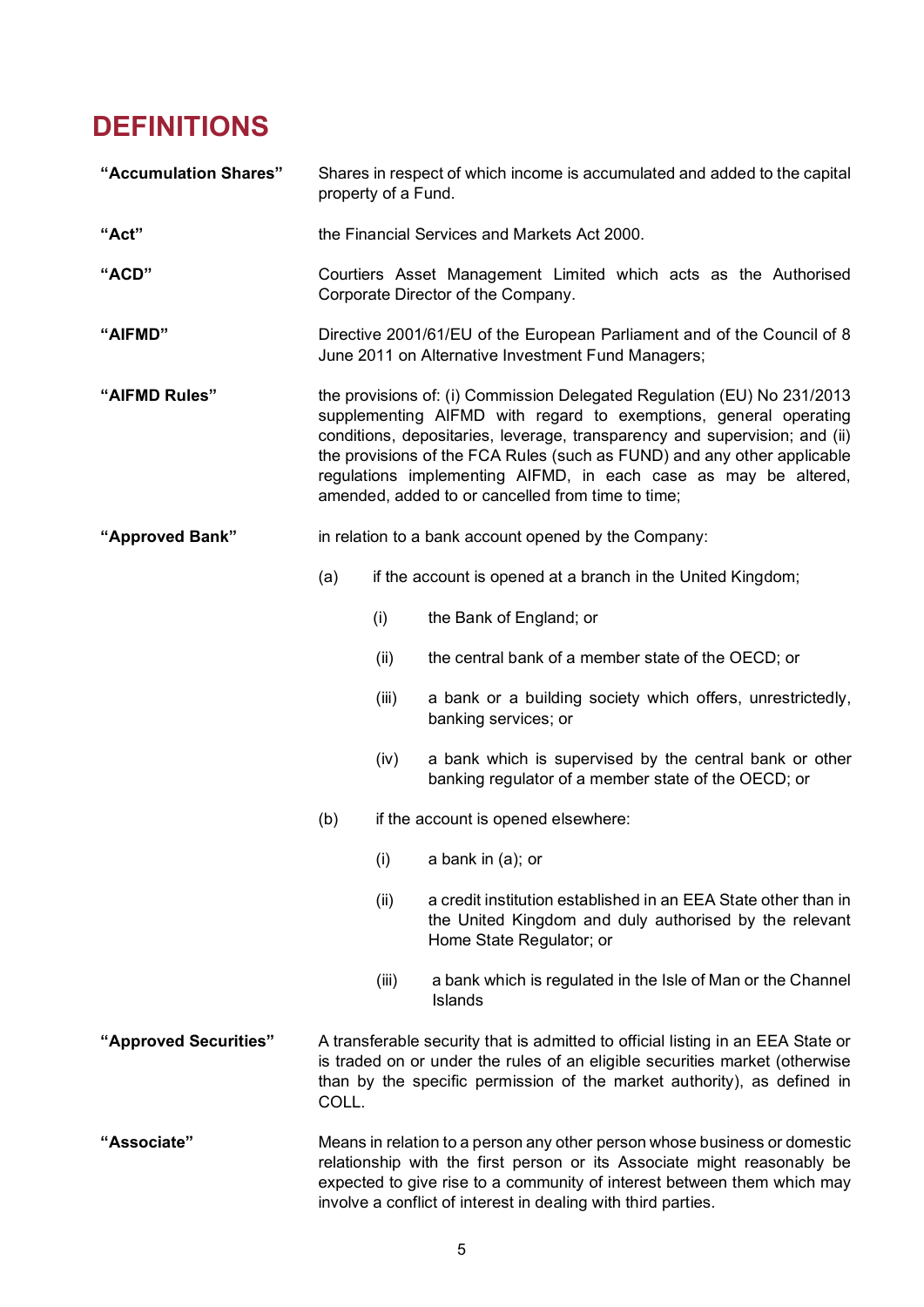# DEFINITIONS

**"Accumulation Shares"** Shares in respect of which income is accumulated and added to the capital property of a Fund.

**"Act"** the Financial Services and Markets Act 2000.

**"ACD"** Courtiers Asset Management Limited which acts as the Authorised Corporate Director of the Company.

**"AIFMD"** Directive 2001/61/EU of the European Parliament and of the Council of 8 June 2011 on Alternative Investment Fund Managers;

**"AIFMD Rules"** the provisions of: (i) Commission Delegated Regulation (EU) No 231/2013 supplementing AIFMD with regard to exemptions, general operating conditions, depositaries, leverage, transparency and supervision; and (ii) the provisions of the FCA Rules (such as FUND) and any other applicable regulations implementing AIFMD, in each case as may be altered, amended, added to or cancelled from time to time;

**"Approved Bank"** in relation to a bank account opened by the Company:

(a) if the account is opened at a branch in the United Kingdom;

- (i) the Bank of England; or
- (ii) the central bank of a member state of the OECD; or
- (iii) a bank or a building society which offers, unrestrictedly, banking services; or
- (iv) a bank which is supervised by the central bank or other banking regulator of a member state of the OECD; or

(b) if the account is opened elsewhere:

- (i) a bank in (a); or
- (ii) a credit institution established in an EEA State other than in the United Kingdom and duly authorised by the relevant Home State Regulator; or
- (iii) a bank which is regulated in the Isle of Man or the Channel Islands

**"Approved Securities"** A transferable security that is admitted to official listing in an EEA State or is traded on or under the rules of an eligible securities market (otherwise than by the specific permission of the market authority), as defined in COLL.

**"Associate"** Means in relation to a person any other person whose business or domestic relationship with the first person or its Associate might reasonably be expected to give rise to a community of interest between them which may involve a conflict of interest in dealing with third parties.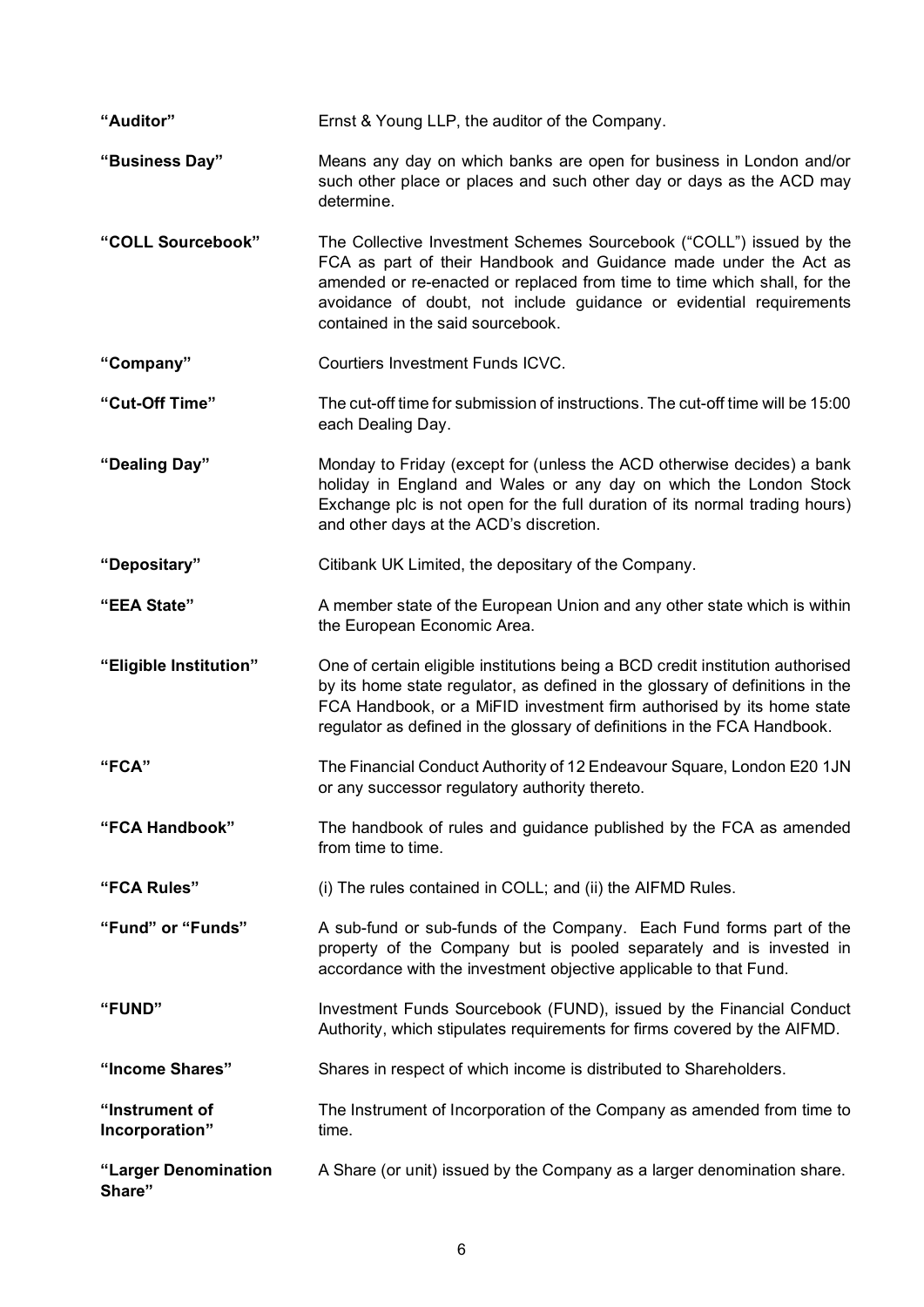**"Auditor"** Ernst & Young LLP, the auditor of the Company.

**"Business Day"** Means any day on which banks are open for business in London and/or such other place or places and such other day or days as the ACD may determine.

**"COLL Sourcebook"** The Collective Investment Schemes Sourcebook ("COLL") issued by the FCA as part of their Handbook and Guidance made under the Act as amended or re-enacted or replaced from time to time which shall, for the avoidance of doubt, not include guidance or evidential requirements contained in the said sourcebook.

**"Company"** Courtiers Investment Funds ICVC.

**"Cut-Off Time"** The cut-off time for submission of instructions. The cut-off time will be 15:00 each Dealing Day.

**"Dealing Day"** Monday to Friday (except for (unless the ACD otherwise decides) a bank holiday in England and Wales or any day on which the London Stock Exchange plc is not open for the full duration of its normal trading hours) and other days at the ACD's discretion.

**"Depositary"** Citibank UK Limited, the depositary of the Company.

**"EEA State"** A member state of the European Union and any other state which is within the European Economic Area.

**"Eligible Institution"** One of certain eligible institutions being a BCD credit institution authorised by its home state regulator, as defined in the glossary of definitions in the FCA Handbook, or a MiFID investment firm authorised by its home state regulator as defined in the glossary of definitions in the FCA Handbook.

**"FCA"** The Financial Conduct Authority of 12 Endeavour Square, London E20 1JN or any successor regulatory authority thereto.

**"FCA Handbook"** The handbook of rules and guidance published by the FCA as amended from time to time.

**"FCA Rules"** (i) The rules contained in COLL; and (ii) the AIFMD Rules.

**"Fund" or "Funds"** A sub-fund or sub-funds of the Company. Each Fund forms part of the property of the Company but is pooled separately and is invested in accordance with the investment objective applicable to that Fund.

**"FUND"** Investment Funds Sourcebook (FUND), issued by the Financial Conduct Authority, which stipulates requirements for firms covered by the AIFMD.

**"Income Shares"** Shares in respect of which income is distributed to Shareholders.

**"Instrument of Incorporation"** The Instrument of Incorporation of the Company as amended from time to time.

**"Larger Denomination Share"** A Share (or unit) issued by the Company as a larger denomination share.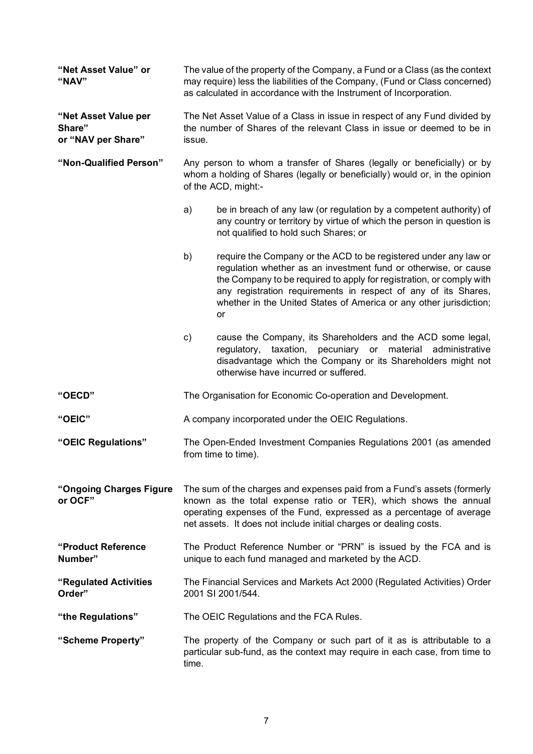**"Net Asset Value" or "NAV"**

The value of the property of the Company, a Fund or a Class (as the context may require) less the liabilities of the Company, (Fund or Class concerned) as calculated in accordance with the Instrument of Incorporation.

**"Net Asset Value per Share" or "NAV per Share"**

The Net Asset Value of a Class in issue in respect of any Fund divided by the number of Shares of the relevant Class in issue or deemed to be in issue.

**"Non-Qualified Person"**

Any person to whom a transfer of Shares (legally or beneficially) or by whom a holding of Shares (legally or beneficially) would or, in the opinion of the ACD, might:-

a) be in breach of any law (or regulation by a competent authority) of any country or territory by virtue of which the person in question is not qualified to hold such Shares; or

b) require the Company or the ACD to be registered under any law or regulation whether as an investment fund or otherwise, or cause the Company to be required to apply for registration, or comply with any registration requirements in respect of any of its Shares, whether in the United States of America or any other jurisdiction; or

c) cause the Company, its Shareholders and the ACD some legal, regulatory, taxation, pecuniary or material administrative disadvantage which the Company or its Shareholders might not otherwise have incurred or suffered.

**"OECD"**

The Organisation for Economic Co-operation and Development.

**"OEIC"**

A company incorporated under the OEIC Regulations.

**"OEIC Regulations"**

The Open-Ended Investment Companies Regulations 2001 (as amended from time to time).

**"Ongoing Charges Figure or OCF"**

The sum of the charges and expenses paid from a Fund's assets (formerly known as the total expense ratio or TER), which shows the annual operating expenses of the Fund, expressed as a percentage of average net assets. It does not include initial charges or dealing costs.

**"Product Reference Number"**

The Product Reference Number or "PRN" is issued by the FCA and is unique to each fund managed and marketed by the ACD.

**"Regulated Activities Order"**

The Financial Services and Markets Act 2000 (Regulated Activities) Order 2001 SI 2001/544.

**"the Regulations"**

The OEIC Regulations and the FCA Rules.

**"Scheme Property"**

The property of the Company or such part of it as is attributable to a particular sub-fund, as the context may require in each case, from time to time.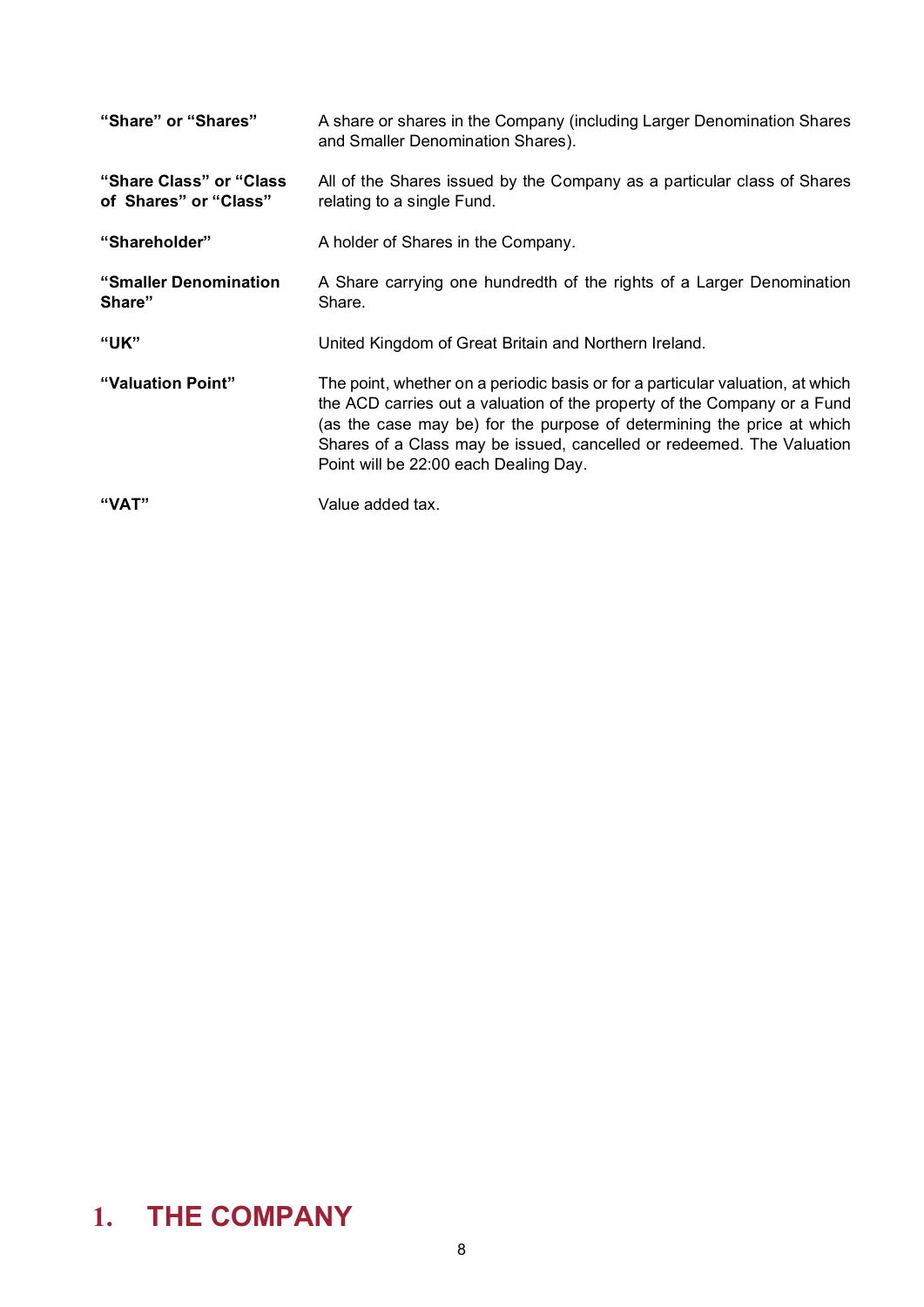| | |
|---|---|
| **"Share" or "Shares"** | A share or shares in the Company (including Larger Denomination Shares and Smaller Denomination Shares). |
| **"Share Class" or "Class of Shares" or "Class"** | All of the Shares issued by the Company as a particular class of Shares relating to a single Fund. |
| **"Shareholder"** | A holder of Shares in the Company. |
| **"Smaller Denomination Share"** | A Share carrying one hundredth of the rights of a Larger Denomination Share. |
| **"UK"** | United Kingdom of Great Britain and Northern Ireland. |
| **"Valuation Point"** | The point, whether on a periodic basis or for a particular valuation, at which the ACD carries out a valuation of the property of the Company or a Fund (as the case may be) for the purpose of determining the price at which Shares of a Class may be issued, cancelled or redeemed. The Valuation Point will be 22:00 each Dealing Day. |
| **"VAT"** | Value added tax. |

# 1. THE COMPANY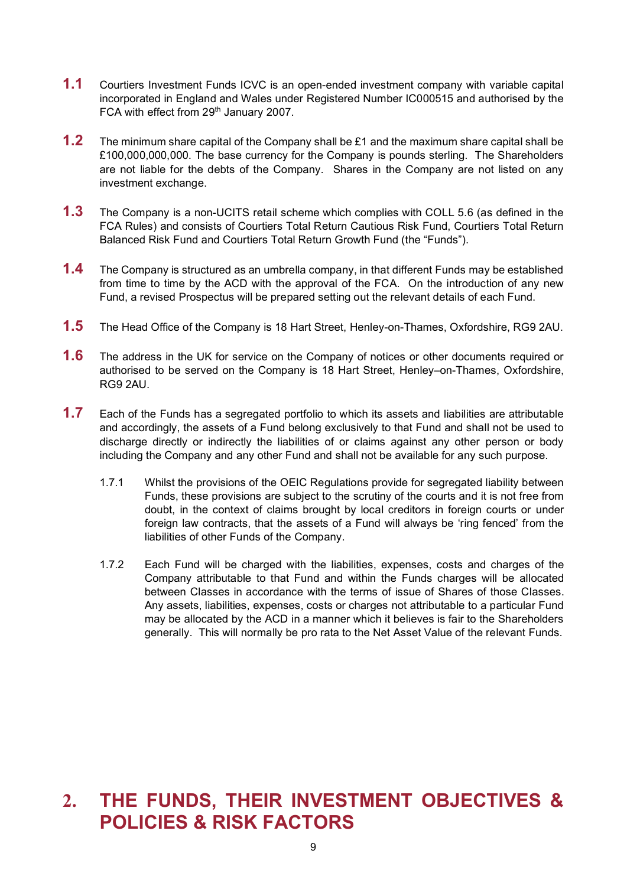**1.1** Courtiers Investment Funds ICVC is an open-ended investment company with variable capital incorporated in England and Wales under Registered Number IC000515 and authorised by the FCA with effect from 29th January 2007.

**1.2** The minimum share capital of the Company shall be £1 and the maximum share capital shall be £100,000,000,000. The base currency for the Company is pounds sterling. The Shareholders are not liable for the debts of the Company. Shares in the Company are not listed on any investment exchange.

**1.3** The Company is a non-UCITS retail scheme which complies with COLL 5.6 (as defined in the FCA Rules) and consists of Courtiers Total Return Cautious Risk Fund, Courtiers Total Return Balanced Risk Fund and Courtiers Total Return Growth Fund (the "Funds").

**1.4** The Company is structured as an umbrella company, in that different Funds may be established from time to time by the ACD with the approval of the FCA. On the introduction of any new Fund, a revised Prospectus will be prepared setting out the relevant details of each Fund.

**1.5** The Head Office of the Company is 18 Hart Street, Henley-on-Thames, Oxfordshire, RG9 2AU.

**1.6** The address in the UK for service on the Company of notices or other documents required or authorised to be served on the Company is 18 Hart Street, Henley–on-Thames, Oxfordshire, RG9 2AU.

**1.7** Each of the Funds has a segregated portfolio to which its assets and liabilities are attributable and accordingly, the assets of a Fund belong exclusively to that Fund and shall not be used to discharge directly or indirectly the liabilities of or claims against any other person or body including the Company and any other Fund and shall not be available for any such purpose.

1.7.1 Whilst the provisions of the OEIC Regulations provide for segregated liability between Funds, these provisions are subject to the scrutiny of the courts and it is not free from doubt, in the context of claims brought by local creditors in foreign courts or under foreign law contracts, that the assets of a Fund will always be 'ring fenced' from the liabilities of other Funds of the Company.

1.7.2 Each Fund will be charged with the liabilities, expenses, costs and charges of the Company attributable to that Fund and within the Funds charges will be allocated between Classes in accordance with the terms of issue of Shares of those Classes. Any assets, liabilities, expenses, costs or charges not attributable to a particular Fund may be allocated by the ACD in a manner which it believes is fair to the Shareholders generally. This will normally be pro rata to the Net Asset Value of the relevant Funds.

# 2. THE FUNDS, THEIR INVESTMENT OBJECTIVES & POLICIES & RISK FACTORS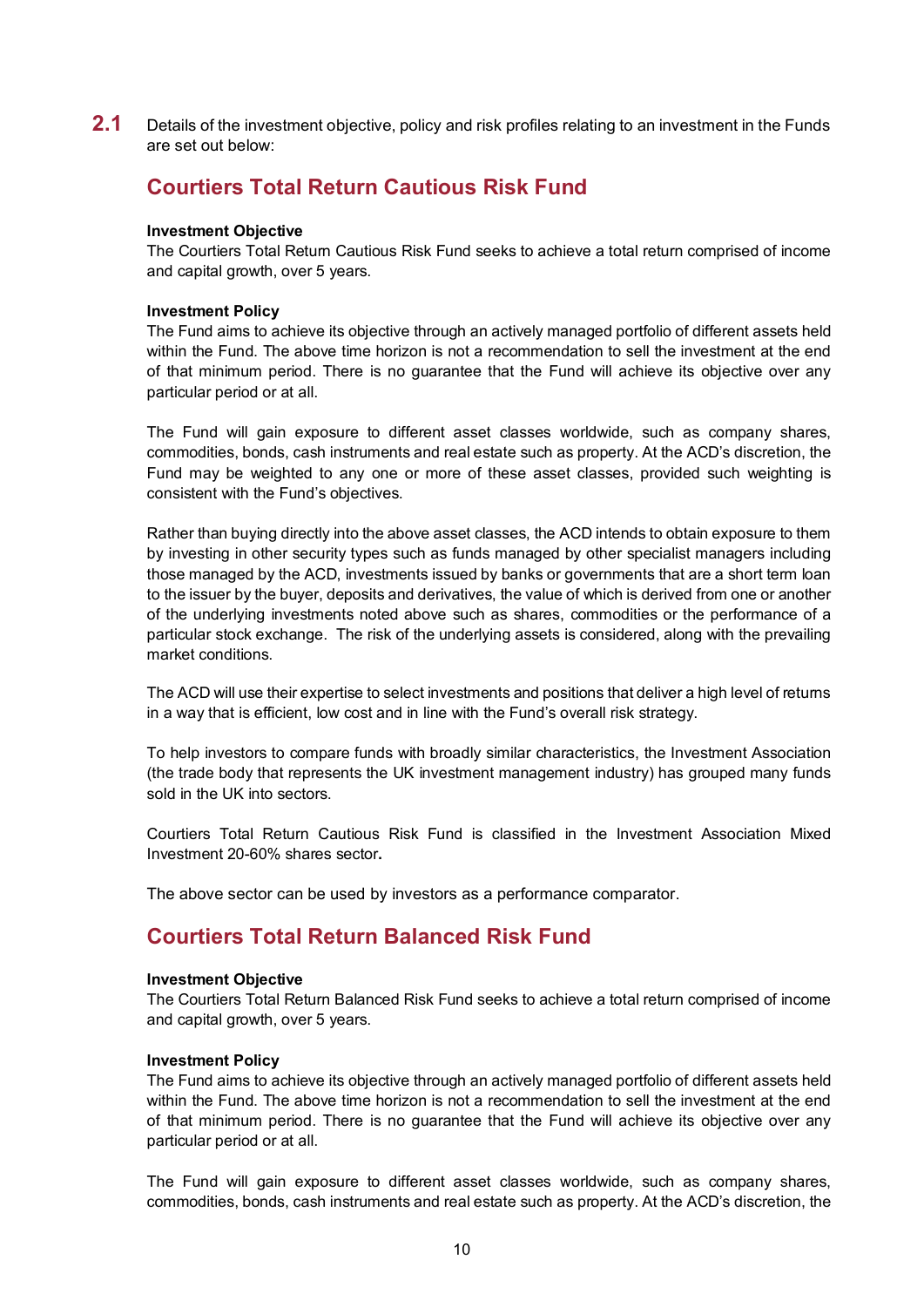**2.1** Details of the investment objective, policy and risk profiles relating to an investment in the Funds are set out below:

## Courtiers Total Return Cautious Risk Fund

**Investment Objective**
The Courtiers Total Return Cautious Risk Fund seeks to achieve a total return comprised of income and capital growth, over 5 years.

**Investment Policy**
The Fund aims to achieve its objective through an actively managed portfolio of different assets held within the Fund. The above time horizon is not a recommendation to sell the investment at the end of that minimum period. There is no guarantee that the Fund will achieve its objective over any particular period or at all.

The Fund will gain exposure to different asset classes worldwide, such as company shares, commodities, bonds, cash instruments and real estate such as property. At the ACD's discretion, the Fund may be weighted to any one or more of these asset classes, provided such weighting is consistent with the Fund's objectives.

Rather than buying directly into the above asset classes, the ACD intends to obtain exposure to them by investing in other security types such as funds managed by other specialist managers including those managed by the ACD, investments issued by banks or governments that are a short term loan to the issuer by the buyer, deposits and derivatives, the value of which is derived from one or another of the underlying investments noted above such as shares, commodities or the performance of a particular stock exchange. The risk of the underlying assets is considered, along with the prevailing market conditions.

The ACD will use their expertise to select investments and positions that deliver a high level of returns in a way that is efficient, low cost and in line with the Fund's overall risk strategy.

To help investors to compare funds with broadly similar characteristics, the Investment Association (the trade body that represents the UK investment management industry) has grouped many funds sold in the UK into sectors.

Courtiers Total Return Cautious Risk Fund is classified in the Investment Association Mixed Investment 20-60% shares sector**.**

The above sector can be used by investors as a performance comparator.

## Courtiers Total Return Balanced Risk Fund

**Investment Objective**
The Courtiers Total Return Balanced Risk Fund seeks to achieve a total return comprised of income and capital growth, over 5 years.

**Investment Policy**
The Fund aims to achieve its objective through an actively managed portfolio of different assets held within the Fund. The above time horizon is not a recommendation to sell the investment at the end of that minimum period. There is no guarantee that the Fund will achieve its objective over any particular period or at all.

The Fund will gain exposure to different asset classes worldwide, such as company shares, commodities, bonds, cash instruments and real estate such as property. At the ACD's discretion, the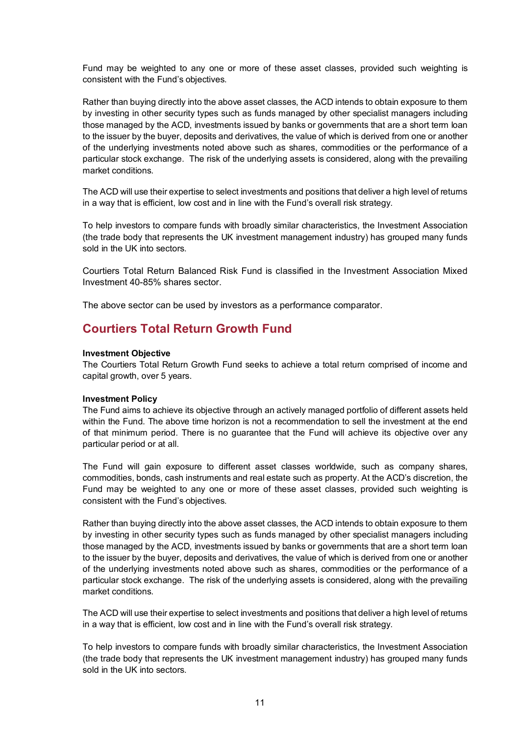Fund may be weighted to any one or more of these asset classes, provided such weighting is consistent with the Fund's objectives.

Rather than buying directly into the above asset classes, the ACD intends to obtain exposure to them by investing in other security types such as funds managed by other specialist managers including those managed by the ACD, investments issued by banks or governments that are a short term loan to the issuer by the buyer, deposits and derivatives, the value of which is derived from one or another of the underlying investments noted above such as shares, commodities or the performance of a particular stock exchange. The risk of the underlying assets is considered, along with the prevailing market conditions.

The ACD will use their expertise to select investments and positions that deliver a high level of returns in a way that is efficient, low cost and in line with the Fund's overall risk strategy.

To help investors to compare funds with broadly similar characteristics, the Investment Association (the trade body that represents the UK investment management industry) has grouped many funds sold in the UK into sectors.

Courtiers Total Return Balanced Risk Fund is classified in the Investment Association Mixed Investment 40-85% shares sector.

The above sector can be used by investors as a performance comparator.

## Courtiers Total Return Growth Fund

**Investment Objective**
The Courtiers Total Return Growth Fund seeks to achieve a total return comprised of income and capital growth, over 5 years.

**Investment Policy**
The Fund aims to achieve its objective through an actively managed portfolio of different assets held within the Fund. The above time horizon is not a recommendation to sell the investment at the end of that minimum period. There is no guarantee that the Fund will achieve its objective over any particular period or at all.

The Fund will gain exposure to different asset classes worldwide, such as company shares, commodities, bonds, cash instruments and real estate such as property. At the ACD's discretion, the Fund may be weighted to any one or more of these asset classes, provided such weighting is consistent with the Fund's objectives.

Rather than buying directly into the above asset classes, the ACD intends to obtain exposure to them by investing in other security types such as funds managed by other specialist managers including those managed by the ACD, investments issued by banks or governments that are a short term loan to the issuer by the buyer, deposits and derivatives, the value of which is derived from one or another of the underlying investments noted above such as shares, commodities or the performance of a particular stock exchange. The risk of the underlying assets is considered, along with the prevailing market conditions.

The ACD will use their expertise to select investments and positions that deliver a high level of returns in a way that is efficient, low cost and in line with the Fund's overall risk strategy.

To help investors to compare funds with broadly similar characteristics, the Investment Association (the trade body that represents the UK investment management industry) has grouped many funds sold in the UK into sectors.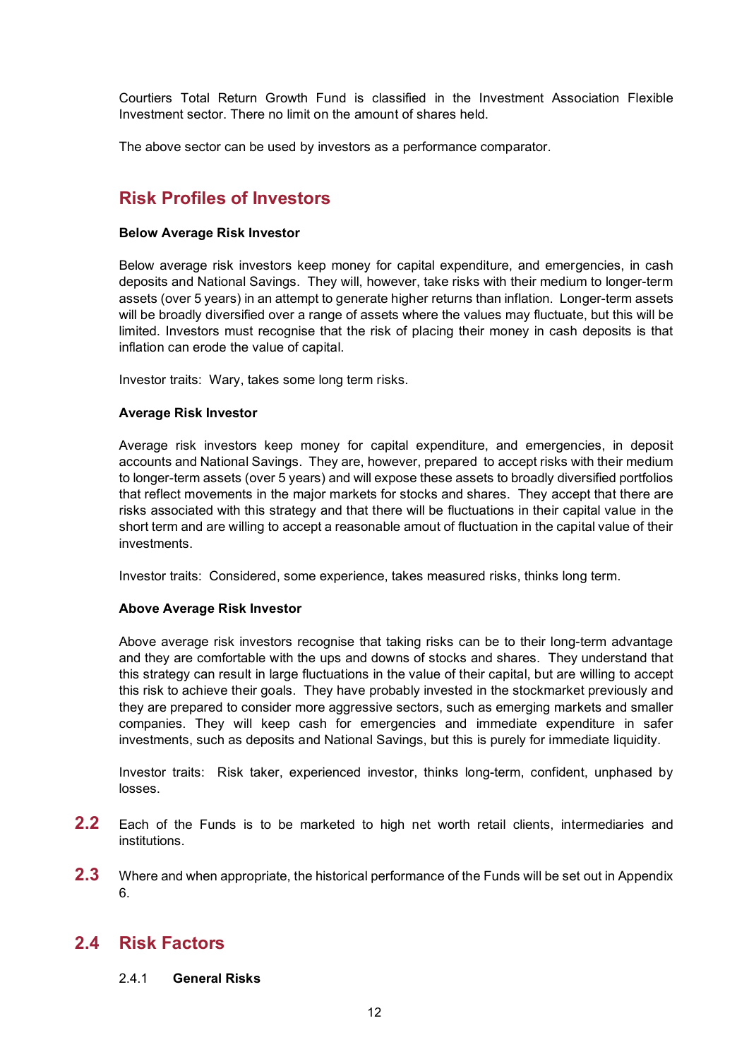Courtiers Total Return Growth Fund is classified in the Investment Association Flexible Investment sector. There no limit on the amount of shares held.

The above sector can be used by investors as a performance comparator.

## Risk Profiles of Investors

**Below Average Risk Investor**

Below average risk investors keep money for capital expenditure, and emergencies, in cash deposits and National Savings. They will, however, take risks with their medium to longer-term assets (over 5 years) in an attempt to generate higher returns than inflation. Longer-term assets will be broadly diversified over a range of assets where the values may fluctuate, but this will be limited. Investors must recognise that the risk of placing their money in cash deposits is that inflation can erode the value of capital.

Investor traits: Wary, takes some long term risks.

**Average Risk Investor**

Average risk investors keep money for capital expenditure, and emergencies, in deposit accounts and National Savings. They are, however, prepared to accept risks with their medium to longer-term assets (over 5 years) and will expose these assets to broadly diversified portfolios that reflect movements in the major markets for stocks and shares. They accept that there are risks associated with this strategy and that there will be fluctuations in their capital value in the short term and are willing to accept a reasonable amout of fluctuation in the capital value of their investments.

Investor traits: Considered, some experience, takes measured risks, thinks long term.

**Above Average Risk Investor**

Above average risk investors recognise that taking risks can be to their long-term advantage and they are comfortable with the ups and downs of stocks and shares. They understand that this strategy can result in large fluctuations in the value of their capital, but are willing to accept this risk to achieve their goals. They have probably invested in the stockmarket previously and they are prepared to consider more aggressive sectors, such as emerging markets and smaller companies. They will keep cash for emergencies and immediate expenditure in safer investments, such as deposits and National Savings, but this is purely for immediate liquidity.

Investor traits: Risk taker, experienced investor, thinks long-term, confident, unphased by losses.

**2.2** Each of the Funds is to be marketed to high net worth retail clients, intermediaries and institutions.

**2.3** Where and when appropriate, the historical performance of the Funds will be set out in Appendix 6.

## 2.4 Risk Factors

2.4.1 **General Risks**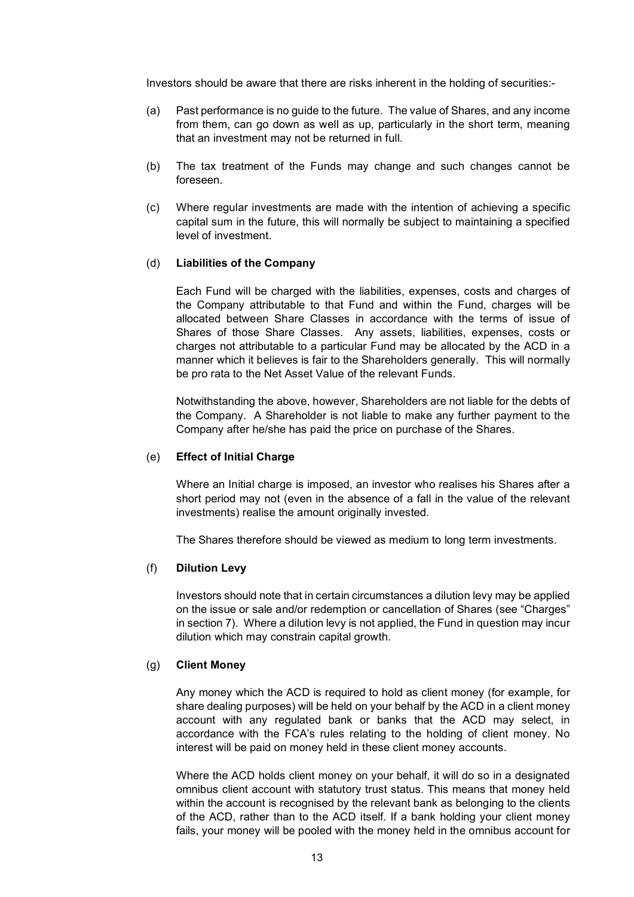Investors should be aware that there are risks inherent in the holding of securities:-

(a) Past performance is no guide to the future. The value of Shares, and any income from them, can go down as well as up, particularly in the short term, meaning that an investment may not be returned in full.

(b) The tax treatment of the Funds may change and such changes cannot be foreseen.

(c) Where regular investments are made with the intention of achieving a specific capital sum in the future, this will normally be subject to maintaining a specified level of investment.

(d) **Liabilities of the Company**

Each Fund will be charged with the liabilities, expenses, costs and charges of the Company attributable to that Fund and within the Fund, charges will be allocated between Share Classes in accordance with the terms of issue of Shares of those Share Classes. Any assets, liabilities, expenses, costs or charges not attributable to a particular Fund may be allocated by the ACD in a manner which it believes is fair to the Shareholders generally. This will normally be pro rata to the Net Asset Value of the relevant Funds.

Notwithstanding the above, however, Shareholders are not liable for the debts of the Company. A Shareholder is not liable to make any further payment to the Company after he/she has paid the price on purchase of the Shares.

(e) **Effect of Initial Charge**

Where an Initial charge is imposed, an investor who realises his Shares after a short period may not (even in the absence of a fall in the value of the relevant investments) realise the amount originally invested.

The Shares therefore should be viewed as medium to long term investments.

(f) **Dilution Levy**

Investors should note that in certain circumstances a dilution levy may be applied on the issue or sale and/or redemption or cancellation of Shares (see "Charges" in section 7). Where a dilution levy is not applied, the Fund in question may incur dilution which may constrain capital growth.

(g) **Client Money**

Any money which the ACD is required to hold as client money (for example, for share dealing purposes) will be held on your behalf by the ACD in a client money account with any regulated bank or banks that the ACD may select, in accordance with the FCA's rules relating to the holding of client money. No interest will be paid on money held in these client money accounts.

Where the ACD holds client money on your behalf, it will do so in a designated omnibus client account with statutory trust status. This means that money held within the account is recognised by the relevant bank as belonging to the clients of the ACD, rather than to the ACD itself. If a bank holding your client money fails, your money will be pooled with the money held in the omnibus account for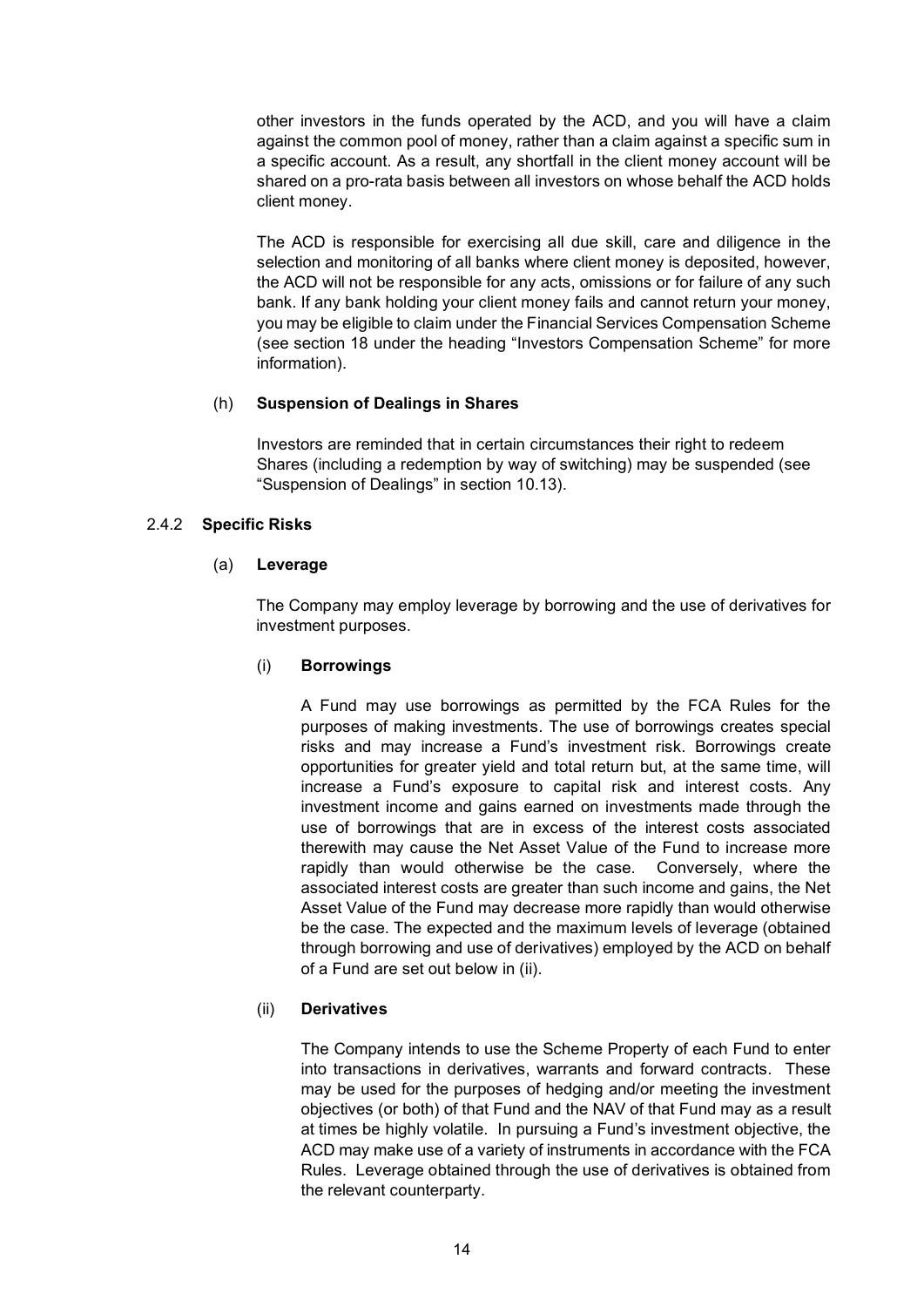other investors in the funds operated by the ACD, and you will have a claim against the common pool of money, rather than a claim against a specific sum in a specific account. As a result, any shortfall in the client money account will be shared on a pro-rata basis between all investors on whose behalf the ACD holds client money.

The ACD is responsible for exercising all due skill, care and diligence in the selection and monitoring of all banks where client money is deposited, however, the ACD will not be responsible for any acts, omissions or for failure of any such bank. If any bank holding your client money fails and cannot return your money, you may be eligible to claim under the Financial Services Compensation Scheme (see section 18 under the heading "Investors Compensation Scheme" for more information).

(h) **Suspension of Dealings in Shares**

Investors are reminded that in certain circumstances their right to redeem Shares (including a redemption by way of switching) may be suspended (see "Suspension of Dealings" in section 10.13).

2.4.2 **Specific Risks**

(a) **Leverage**

The Company may employ leverage by borrowing and the use of derivatives for investment purposes.

(i) **Borrowings**

A Fund may use borrowings as permitted by the FCA Rules for the purposes of making investments. The use of borrowings creates special risks and may increase a Fund's investment risk. Borrowings create opportunities for greater yield and total return but, at the same time, will increase a Fund's exposure to capital risk and interest costs. Any investment income and gains earned on investments made through the use of borrowings that are in excess of the interest costs associated therewith may cause the Net Asset Value of the Fund to increase more rapidly than would otherwise be the case. Conversely, where the associated interest costs are greater than such income and gains, the Net Asset Value of the Fund may decrease more rapidly than would otherwise be the case. The expected and the maximum levels of leverage (obtained through borrowing and use of derivatives) employed by the ACD on behalf of a Fund are set out below in (ii).

(ii) **Derivatives**

The Company intends to use the Scheme Property of each Fund to enter into transactions in derivatives, warrants and forward contracts. These may be used for the purposes of hedging and/or meeting the investment objectives (or both) of that Fund and the NAV of that Fund may as a result at times be highly volatile. In pursuing a Fund's investment objective, the ACD may make use of a variety of instruments in accordance with the FCA Rules. Leverage obtained through the use of derivatives is obtained from the relevant counterparty.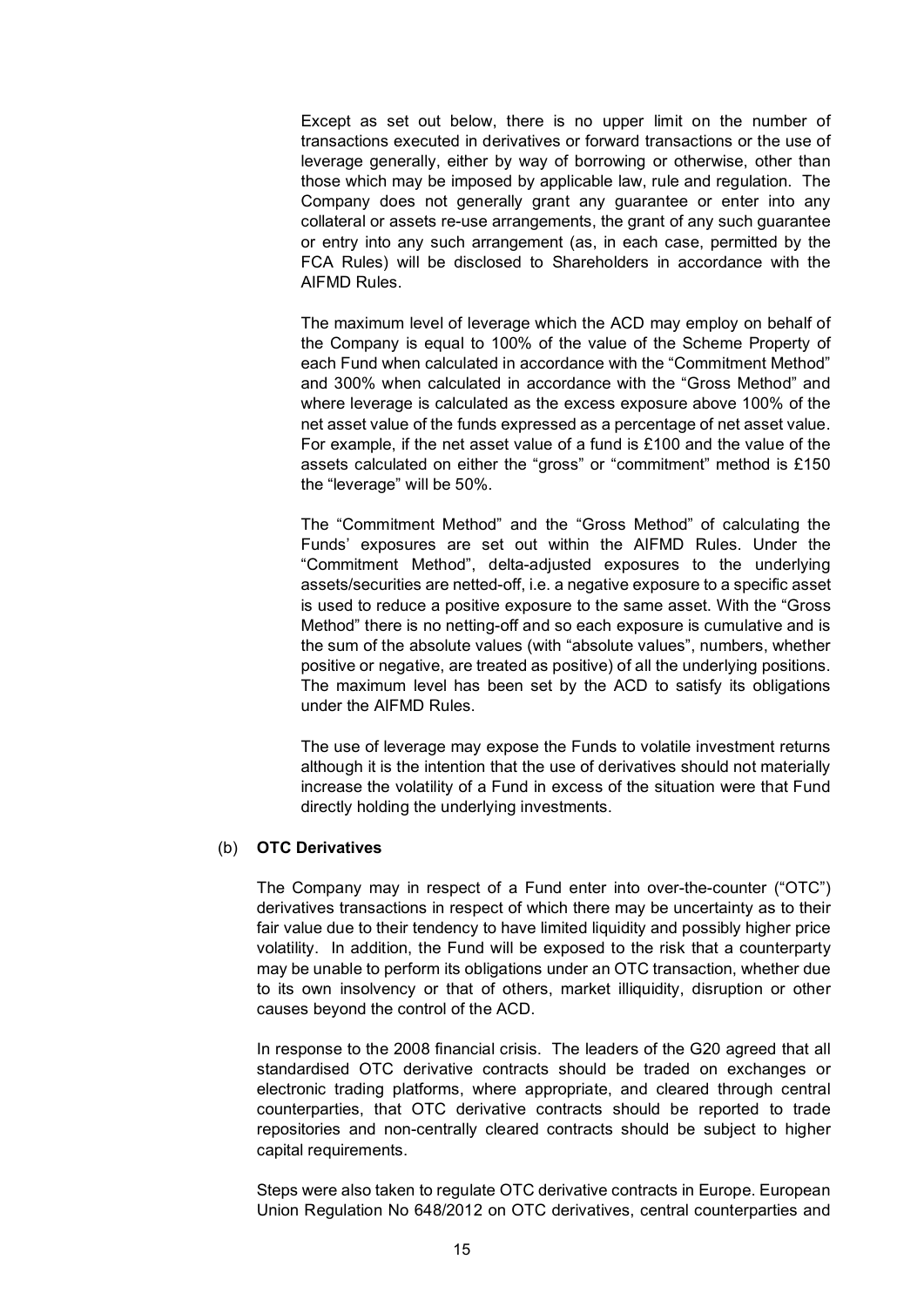Except as set out below, there is no upper limit on the number of transactions executed in derivatives or forward transactions or the use of leverage generally, either by way of borrowing or otherwise, other than those which may be imposed by applicable law, rule and regulation. The Company does not generally grant any guarantee or enter into any collateral or assets re-use arrangements, the grant of any such guarantee or entry into any such arrangement (as, in each case, permitted by the FCA Rules) will be disclosed to Shareholders in accordance with the AIFMD Rules.

The maximum level of leverage which the ACD may employ on behalf of the Company is equal to 100% of the value of the Scheme Property of each Fund when calculated in accordance with the "Commitment Method" and 300% when calculated in accordance with the "Gross Method" and where leverage is calculated as the excess exposure above 100% of the net asset value of the funds expressed as a percentage of net asset value. For example, if the net asset value of a fund is £100 and the value of the assets calculated on either the "gross" or "commitment" method is £150 the "leverage" will be 50%.

The "Commitment Method" and the "Gross Method" of calculating the Funds' exposures are set out within the AIFMD Rules. Under the "Commitment Method", delta-adjusted exposures to the underlying assets/securities are netted-off, i.e. a negative exposure to a specific asset is used to reduce a positive exposure to the same asset. With the "Gross Method" there is no netting-off and so each exposure is cumulative and is the sum of the absolute values (with "absolute values", numbers, whether positive or negative, are treated as positive) of all the underlying positions. The maximum level has been set by the ACD to satisfy its obligations under the AIFMD Rules.

The use of leverage may expose the Funds to volatile investment returns although it is the intention that the use of derivatives should not materially increase the volatility of a Fund in excess of the situation were that Fund directly holding the underlying investments.

(b) **OTC Derivatives**

The Company may in respect of a Fund enter into over-the-counter ("OTC") derivatives transactions in respect of which there may be uncertainty as to their fair value due to their tendency to have limited liquidity and possibly higher price volatility. In addition, the Fund will be exposed to the risk that a counterparty may be unable to perform its obligations under an OTC transaction, whether due to its own insolvency or that of others, market illiquidity, disruption or other causes beyond the control of the ACD.

In response to the 2008 financial crisis. The leaders of the G20 agreed that all standardised OTC derivative contracts should be traded on exchanges or electronic trading platforms, where appropriate, and cleared through central counterparties, that OTC derivative contracts should be reported to trade repositories and non-centrally cleared contracts should be subject to higher capital requirements.

Steps were also taken to regulate OTC derivative contracts in Europe. European Union Regulation No 648/2012 on OTC derivatives, central counterparties and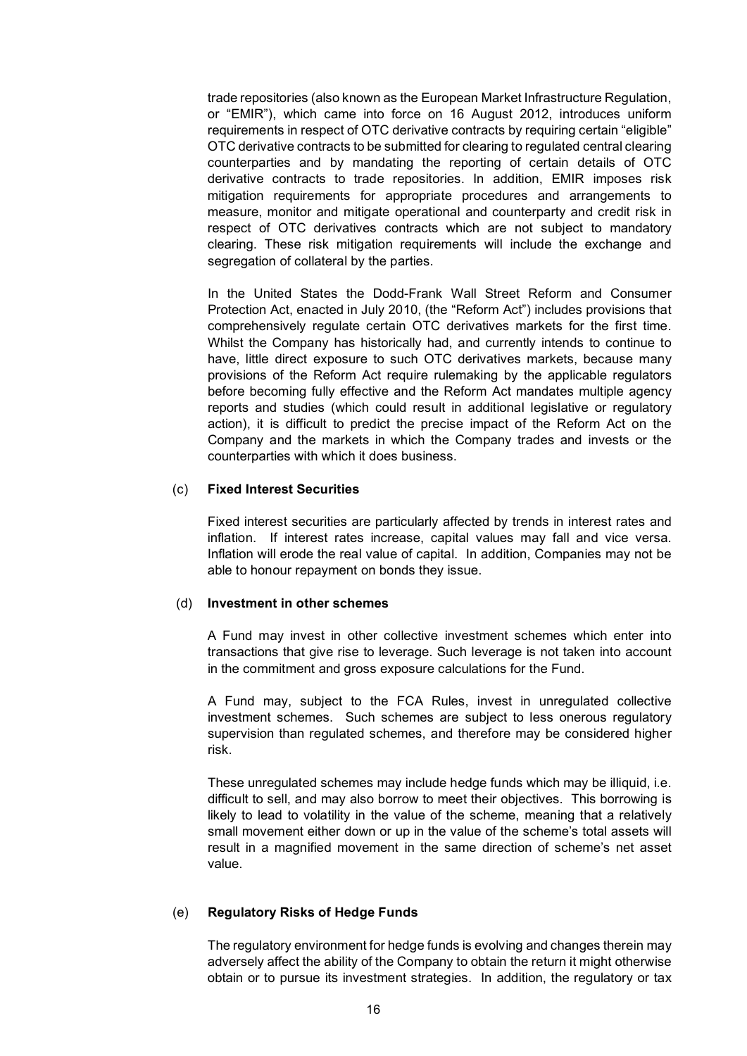trade repositories (also known as the European Market Infrastructure Regulation, or "EMIR"), which came into force on 16 August 2012, introduces uniform requirements in respect of OTC derivative contracts by requiring certain "eligible" OTC derivative contracts to be submitted for clearing to regulated central clearing counterparties and by mandating the reporting of certain details of OTC derivative contracts to trade repositories. In addition, EMIR imposes risk mitigation requirements for appropriate procedures and arrangements to measure, monitor and mitigate operational and counterparty and credit risk in respect of OTC derivatives contracts which are not subject to mandatory clearing. These risk mitigation requirements will include the exchange and segregation of collateral by the parties.

In the United States the Dodd-Frank Wall Street Reform and Consumer Protection Act, enacted in July 2010, (the "Reform Act") includes provisions that comprehensively regulate certain OTC derivatives markets for the first time. Whilst the Company has historically had, and currently intends to continue to have, little direct exposure to such OTC derivatives markets, because many provisions of the Reform Act require rulemaking by the applicable regulators before becoming fully effective and the Reform Act mandates multiple agency reports and studies (which could result in additional legislative or regulatory action), it is difficult to predict the precise impact of the Reform Act on the Company and the markets in which the Company trades and invests or the counterparties with which it does business.

(c) **Fixed Interest Securities**

Fixed interest securities are particularly affected by trends in interest rates and inflation. If interest rates increase, capital values may fall and vice versa. Inflation will erode the real value of capital. In addition, Companies may not be able to honour repayment on bonds they issue.

(d) **Investment in other schemes**

A Fund may invest in other collective investment schemes which enter into transactions that give rise to leverage. Such leverage is not taken into account in the commitment and gross exposure calculations for the Fund.

A Fund may, subject to the FCA Rules, invest in unregulated collective investment schemes. Such schemes are subject to less onerous regulatory supervision than regulated schemes, and therefore may be considered higher risk.

These unregulated schemes may include hedge funds which may be illiquid, i.e. difficult to sell, and may also borrow to meet their objectives. This borrowing is likely to lead to volatility in the value of the scheme, meaning that a relatively small movement either down or up in the value of the scheme's total assets will result in a magnified movement in the same direction of scheme's net asset value.

(e) **Regulatory Risks of Hedge Funds**

The regulatory environment for hedge funds is evolving and changes therein may adversely affect the ability of the Company to obtain the return it might otherwise obtain or to pursue its investment strategies. In addition, the regulatory or tax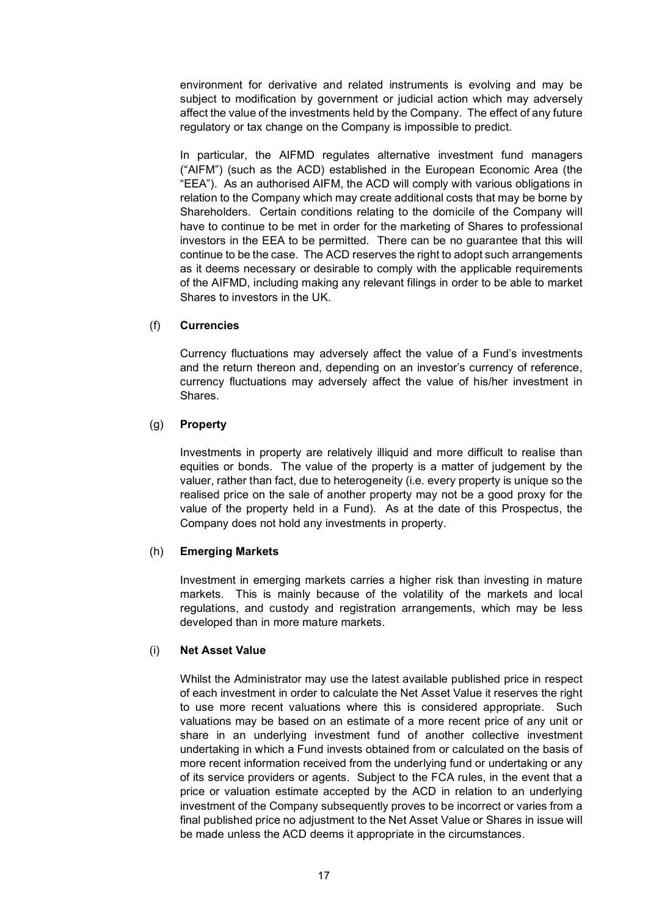environment for derivative and related instruments is evolving and may be subject to modification by government or judicial action which may adversely affect the value of the investments held by the Company. The effect of any future regulatory or tax change on the Company is impossible to predict.

In particular, the AIFMD regulates alternative investment fund managers ("AIFM") (such as the ACD) established in the European Economic Area (the "EEA"). As an authorised AIFM, the ACD will comply with various obligations in relation to the Company which may create additional costs that may be borne by Shareholders. Certain conditions relating to the domicile of the Company will have to continue to be met in order for the marketing of Shares to professional investors in the EEA to be permitted. There can be no guarantee that this will continue to be the case. The ACD reserves the right to adopt such arrangements as it deems necessary or desirable to comply with the applicable requirements of the AIFMD, including making any relevant filings in order to be able to market Shares to investors in the UK.

(f) **Currencies**

Currency fluctuations may adversely affect the value of a Fund's investments and the return thereon and, depending on an investor's currency of reference, currency fluctuations may adversely affect the value of his/her investment in Shares.

(g) **Property**

Investments in property are relatively illiquid and more difficult to realise than equities or bonds. The value of the property is a matter of judgement by the valuer, rather than fact, due to heterogeneity (i.e. every property is unique so the realised price on the sale of another property may not be a good proxy for the value of the property held in a Fund). As at the date of this Prospectus, the Company does not hold any investments in property.

(h) **Emerging Markets**

Investment in emerging markets carries a higher risk than investing in mature markets. This is mainly because of the volatility of the markets and local regulations, and custody and registration arrangements, which may be less developed than in more mature markets.

(i) **Net Asset Value**

Whilst the Administrator may use the latest available published price in respect of each investment in order to calculate the Net Asset Value it reserves the right to use more recent valuations where this is considered appropriate. Such valuations may be based on an estimate of a more recent price of any unit or share in an underlying investment fund of another collective investment undertaking in which a Fund invests obtained from or calculated on the basis of more recent information received from the underlying fund or undertaking or any of its service providers or agents. Subject to the FCA rules, in the event that a price or valuation estimate accepted by the ACD in relation to an underlying investment of the Company subsequently proves to be incorrect or varies from a final published price no adjustment to the Net Asset Value or Shares in issue will be made unless the ACD deems it appropriate in the circumstances.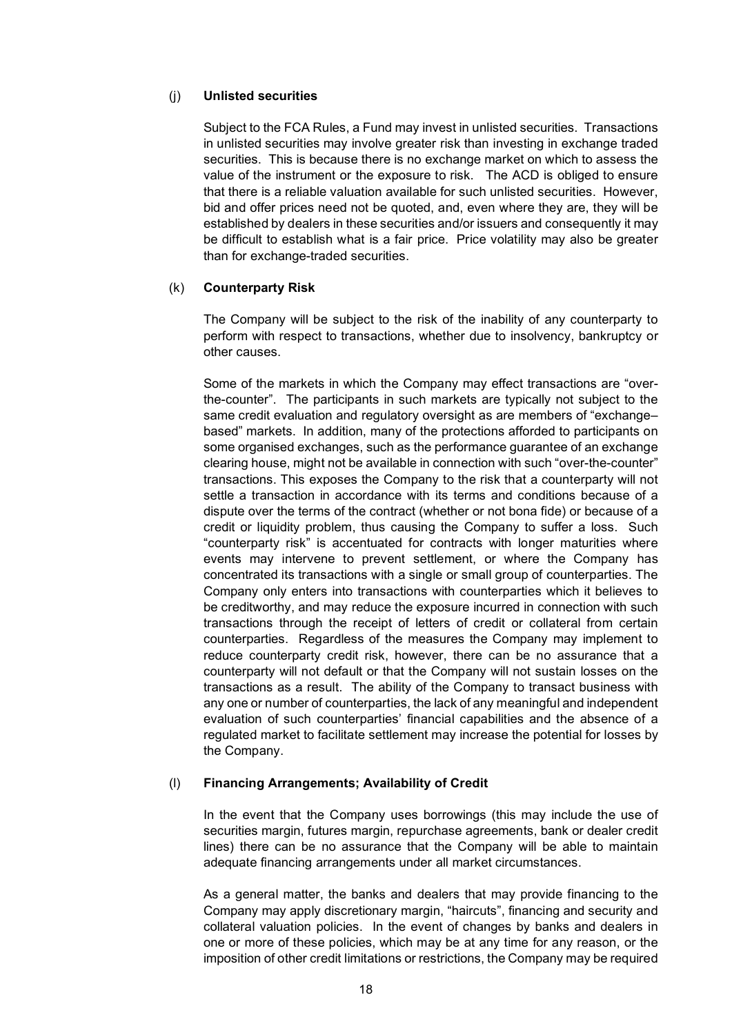### (j) Unlisted securities

Subject to the FCA Rules, a Fund may invest in unlisted securities. Transactions in unlisted securities may involve greater risk than investing in exchange traded securities. This is because there is no exchange market on which to assess the value of the instrument or the exposure to risk. The ACD is obliged to ensure that there is a reliable valuation available for such unlisted securities. However, bid and offer prices need not be quoted, and, even where they are, they will be established by dealers in these securities and/or issuers and consequently it may be difficult to establish what is a fair price. Price volatility may also be greater than for exchange-traded securities.

### (k) Counterparty Risk

The Company will be subject to the risk of the inability of any counterparty to perform with respect to transactions, whether due to insolvency, bankruptcy or other causes.

Some of the markets in which the Company may effect transactions are "over-the-counter". The participants in such markets are typically not subject to the same credit evaluation and regulatory oversight as are members of "exchange–based" markets. In addition, many of the protections afforded to participants on some organised exchanges, such as the performance guarantee of an exchange clearing house, might not be available in connection with such "over-the-counter" transactions. This exposes the Company to the risk that a counterparty will not settle a transaction in accordance with its terms and conditions because of a dispute over the terms of the contract (whether or not bona fide) or because of a credit or liquidity problem, thus causing the Company to suffer a loss. Such "counterparty risk" is accentuated for contracts with longer maturities where events may intervene to prevent settlement, or where the Company has concentrated its transactions with a single or small group of counterparties. The Company only enters into transactions with counterparties which it believes to be creditworthy, and may reduce the exposure incurred in connection with such transactions through the receipt of letters of credit or collateral from certain counterparties. Regardless of the measures the Company may implement to reduce counterparty credit risk, however, there can be no assurance that a counterparty will not default or that the Company will not sustain losses on the transactions as a result. The ability of the Company to transact business with any one or number of counterparties, the lack of any meaningful and independent evaluation of such counterparties' financial capabilities and the absence of a regulated market to facilitate settlement may increase the potential for losses by the Company.

### (l) Financing Arrangements; Availability of Credit

In the event that the Company uses borrowings (this may include the use of securities margin, futures margin, repurchase agreements, bank or dealer credit lines) there can be no assurance that the Company will be able to maintain adequate financing arrangements under all market circumstances.

As a general matter, the banks and dealers that may provide financing to the Company may apply discretionary margin, "haircuts", financing and security and collateral valuation policies. In the event of changes by banks and dealers in one or more of these policies, which may be at any time for any reason, or the imposition of other credit limitations or restrictions, the Company may be required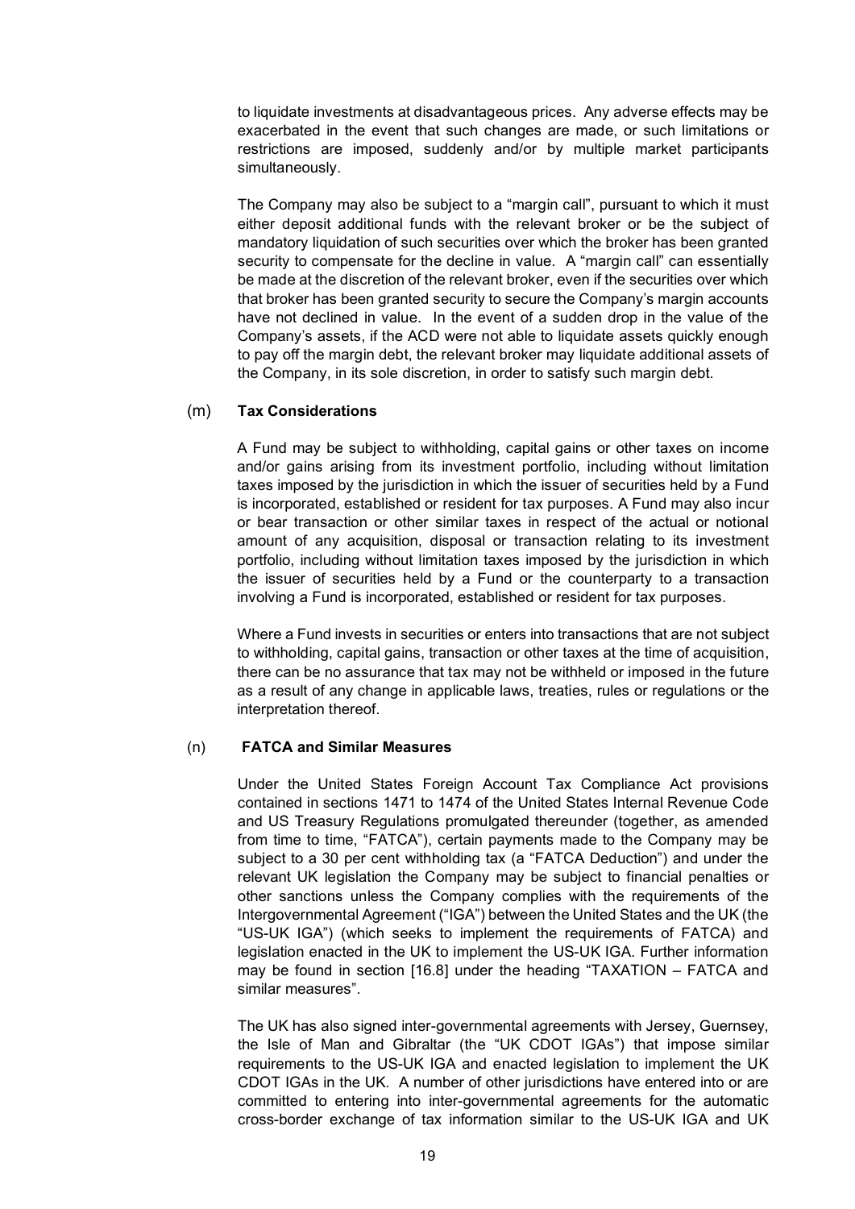to liquidate investments at disadvantageous prices. Any adverse effects may be exacerbated in the event that such changes are made, or such limitations or restrictions are imposed, suddenly and/or by multiple market participants simultaneously.

The Company may also be subject to a "margin call", pursuant to which it must either deposit additional funds with the relevant broker or be the subject of mandatory liquidation of such securities over which the broker has been granted security to compensate for the decline in value. A "margin call" can essentially be made at the discretion of the relevant broker, even if the securities over which that broker has been granted security to secure the Company's margin accounts have not declined in value. In the event of a sudden drop in the value of the Company's assets, if the ACD were not able to liquidate assets quickly enough to pay off the margin debt, the relevant broker may liquidate additional assets of the Company, in its sole discretion, in order to satisfy such margin debt.

(m) **Tax Considerations**

A Fund may be subject to withholding, capital gains or other taxes on income and/or gains arising from its investment portfolio, including without limitation taxes imposed by the jurisdiction in which the issuer of securities held by a Fund is incorporated, established or resident for tax purposes. A Fund may also incur or bear transaction or other similar taxes in respect of the actual or notional amount of any acquisition, disposal or transaction relating to its investment portfolio, including without limitation taxes imposed by the jurisdiction in which the issuer of securities held by a Fund or the counterparty to a transaction involving a Fund is incorporated, established or resident for tax purposes.

Where a Fund invests in securities or enters into transactions that are not subject to withholding, capital gains, transaction or other taxes at the time of acquisition, there can be no assurance that tax may not be withheld or imposed in the future as a result of any change in applicable laws, treaties, rules or regulations or the interpretation thereof.

(n) **FATCA and Similar Measures**

Under the United States Foreign Account Tax Compliance Act provisions contained in sections 1471 to 1474 of the United States Internal Revenue Code and US Treasury Regulations promulgated thereunder (together, as amended from time to time, "FATCA"), certain payments made to the Company may be subject to a 30 per cent withholding tax (a "FATCA Deduction") and under the relevant UK legislation the Company may be subject to financial penalties or other sanctions unless the Company complies with the requirements of the Intergovernmental Agreement ("IGA") between the United States and the UK (the "US-UK IGA") (which seeks to implement the requirements of FATCA) and legislation enacted in the UK to implement the US-UK IGA. Further information may be found in section [16.8] under the heading "TAXATION – FATCA and similar measures".

The UK has also signed inter-governmental agreements with Jersey, Guernsey, the Isle of Man and Gibraltar (the "UK CDOT IGAs") that impose similar requirements to the US-UK IGA and enacted legislation to implement the UK CDOT IGAs in the UK. A number of other jurisdictions have entered into or are committed to entering into inter-governmental agreements for the automatic cross-border exchange of tax information similar to the US-UK IGA and UK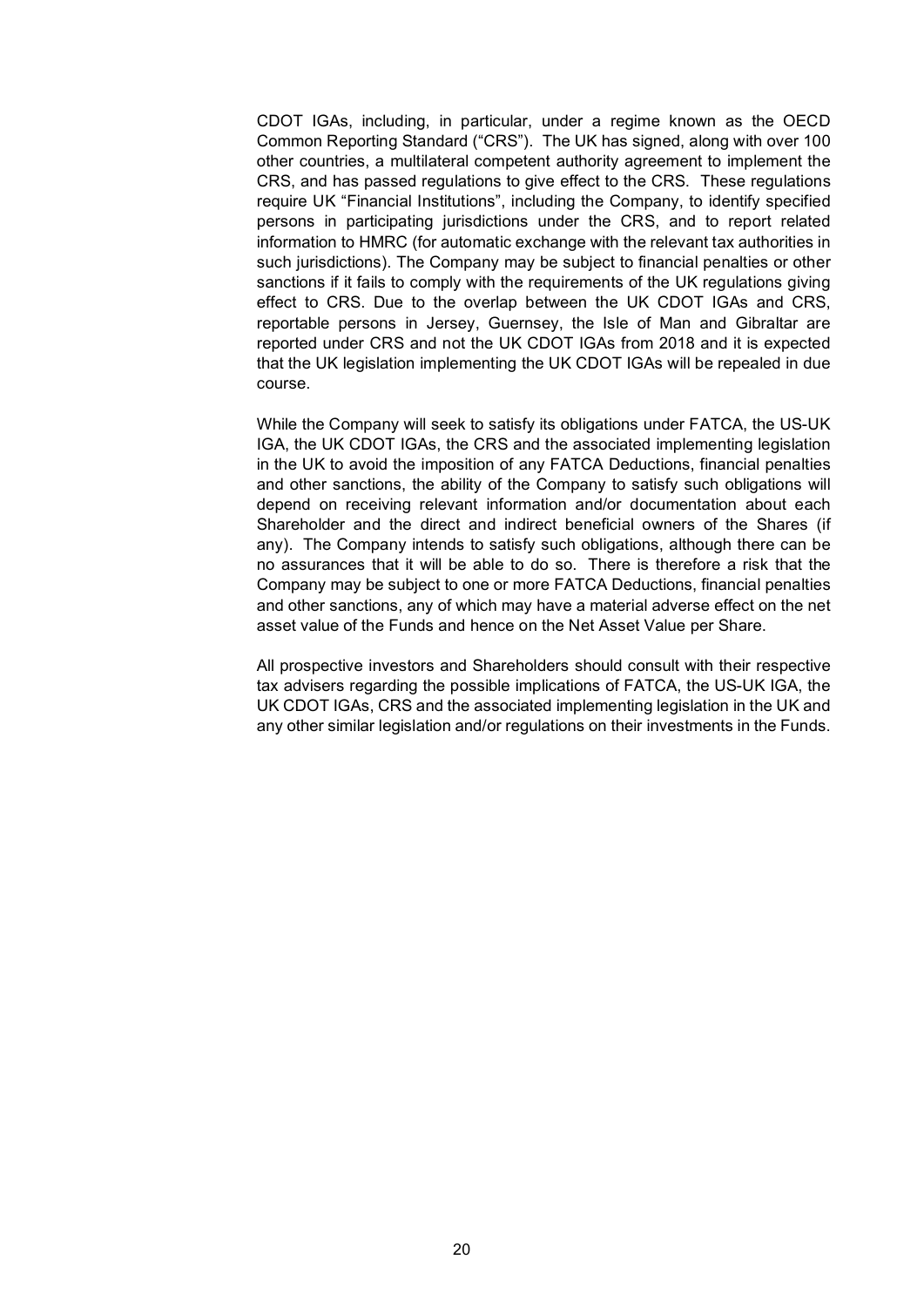CDOT IGAs, including, in particular, under a regime known as the OECD Common Reporting Standard ("CRS"). The UK has signed, along with over 100 other countries, a multilateral competent authority agreement to implement the CRS, and has passed regulations to give effect to the CRS. These regulations require UK "Financial Institutions", including the Company, to identify specified persons in participating jurisdictions under the CRS, and to report related information to HMRC (for automatic exchange with the relevant tax authorities in such jurisdictions). The Company may be subject to financial penalties or other sanctions if it fails to comply with the requirements of the UK regulations giving effect to CRS. Due to the overlap between the UK CDOT IGAs and CRS, reportable persons in Jersey, Guernsey, the Isle of Man and Gibraltar are reported under CRS and not the UK CDOT IGAs from 2018 and it is expected that the UK legislation implementing the UK CDOT IGAs will be repealed in due course.

While the Company will seek to satisfy its obligations under FATCA, the US-UK IGA, the UK CDOT IGAs, the CRS and the associated implementing legislation in the UK to avoid the imposition of any FATCA Deductions, financial penalties and other sanctions, the ability of the Company to satisfy such obligations will depend on receiving relevant information and/or documentation about each Shareholder and the direct and indirect beneficial owners of the Shares (if any). The Company intends to satisfy such obligations, although there can be no assurances that it will be able to do so. There is therefore a risk that the Company may be subject to one or more FATCA Deductions, financial penalties and other sanctions, any of which may have a material adverse effect on the net asset value of the Funds and hence on the Net Asset Value per Share.

All prospective investors and Shareholders should consult with their respective tax advisers regarding the possible implications of FATCA, the US-UK IGA, the UK CDOT IGAs, CRS and the associated implementing legislation in the UK and any other similar legislation and/or regulations on their investments in the Funds.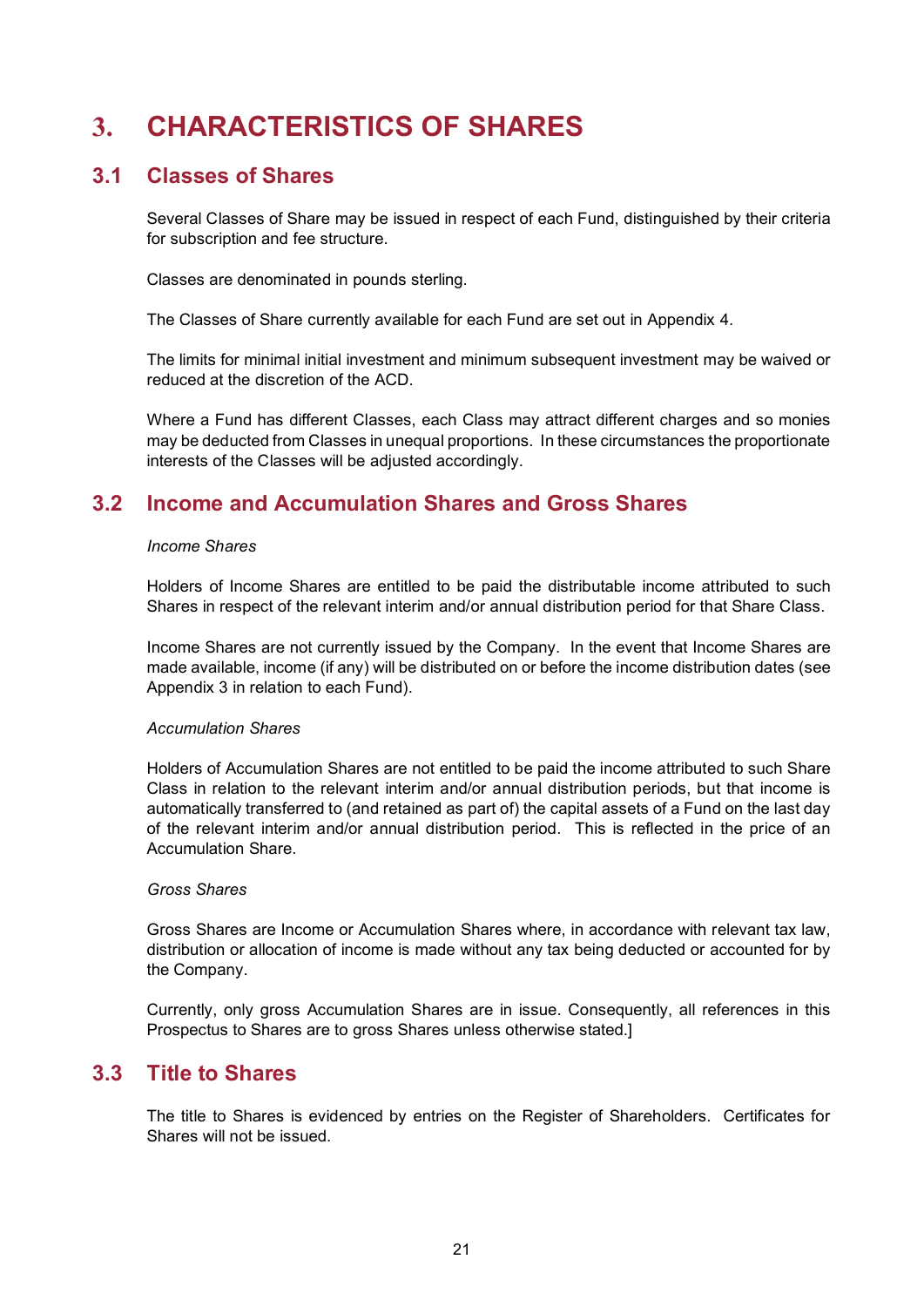# 3. CHARACTERISTICS OF SHARES

## 3.1 Classes of Shares

Several Classes of Share may be issued in respect of each Fund, distinguished by their criteria for subscription and fee structure.

Classes are denominated in pounds sterling.

The Classes of Share currently available for each Fund are set out in Appendix 4.

The limits for minimal initial investment and minimum subsequent investment may be waived or reduced at the discretion of the ACD.

Where a Fund has different Classes, each Class may attract different charges and so monies may be deducted from Classes in unequal proportions. In these circumstances the proportionate interests of the Classes will be adjusted accordingly.

## 3.2 Income and Accumulation Shares and Gross Shares

*Income Shares*

Holders of Income Shares are entitled to be paid the distributable income attributed to such Shares in respect of the relevant interim and/or annual distribution period for that Share Class.

Income Shares are not currently issued by the Company. In the event that Income Shares are made available, income (if any) will be distributed on or before the income distribution dates (see Appendix 3 in relation to each Fund).

*Accumulation Shares*

Holders of Accumulation Shares are not entitled to be paid the income attributed to such Share Class in relation to the relevant interim and/or annual distribution periods, but that income is automatically transferred to (and retained as part of) the capital assets of a Fund on the last day of the relevant interim and/or annual distribution period. This is reflected in the price of an Accumulation Share.

*Gross Shares*

Gross Shares are Income or Accumulation Shares where, in accordance with relevant tax law, distribution or allocation of income is made without any tax being deducted or accounted for by the Company.

Currently, only gross Accumulation Shares are in issue. Consequently, all references in this Prospectus to Shares are to gross Shares unless otherwise stated.]

## 3.3 Title to Shares

The title to Shares is evidenced by entries on the Register of Shareholders. Certificates for Shares will not be issued.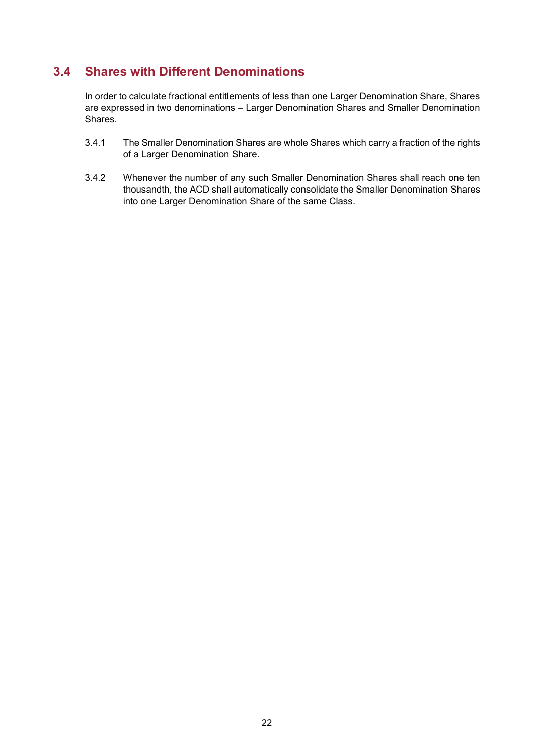## 3.4 Shares with Different Denominations

In order to calculate fractional entitlements of less than one Larger Denomination Share, Shares are expressed in two denominations – Larger Denomination Shares and Smaller Denomination Shares.

3.4.1 The Smaller Denomination Shares are whole Shares which carry a fraction of the rights of a Larger Denomination Share.

3.4.2 Whenever the number of any such Smaller Denomination Shares shall reach one ten thousandth, the ACD shall automatically consolidate the Smaller Denomination Shares into one Larger Denomination Share of the same Class.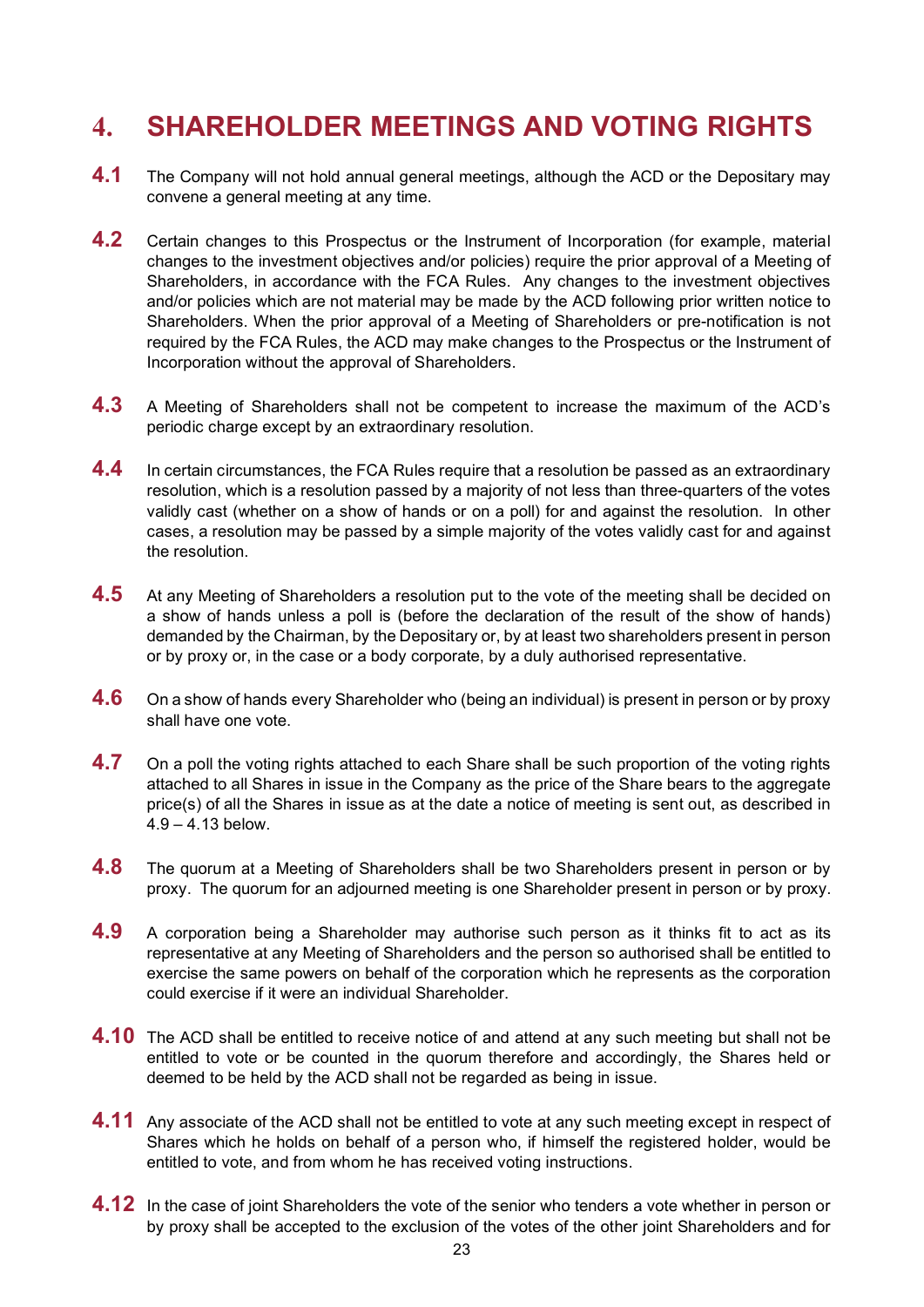# 4. SHAREHOLDER MEETINGS AND VOTING RIGHTS

**4.1** The Company will not hold annual general meetings, although the ACD or the Depositary may convene a general meeting at any time.

**4.2** Certain changes to this Prospectus or the Instrument of Incorporation (for example, material changes to the investment objectives and/or policies) require the prior approval of a Meeting of Shareholders, in accordance with the FCA Rules. Any changes to the investment objectives and/or policies which are not material may be made by the ACD following prior written notice to Shareholders. When the prior approval of a Meeting of Shareholders or pre-notification is not required by the FCA Rules, the ACD may make changes to the Prospectus or the Instrument of Incorporation without the approval of Shareholders.

**4.3** A Meeting of Shareholders shall not be competent to increase the maximum of the ACD's periodic charge except by an extraordinary resolution.

**4.4** In certain circumstances, the FCA Rules require that a resolution be passed as an extraordinary resolution, which is a resolution passed by a majority of not less than three-quarters of the votes validly cast (whether on a show of hands or on a poll) for and against the resolution. In other cases, a resolution may be passed by a simple majority of the votes validly cast for and against the resolution.

**4.5** At any Meeting of Shareholders a resolution put to the vote of the meeting shall be decided on a show of hands unless a poll is (before the declaration of the result of the show of hands) demanded by the Chairman, by the Depositary or, by at least two shareholders present in person or by proxy or, in the case or a body corporate, by a duly authorised representative.

**4.6** On a show of hands every Shareholder who (being an individual) is present in person or by proxy shall have one vote.

**4.7** On a poll the voting rights attached to each Share shall be such proportion of the voting rights attached to all Shares in issue in the Company as the price of the Share bears to the aggregate price(s) of all the Shares in issue as at the date a notice of meeting is sent out, as described in 4.9 – 4.13 below.

**4.8** The quorum at a Meeting of Shareholders shall be two Shareholders present in person or by proxy. The quorum for an adjourned meeting is one Shareholder present in person or by proxy.

**4.9** A corporation being a Shareholder may authorise such person as it thinks fit to act as its representative at any Meeting of Shareholders and the person so authorised shall be entitled to exercise the same powers on behalf of the corporation which he represents as the corporation could exercise if it were an individual Shareholder.

**4.10** The ACD shall be entitled to receive notice of and attend at any such meeting but shall not be entitled to vote or be counted in the quorum therefore and accordingly, the Shares held or deemed to be held by the ACD shall not be regarded as being in issue.

**4.11** Any associate of the ACD shall not be entitled to vote at any such meeting except in respect of Shares which he holds on behalf of a person who, if himself the registered holder, would be entitled to vote, and from whom he has received voting instructions.

**4.12** In the case of joint Shareholders the vote of the senior who tenders a vote whether in person or by proxy shall be accepted to the exclusion of the votes of the other joint Shareholders and for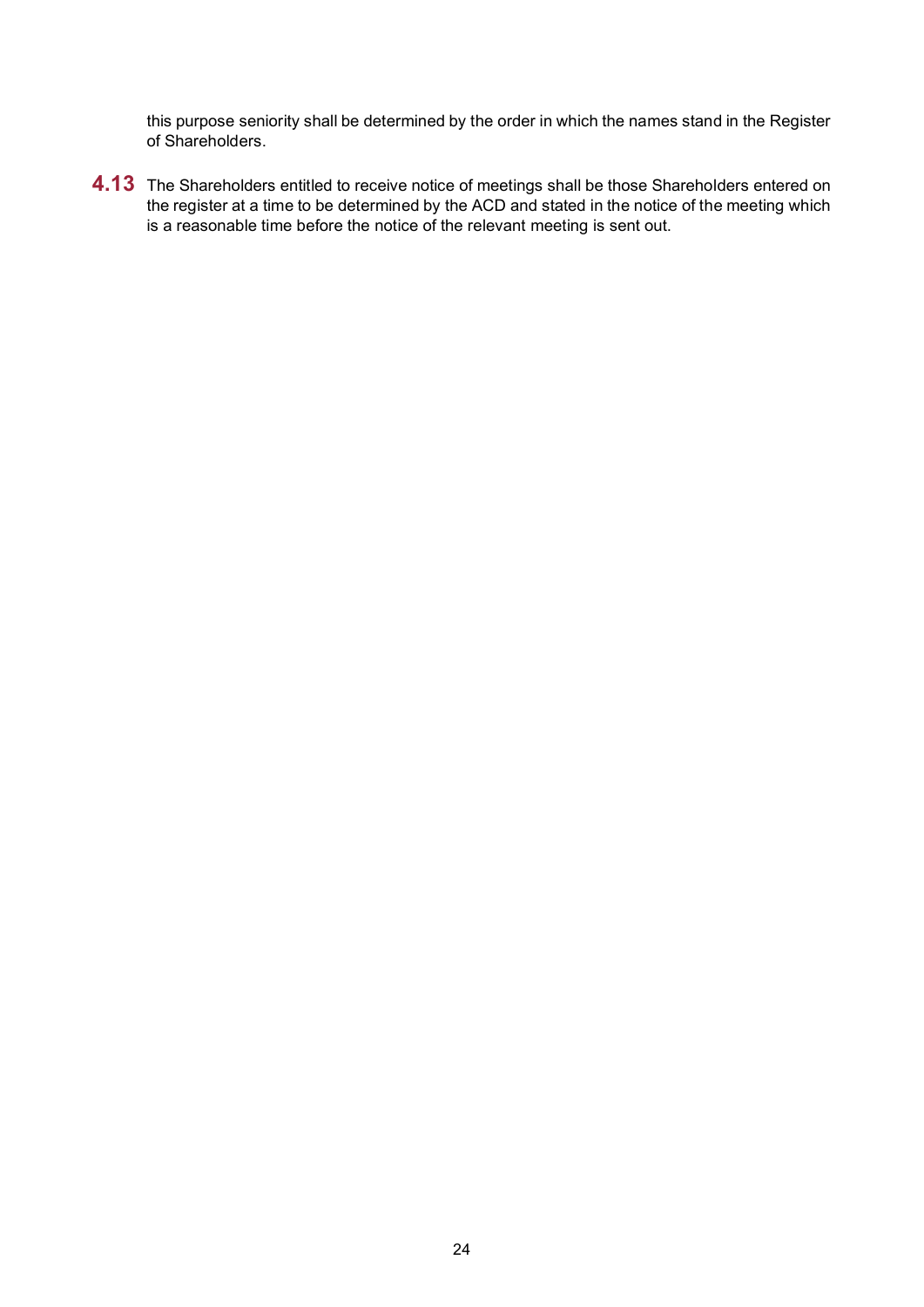this purpose seniority shall be determined by the order in which the names stand in the Register of Shareholders.

**4.13** The Shareholders entitled to receive notice of meetings shall be those Shareholders entered on the register at a time to be determined by the ACD and stated in the notice of the meeting which is a reasonable time before the notice of the relevant meeting is sent out.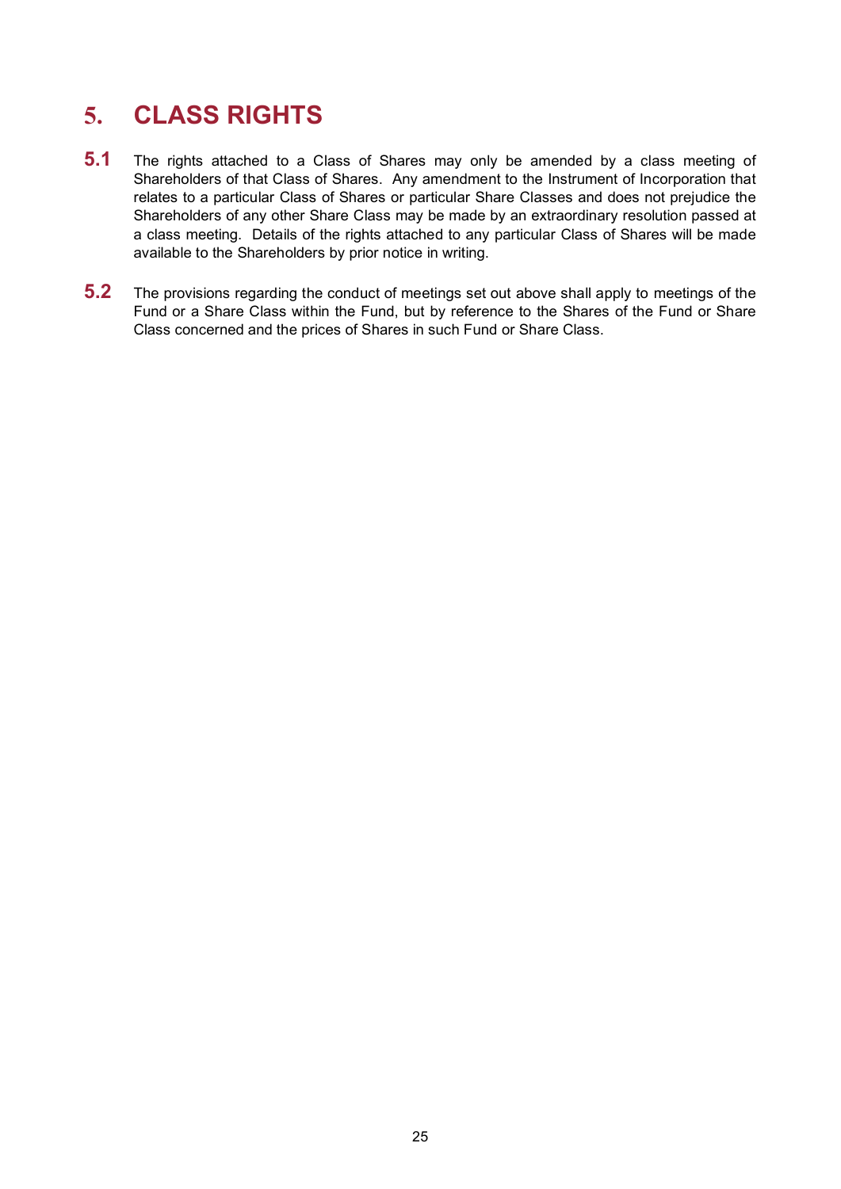# 5. CLASS RIGHTS

**5.1** The rights attached to a Class of Shares may only be amended by a class meeting of Shareholders of that Class of Shares. Any amendment to the Instrument of Incorporation that relates to a particular Class of Shares or particular Share Classes and does not prejudice the Shareholders of any other Share Class may be made by an extraordinary resolution passed at a class meeting. Details of the rights attached to any particular Class of Shares will be made available to the Shareholders by prior notice in writing.

**5.2** The provisions regarding the conduct of meetings set out above shall apply to meetings of the Fund or a Share Class within the Fund, but by reference to the Shares of the Fund or Share Class concerned and the prices of Shares in such Fund or Share Class.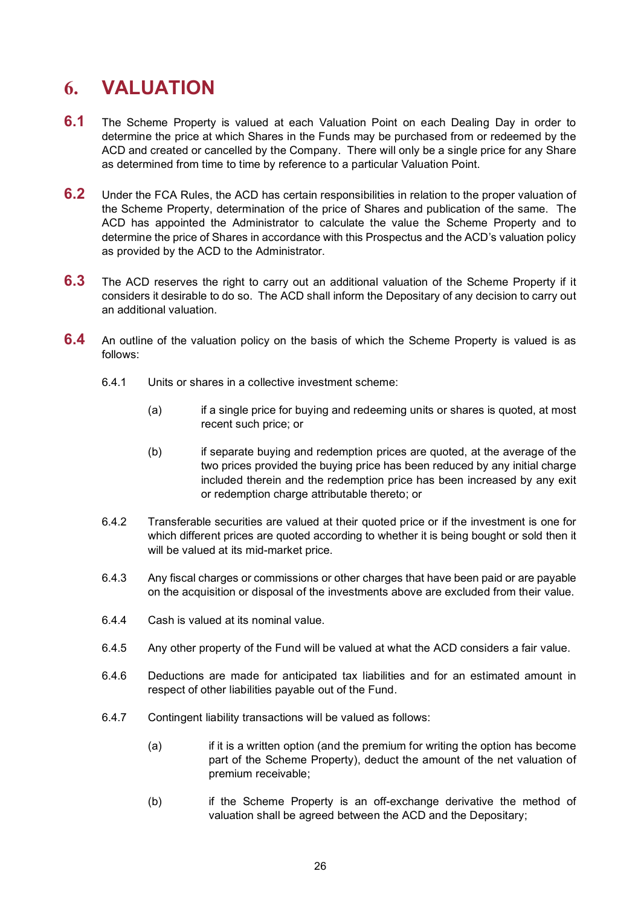# 6. VALUATION

**6.1** The Scheme Property is valued at each Valuation Point on each Dealing Day in order to determine the price at which Shares in the Funds may be purchased from or redeemed by the ACD and created or cancelled by the Company. There will only be a single price for any Share as determined from time to time by reference to a particular Valuation Point.

**6.2** Under the FCA Rules, the ACD has certain responsibilities in relation to the proper valuation of the Scheme Property, determination of the price of Shares and publication of the same. The ACD has appointed the Administrator to calculate the value the Scheme Property and to determine the price of Shares in accordance with this Prospectus and the ACD's valuation policy as provided by the ACD to the Administrator.

**6.3** The ACD reserves the right to carry out an additional valuation of the Scheme Property if it considers it desirable to do so. The ACD shall inform the Depositary of any decision to carry out an additional valuation.

**6.4** An outline of the valuation policy on the basis of which the Scheme Property is valued is as follows:

6.4.1 Units or shares in a collective investment scheme:

(a) if a single price for buying and redeeming units or shares is quoted, at most recent such price; or

(b) if separate buying and redemption prices are quoted, at the average of the two prices provided the buying price has been reduced by any initial charge included therein and the redemption price has been increased by any exit or redemption charge attributable thereto; or

6.4.2 Transferable securities are valued at their quoted price or if the investment is one for which different prices are quoted according to whether it is being bought or sold then it will be valued at its mid-market price.

6.4.3 Any fiscal charges or commissions or other charges that have been paid or are payable on the acquisition or disposal of the investments above are excluded from their value.

6.4.4 Cash is valued at its nominal value.

6.4.5 Any other property of the Fund will be valued at what the ACD considers a fair value.

6.4.6 Deductions are made for anticipated tax liabilities and for an estimated amount in respect of other liabilities payable out of the Fund.

6.4.7 Contingent liability transactions will be valued as follows:

(a) if it is a written option (and the premium for writing the option has become part of the Scheme Property), deduct the amount of the net valuation of premium receivable;

(b) if the Scheme Property is an off-exchange derivative the method of valuation shall be agreed between the ACD and the Depositary;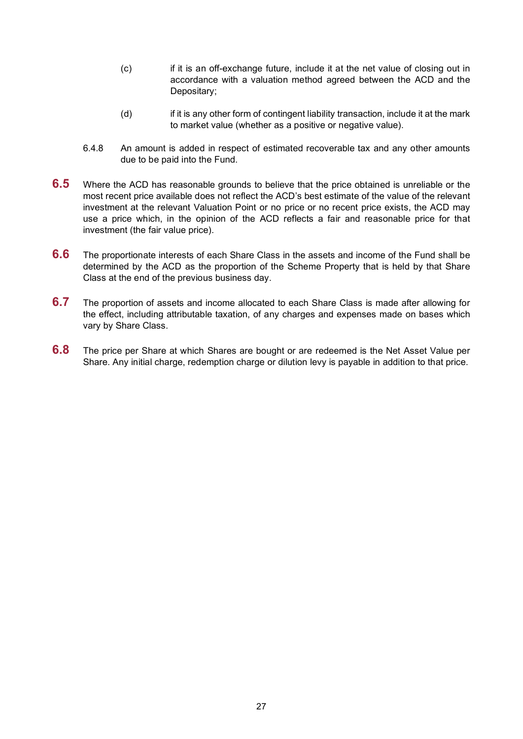(c) if it is an off-exchange future, include it at the net value of closing out in accordance with a valuation method agreed between the ACD and the Depositary;

(d) if it is any other form of contingent liability transaction, include it at the mark to market value (whether as a positive or negative value).

6.4.8 An amount is added in respect of estimated recoverable tax and any other amounts due to be paid into the Fund.

**6.5** Where the ACD has reasonable grounds to believe that the price obtained is unreliable or the most recent price available does not reflect the ACD's best estimate of the value of the relevant investment at the relevant Valuation Point or no price or no recent price exists, the ACD may use a price which, in the opinion of the ACD reflects a fair and reasonable price for that investment (the fair value price).

**6.6** The proportionate interests of each Share Class in the assets and income of the Fund shall be determined by the ACD as the proportion of the Scheme Property that is held by that Share Class at the end of the previous business day.

**6.7** The proportion of assets and income allocated to each Share Class is made after allowing for the effect, including attributable taxation, of any charges and expenses made on bases which vary by Share Class.

**6.8** The price per Share at which Shares are bought or are redeemed is the Net Asset Value per Share. Any initial charge, redemption charge or dilution levy is payable in addition to that price.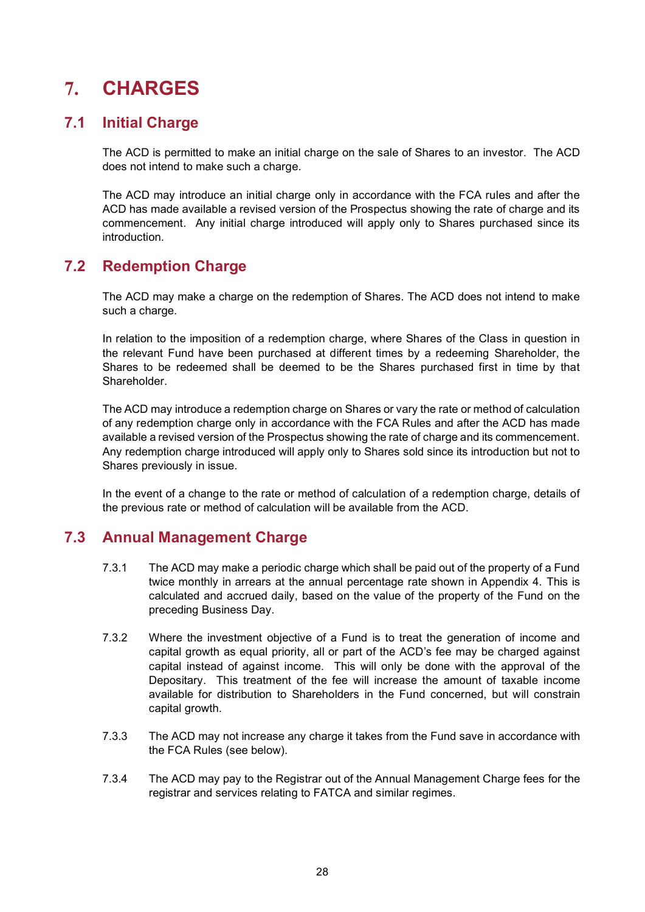# 7. CHARGES

## 7.1 Initial Charge

The ACD is permitted to make an initial charge on the sale of Shares to an investor. The ACD does not intend to make such a charge.

The ACD may introduce an initial charge only in accordance with the FCA rules and after the ACD has made available a revised version of the Prospectus showing the rate of charge and its commencement. Any initial charge introduced will apply only to Shares purchased since its introduction.

## 7.2 Redemption Charge

The ACD may make a charge on the redemption of Shares. The ACD does not intend to make such a charge.

In relation to the imposition of a redemption charge, where Shares of the Class in question in the relevant Fund have been purchased at different times by a redeeming Shareholder, the Shares to be redeemed shall be deemed to be the Shares purchased first in time by that Shareholder.

The ACD may introduce a redemption charge on Shares or vary the rate or method of calculation of any redemption charge only in accordance with the FCA Rules and after the ACD has made available a revised version of the Prospectus showing the rate of charge and its commencement. Any redemption charge introduced will apply only to Shares sold since its introduction but not to Shares previously in issue.

In the event of a change to the rate or method of calculation of a redemption charge, details of the previous rate or method of calculation will be available from the ACD.

## 7.3 Annual Management Charge

7.3.1 The ACD may make a periodic charge which shall be paid out of the property of a Fund twice monthly in arrears at the annual percentage rate shown in Appendix 4. This is calculated and accrued daily, based on the value of the property of the Fund on the preceding Business Day.

7.3.2 Where the investment objective of a Fund is to treat the generation of income and capital growth as equal priority, all or part of the ACD's fee may be charged against capital instead of against income. This will only be done with the approval of the Depositary. This treatment of the fee will increase the amount of taxable income available for distribution to Shareholders in the Fund concerned, but will constrain capital growth.

7.3.3 The ACD may not increase any charge it takes from the Fund save in accordance with the FCA Rules (see below).

7.3.4 The ACD may pay to the Registrar out of the Annual Management Charge fees for the registrar and services relating to FATCA and similar regimes.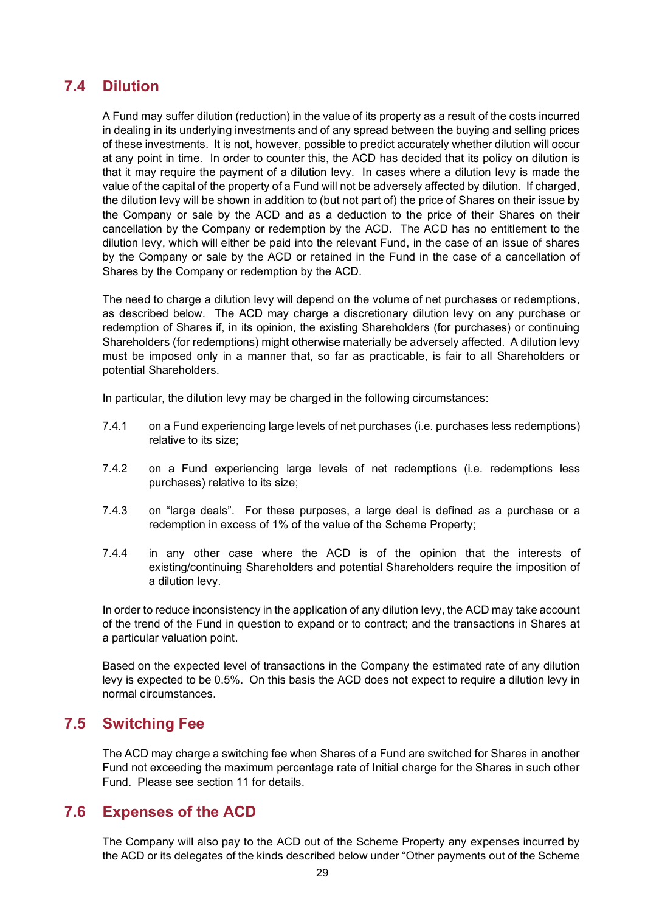## 7.4 Dilution

A Fund may suffer dilution (reduction) in the value of its property as a result of the costs incurred in dealing in its underlying investments and of any spread between the buying and selling prices of these investments. It is not, however, possible to predict accurately whether dilution will occur at any point in time. In order to counter this, the ACD has decided that its policy on dilution is that it may require the payment of a dilution levy. In cases where a dilution levy is made the value of the capital of the property of a Fund will not be adversely affected by dilution. If charged, the dilution levy will be shown in addition to (but not part of) the price of Shares on their issue by the Company or sale by the ACD and as a deduction to the price of their Shares on their cancellation by the Company or redemption by the ACD. The ACD has no entitlement to the dilution levy, which will either be paid into the relevant Fund, in the case of an issue of shares by the Company or sale by the ACD or retained in the Fund in the case of a cancellation of Shares by the Company or redemption by the ACD.

The need to charge a dilution levy will depend on the volume of net purchases or redemptions, as described below. The ACD may charge a discretionary dilution levy on any purchase or redemption of Shares if, in its opinion, the existing Shareholders (for purchases) or continuing Shareholders (for redemptions) might otherwise materially be adversely affected. A dilution levy must be imposed only in a manner that, so far as practicable, is fair to all Shareholders or potential Shareholders.

In particular, the dilution levy may be charged in the following circumstances:

7.4.1 on a Fund experiencing large levels of net purchases (i.e. purchases less redemptions) relative to its size;

7.4.2 on a Fund experiencing large levels of net redemptions (i.e. redemptions less purchases) relative to its size;

7.4.3 on "large deals". For these purposes, a large deal is defined as a purchase or a redemption in excess of 1% of the value of the Scheme Property;

7.4.4 in any other case where the ACD is of the opinion that the interests of existing/continuing Shareholders and potential Shareholders require the imposition of a dilution levy.

In order to reduce inconsistency in the application of any dilution levy, the ACD may take account of the trend of the Fund in question to expand or to contract; and the transactions in Shares at a particular valuation point.

Based on the expected level of transactions in the Company the estimated rate of any dilution levy is expected to be 0.5%. On this basis the ACD does not expect to require a dilution levy in normal circumstances.

## 7.5 Switching Fee

The ACD may charge a switching fee when Shares of a Fund are switched for Shares in another Fund not exceeding the maximum percentage rate of Initial charge for the Shares in such other Fund. Please see section 11 for details.

## 7.6 Expenses of the ACD

The Company will also pay to the ACD out of the Scheme Property any expenses incurred by the ACD or its delegates of the kinds described below under "Other payments out of the Scheme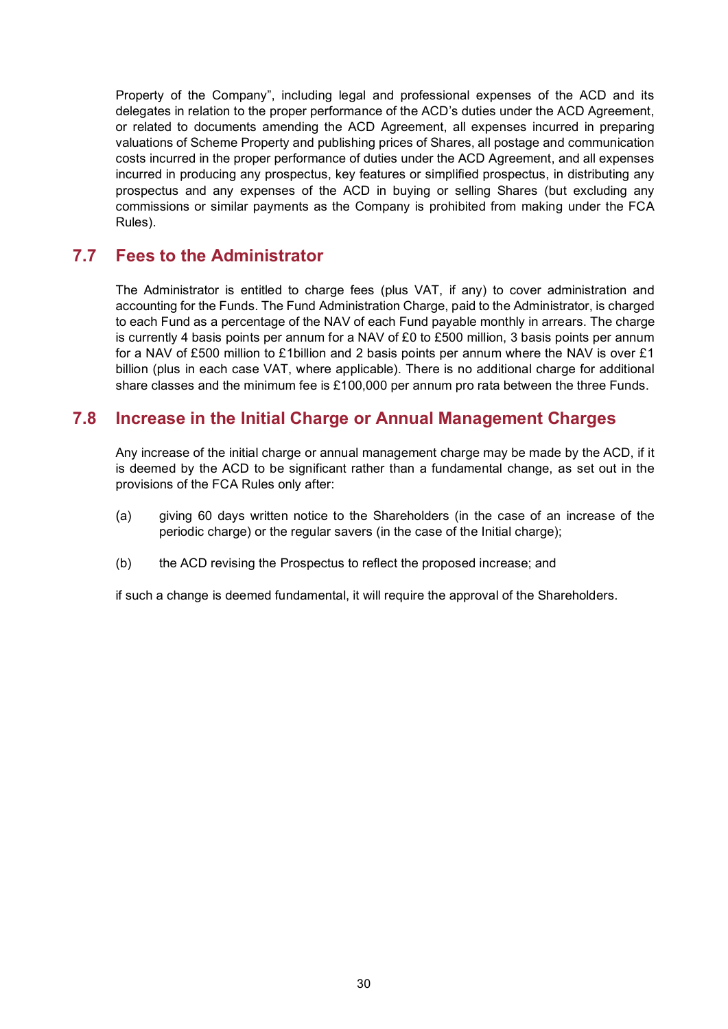Property of the Company", including legal and professional expenses of the ACD and its delegates in relation to the proper performance of the ACD's duties under the ACD Agreement, or related to documents amending the ACD Agreement, all expenses incurred in preparing valuations of Scheme Property and publishing prices of Shares, all postage and communication costs incurred in the proper performance of duties under the ACD Agreement, and all expenses incurred in producing any prospectus, key features or simplified prospectus, in distributing any prospectus and any expenses of the ACD in buying or selling Shares (but excluding any commissions or similar payments as the Company is prohibited from making under the FCA Rules).

## 7.7 Fees to the Administrator

The Administrator is entitled to charge fees (plus VAT, if any) to cover administration and accounting for the Funds. The Fund Administration Charge, paid to the Administrator, is charged to each Fund as a percentage of the NAV of each Fund payable monthly in arrears. The charge is currently 4 basis points per annum for a NAV of £0 to £500 million, 3 basis points per annum for a NAV of £500 million to £1billion and 2 basis points per annum where the NAV is over £1 billion (plus in each case VAT, where applicable). There is no additional charge for additional share classes and the minimum fee is £100,000 per annum pro rata between the three Funds.

## 7.8 Increase in the Initial Charge or Annual Management Charges

Any increase of the initial charge or annual management charge may be made by the ACD, if it is deemed by the ACD to be significant rather than a fundamental change, as set out in the provisions of the FCA Rules only after:

(a) giving 60 days written notice to the Shareholders (in the case of an increase of the periodic charge) or the regular savers (in the case of the Initial charge);

(b) the ACD revising the Prospectus to reflect the proposed increase; and

if such a change is deemed fundamental, it will require the approval of the Shareholders.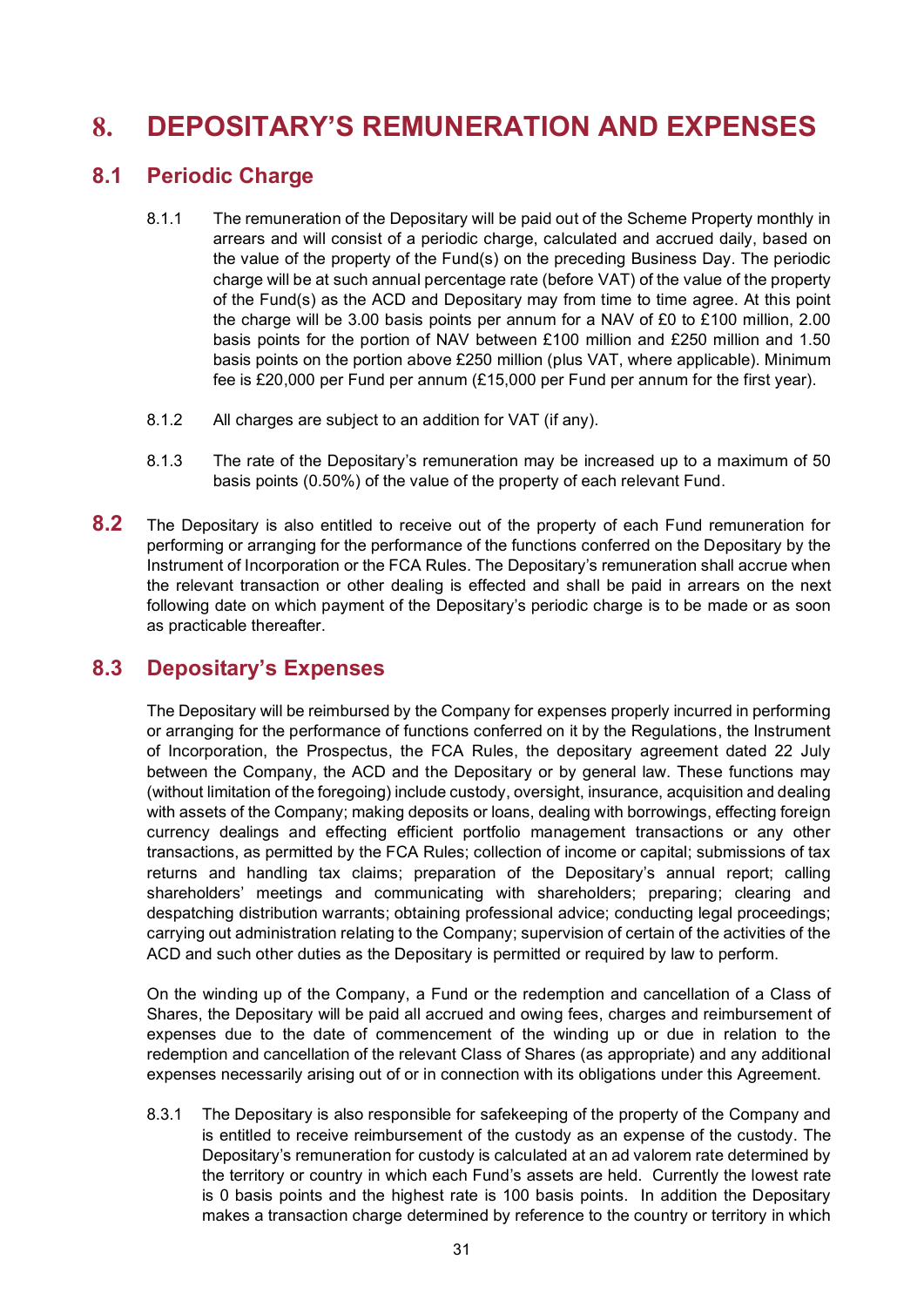# 8. DEPOSITARY'S REMUNERATION AND EXPENSES

## 8.1 Periodic Charge

8.1.1 The remuneration of the Depositary will be paid out of the Scheme Property monthly in arrears and will consist of a periodic charge, calculated and accrued daily, based on the value of the property of the Fund(s) on the preceding Business Day. The periodic charge will be at such annual percentage rate (before VAT) of the value of the property of the Fund(s) as the ACD and Depositary may from time to time agree. At this point the charge will be 3.00 basis points per annum for a NAV of £0 to £100 million, 2.00 basis points for the portion of NAV between £100 million and £250 million and 1.50 basis points on the portion above £250 million (plus VAT, where applicable). Minimum fee is £20,000 per Fund per annum (£15,000 per Fund per annum for the first year).

8.1.2 All charges are subject to an addition for VAT (if any).

8.1.3 The rate of the Depositary's remuneration may be increased up to a maximum of 50 basis points (0.50%) of the value of the property of each relevant Fund.

**8.2** The Depositary is also entitled to receive out of the property of each Fund remuneration for performing or arranging for the performance of the functions conferred on the Depositary by the Instrument of Incorporation or the FCA Rules. The Depositary's remuneration shall accrue when the relevant transaction or other dealing is effected and shall be paid in arrears on the next following date on which payment of the Depositary's periodic charge is to be made or as soon as practicable thereafter.

## 8.3 Depositary's Expenses

The Depositary will be reimbursed by the Company for expenses properly incurred in performing or arranging for the performance of functions conferred on it by the Regulations, the Instrument of Incorporation, the Prospectus, the FCA Rules, the depositary agreement dated 22 July between the Company, the ACD and the Depositary or by general law. These functions may (without limitation of the foregoing) include custody, oversight, insurance, acquisition and dealing with assets of the Company; making deposits or loans, dealing with borrowings, effecting foreign currency dealings and effecting efficient portfolio management transactions or any other transactions, as permitted by the FCA Rules; collection of income or capital; submissions of tax returns and handling tax claims; preparation of the Depositary's annual report; calling shareholders' meetings and communicating with shareholders; preparing; clearing and despatching distribution warrants; obtaining professional advice; conducting legal proceedings; carrying out administration relating to the Company; supervision of certain of the activities of the ACD and such other duties as the Depositary is permitted or required by law to perform.

On the winding up of the Company, a Fund or the redemption and cancellation of a Class of Shares, the Depositary will be paid all accrued and owing fees, charges and reimbursement of expenses due to the date of commencement of the winding up or due in relation to the redemption and cancellation of the relevant Class of Shares (as appropriate) and any additional expenses necessarily arising out of or in connection with its obligations under this Agreement.

8.3.1 The Depositary is also responsible for safekeeping of the property of the Company and is entitled to receive reimbursement of the custody as an expense of the custody. The Depositary's remuneration for custody is calculated at an ad valorem rate determined by the territory or country in which each Fund's assets are held. Currently the lowest rate is 0 basis points and the highest rate is 100 basis points. In addition the Depositary makes a transaction charge determined by reference to the country or territory in which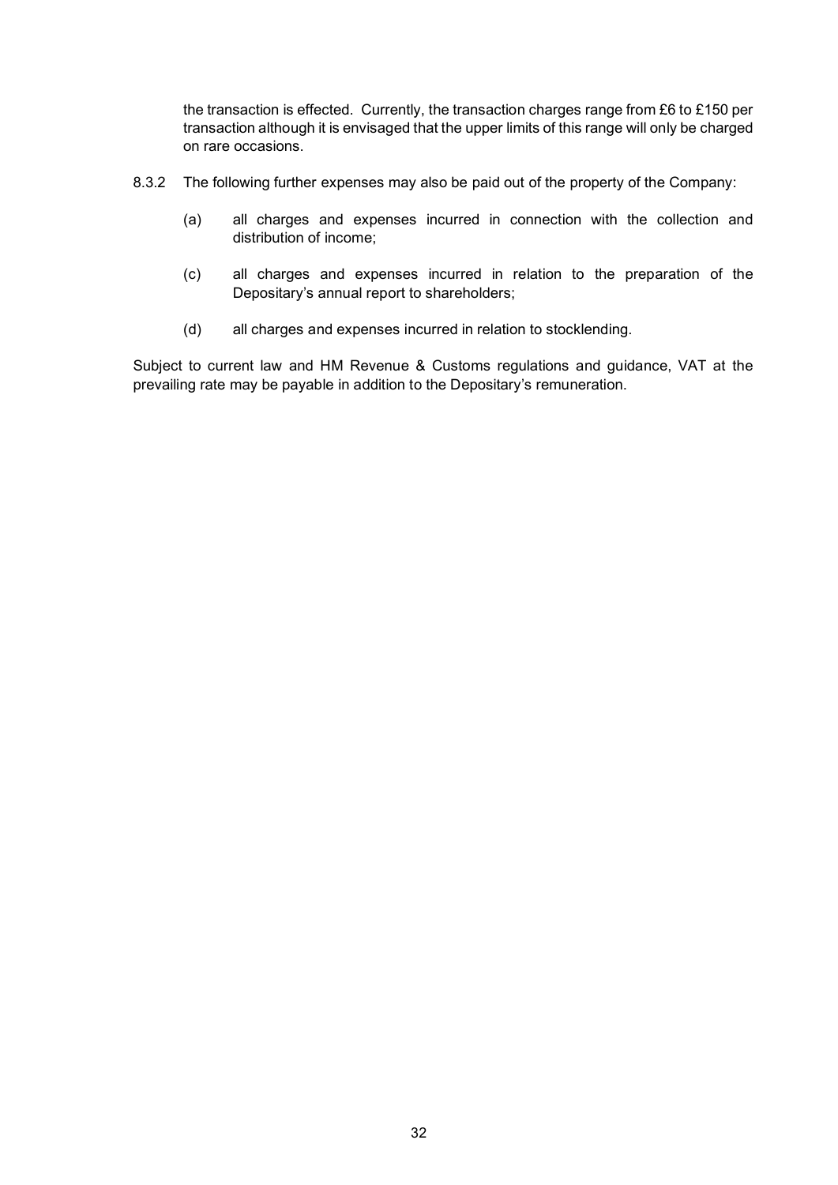the transaction is effected. Currently, the transaction charges range from £6 to £150 per transaction although it is envisaged that the upper limits of this range will only be charged on rare occasions.

8.3.2 The following further expenses may also be paid out of the property of the Company:

(a) all charges and expenses incurred in connection with the collection and distribution of income;

(c) all charges and expenses incurred in relation to the preparation of the Depositary's annual report to shareholders;

(d) all charges and expenses incurred in relation to stocklending.

Subject to current law and HM Revenue & Customs regulations and guidance, VAT at the prevailing rate may be payable in addition to the Depositary's remuneration.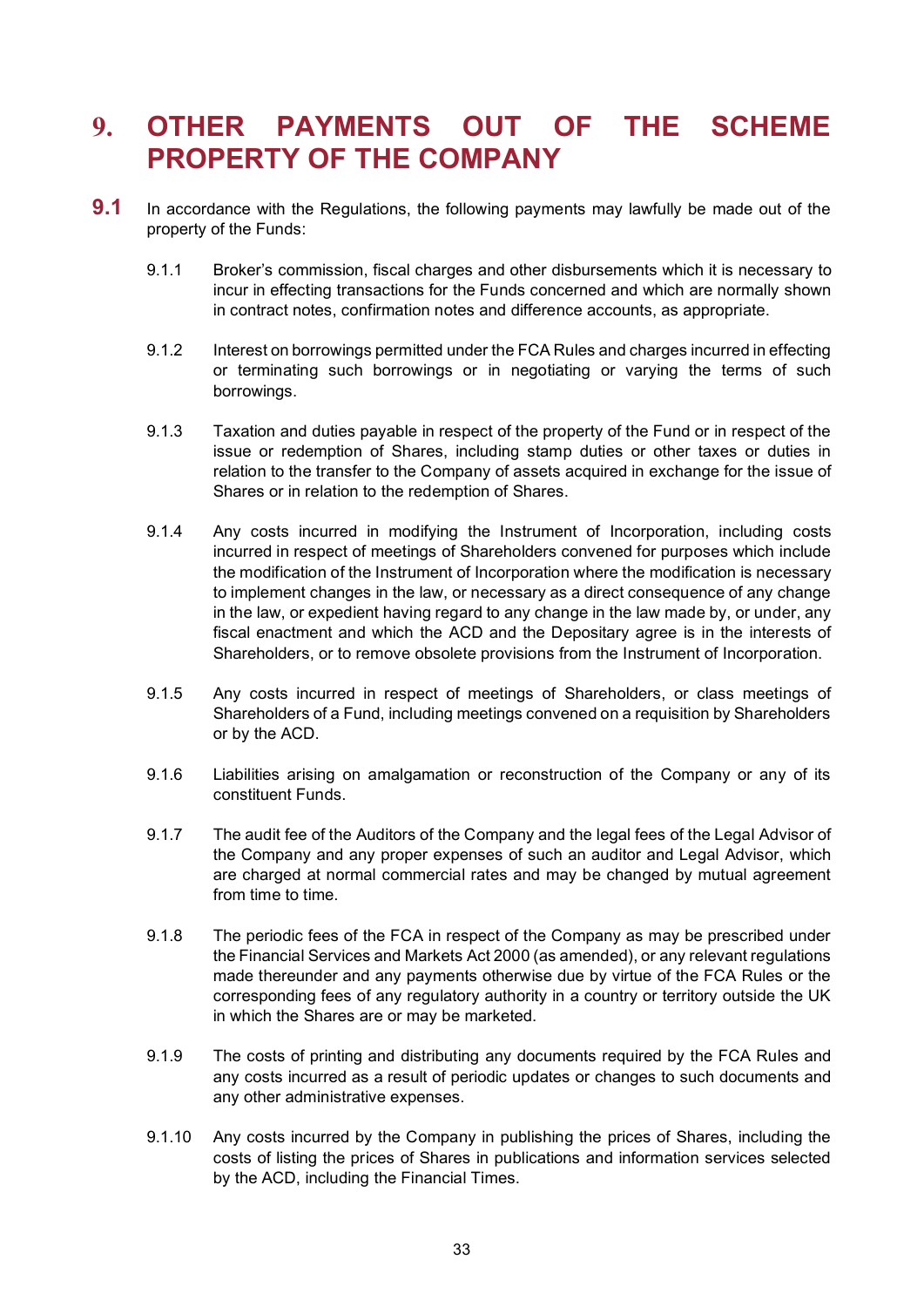# 9. OTHER PAYMENTS OUT OF THE SCHEME PROPERTY OF THE COMPANY

**9.1** In accordance with the Regulations, the following payments may lawfully be made out of the property of the Funds:

9.1.1 Broker's commission, fiscal charges and other disbursements which it is necessary to incur in effecting transactions for the Funds concerned and which are normally shown in contract notes, confirmation notes and difference accounts, as appropriate.

9.1.2 Interest on borrowings permitted under the FCA Rules and charges incurred in effecting or terminating such borrowings or in negotiating or varying the terms of such borrowings.

9.1.3 Taxation and duties payable in respect of the property of the Fund or in respect of the issue or redemption of Shares, including stamp duties or other taxes or duties in relation to the transfer to the Company of assets acquired in exchange for the issue of Shares or in relation to the redemption of Shares.

9.1.4 Any costs incurred in modifying the Instrument of Incorporation, including costs incurred in respect of meetings of Shareholders convened for purposes which include the modification of the Instrument of Incorporation where the modification is necessary to implement changes in the law, or necessary as a direct consequence of any change in the law, or expedient having regard to any change in the law made by, or under, any fiscal enactment and which the ACD and the Depositary agree is in the interests of Shareholders, or to remove obsolete provisions from the Instrument of Incorporation.

9.1.5 Any costs incurred in respect of meetings of Shareholders, or class meetings of Shareholders of a Fund, including meetings convened on a requisition by Shareholders or by the ACD.

9.1.6 Liabilities arising on amalgamation or reconstruction of the Company or any of its constituent Funds.

9.1.7 The audit fee of the Auditors of the Company and the legal fees of the Legal Advisor of the Company and any proper expenses of such an auditor and Legal Advisor, which are charged at normal commercial rates and may be changed by mutual agreement from time to time.

9.1.8 The periodic fees of the FCA in respect of the Company as may be prescribed under the Financial Services and Markets Act 2000 (as amended), or any relevant regulations made thereunder and any payments otherwise due by virtue of the FCA Rules or the corresponding fees of any regulatory authority in a country or territory outside the UK in which the Shares are or may be marketed.

9.1.9 The costs of printing and distributing any documents required by the FCA Rules and any costs incurred as a result of periodic updates or changes to such documents and any other administrative expenses.

9.1.10 Any costs incurred by the Company in publishing the prices of Shares, including the costs of listing the prices of Shares in publications and information services selected by the ACD, including the Financial Times.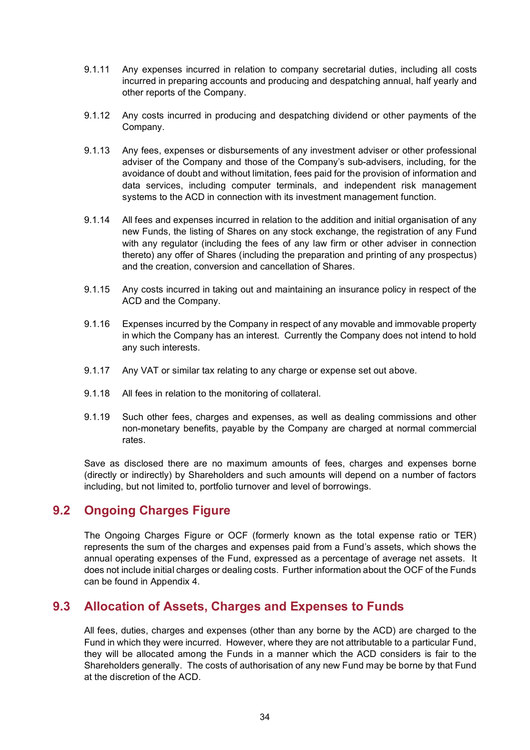9.1.11 Any expenses incurred in relation to company secretarial duties, including all costs incurred in preparing accounts and producing and despatching annual, half yearly and other reports of the Company.

9.1.12 Any costs incurred in producing and despatching dividend or other payments of the Company.

9.1.13 Any fees, expenses or disbursements of any investment adviser or other professional adviser of the Company and those of the Company's sub-advisers, including, for the avoidance of doubt and without limitation, fees paid for the provision of information and data services, including computer terminals, and independent risk management systems to the ACD in connection with its investment management function.

9.1.14 All fees and expenses incurred in relation to the addition and initial organisation of any new Funds, the listing of Shares on any stock exchange, the registration of any Fund with any regulator (including the fees of any law firm or other adviser in connection thereto) any offer of Shares (including the preparation and printing of any prospectus) and the creation, conversion and cancellation of Shares.

9.1.15 Any costs incurred in taking out and maintaining an insurance policy in respect of the ACD and the Company.

9.1.16 Expenses incurred by the Company in respect of any movable and immovable property in which the Company has an interest. Currently the Company does not intend to hold any such interests.

9.1.17 Any VAT or similar tax relating to any charge or expense set out above.

9.1.18 All fees in relation to the monitoring of collateral.

9.1.19 Such other fees, charges and expenses, as well as dealing commissions and other non-monetary benefits, payable by the Company are charged at normal commercial rates.

Save as disclosed there are no maximum amounts of fees, charges and expenses borne (directly or indirectly) by Shareholders and such amounts will depend on a number of factors including, but not limited to, portfolio turnover and level of borrowings.

## 9.2 Ongoing Charges Figure

The Ongoing Charges Figure or OCF (formerly known as the total expense ratio or TER) represents the sum of the charges and expenses paid from a Fund's assets, which shows the annual operating expenses of the Fund, expressed as a percentage of average net assets. It does not include initial charges or dealing costs. Further information about the OCF of the Funds can be found in Appendix 4.

## 9.3 Allocation of Assets, Charges and Expenses to Funds

All fees, duties, charges and expenses (other than any borne by the ACD) are charged to the Fund in which they were incurred. However, where they are not attributable to a particular Fund, they will be allocated among the Funds in a manner which the ACD considers is fair to the Shareholders generally. The costs of authorisation of any new Fund may be borne by that Fund at the discretion of the ACD.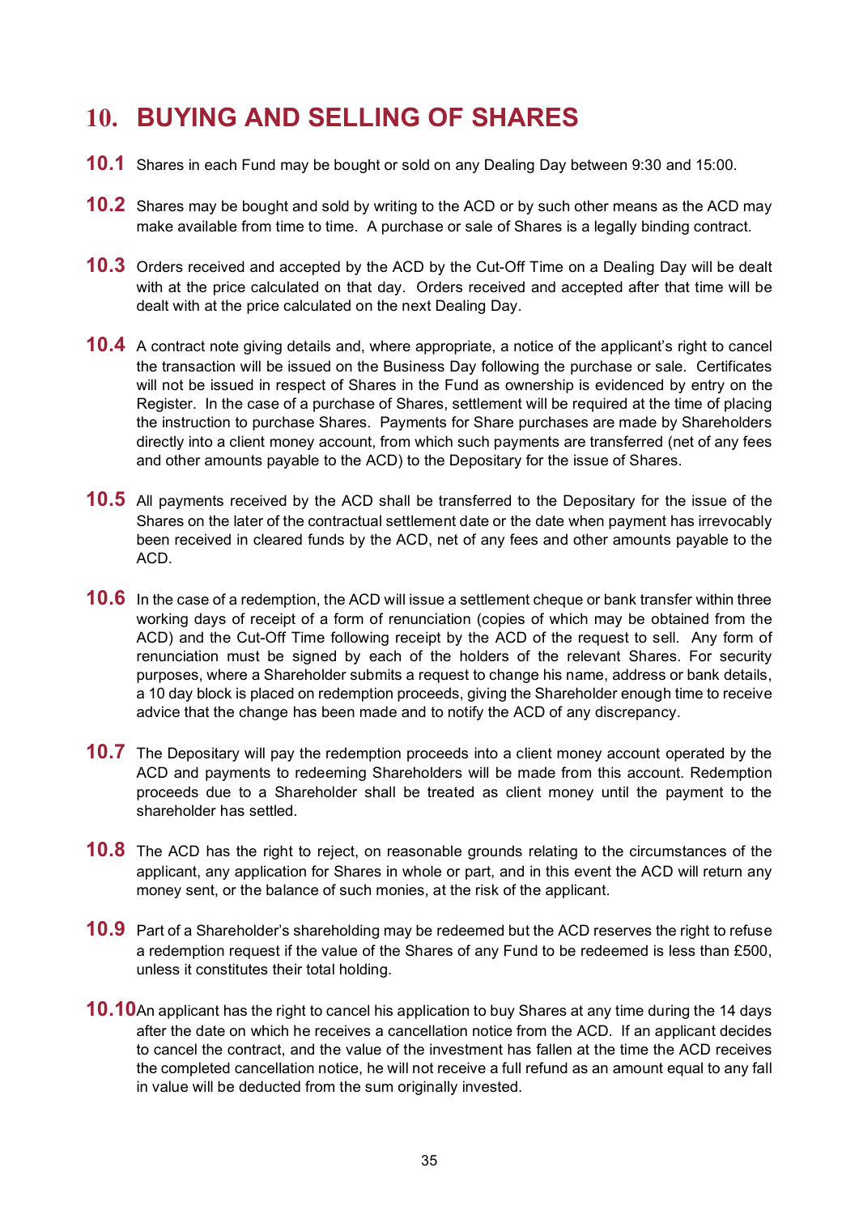# 10. BUYING AND SELLING OF SHARES

**10.1** Shares in each Fund may be bought or sold on any Dealing Day between 9:30 and 15:00.

**10.2** Shares may be bought and sold by writing to the ACD or by such other means as the ACD may make available from time to time. A purchase or sale of Shares is a legally binding contract.

**10.3** Orders received and accepted by the ACD by the Cut-Off Time on a Dealing Day will be dealt with at the price calculated on that day. Orders received and accepted after that time will be dealt with at the price calculated on the next Dealing Day.

**10.4** A contract note giving details and, where appropriate, a notice of the applicant's right to cancel the transaction will be issued on the Business Day following the purchase or sale. Certificates will not be issued in respect of Shares in the Fund as ownership is evidenced by entry on the Register. In the case of a purchase of Shares, settlement will be required at the time of placing the instruction to purchase Shares. Payments for Share purchases are made by Shareholders directly into a client money account, from which such payments are transferred (net of any fees and other amounts payable to the ACD) to the Depositary for the issue of Shares.

**10.5** All payments received by the ACD shall be transferred to the Depositary for the issue of the Shares on the later of the contractual settlement date or the date when payment has irrevocably been received in cleared funds by the ACD, net of any fees and other amounts payable to the ACD.

**10.6** In the case of a redemption, the ACD will issue a settlement cheque or bank transfer within three working days of receipt of a form of renunciation (copies of which may be obtained from the ACD) and the Cut-Off Time following receipt by the ACD of the request to sell. Any form of renunciation must be signed by each of the holders of the relevant Shares. For security purposes, where a Shareholder submits a request to change his name, address or bank details, a 10 day block is placed on redemption proceeds, giving the Shareholder enough time to receive advice that the change has been made and to notify the ACD of any discrepancy.

**10.7** The Depositary will pay the redemption proceeds into a client money account operated by the ACD and payments to redeeming Shareholders will be made from this account. Redemption proceeds due to a Shareholder shall be treated as client money until the payment to the shareholder has settled.

**10.8** The ACD has the right to reject, on reasonable grounds relating to the circumstances of the applicant, any application for Shares in whole or part, and in this event the ACD will return any money sent, or the balance of such monies, at the risk of the applicant.

**10.9** Part of a Shareholder's shareholding may be redeemed but the ACD reserves the right to refuse a redemption request if the value of the Shares of any Fund to be redeemed is less than £500, unless it constitutes their total holding.

**10.10** An applicant has the right to cancel his application to buy Shares at any time during the 14 days after the date on which he receives a cancellation notice from the ACD. If an applicant decides to cancel the contract, and the value of the investment has fallen at the time the ACD receives the completed cancellation notice, he will not receive a full refund as an amount equal to any fall in value will be deducted from the sum originally invested.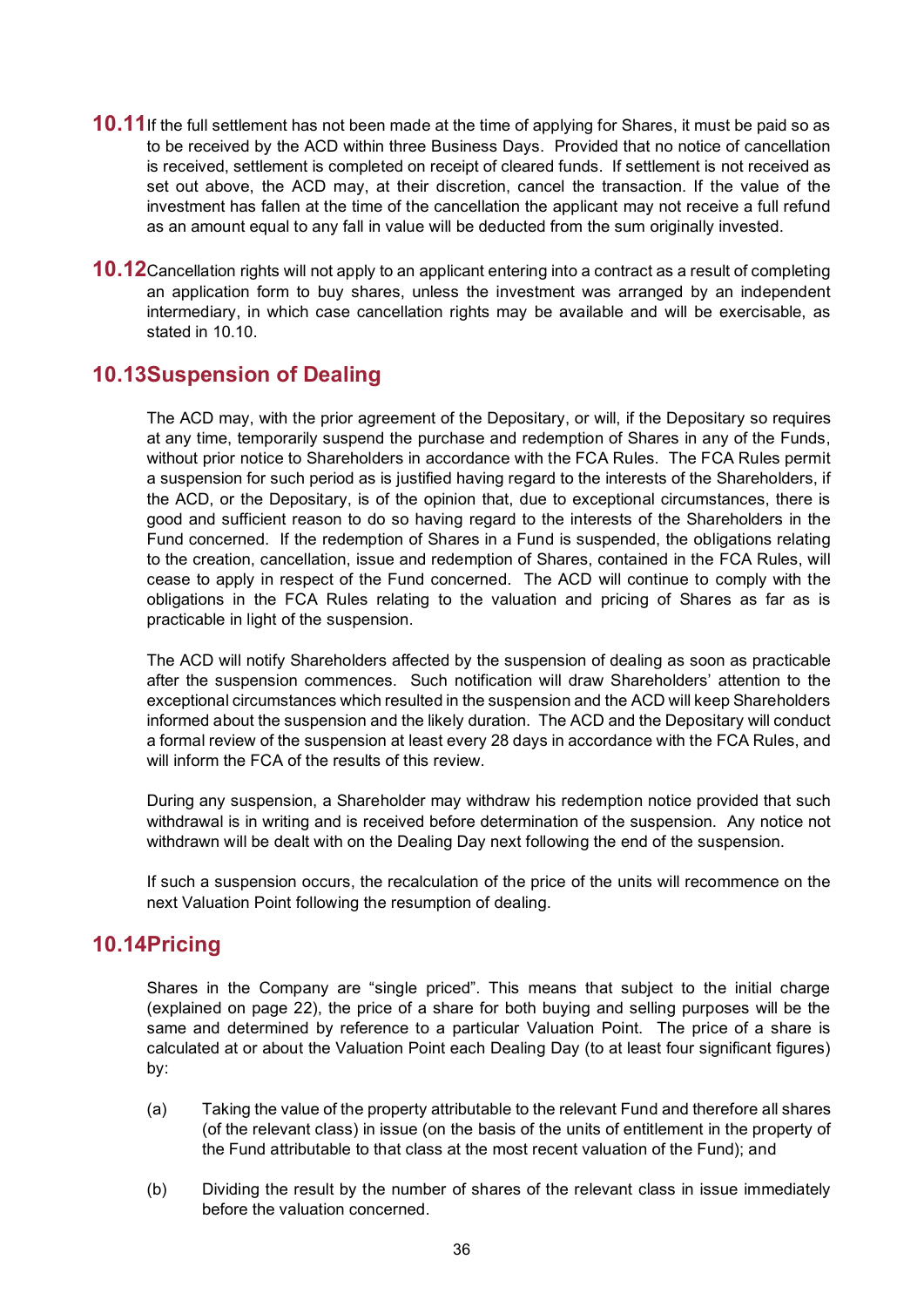**10.11** If the full settlement has not been made at the time of applying for Shares, it must be paid so as to be received by the ACD within three Business Days. Provided that no notice of cancellation is received, settlement is completed on receipt of cleared funds. If settlement is not received as set out above, the ACD may, at their discretion, cancel the transaction. If the value of the investment has fallen at the time of the cancellation the applicant may not receive a full refund as an amount equal to any fall in value will be deducted from the sum originally invested.

**10.12** Cancellation rights will not apply to an applicant entering into a contract as a result of completing an application form to buy shares, unless the investment was arranged by an independent intermediary, in which case cancellation rights may be available and will be exercisable, as stated in 10.10.

## 10.13 Suspension of Dealing

The ACD may, with the prior agreement of the Depositary, or will, if the Depositary so requires at any time, temporarily suspend the purchase and redemption of Shares in any of the Funds, without prior notice to Shareholders in accordance with the FCA Rules. The FCA Rules permit a suspension for such period as is justified having regard to the interests of the Shareholders, if the ACD, or the Depositary, is of the opinion that, due to exceptional circumstances, there is good and sufficient reason to do so having regard to the interests of the Shareholders in the Fund concerned. If the redemption of Shares in a Fund is suspended, the obligations relating to the creation, cancellation, issue and redemption of Shares, contained in the FCA Rules, will cease to apply in respect of the Fund concerned. The ACD will continue to comply with the obligations in the FCA Rules relating to the valuation and pricing of Shares as far as is practicable in light of the suspension.

The ACD will notify Shareholders affected by the suspension of dealing as soon as practicable after the suspension commences. Such notification will draw Shareholders' attention to the exceptional circumstances which resulted in the suspension and the ACD will keep Shareholders informed about the suspension and the likely duration. The ACD and the Depositary will conduct a formal review of the suspension at least every 28 days in accordance with the FCA Rules, and will inform the FCA of the results of this review.

During any suspension, a Shareholder may withdraw his redemption notice provided that such withdrawal is in writing and is received before determination of the suspension. Any notice not withdrawn will be dealt with on the Dealing Day next following the end of the suspension.

If such a suspension occurs, the recalculation of the price of the units will recommence on the next Valuation Point following the resumption of dealing.

## 10.14 Pricing

Shares in the Company are "single priced". This means that subject to the initial charge (explained on page 22), the price of a share for both buying and selling purposes will be the same and determined by reference to a particular Valuation Point. The price of a share is calculated at or about the Valuation Point each Dealing Day (to at least four significant figures) by:

(a) Taking the value of the property attributable to the relevant Fund and therefore all shares (of the relevant class) in issue (on the basis of the units of entitlement in the property of the Fund attributable to that class at the most recent valuation of the Fund); and

(b) Dividing the result by the number of shares of the relevant class in issue immediately before the valuation concerned.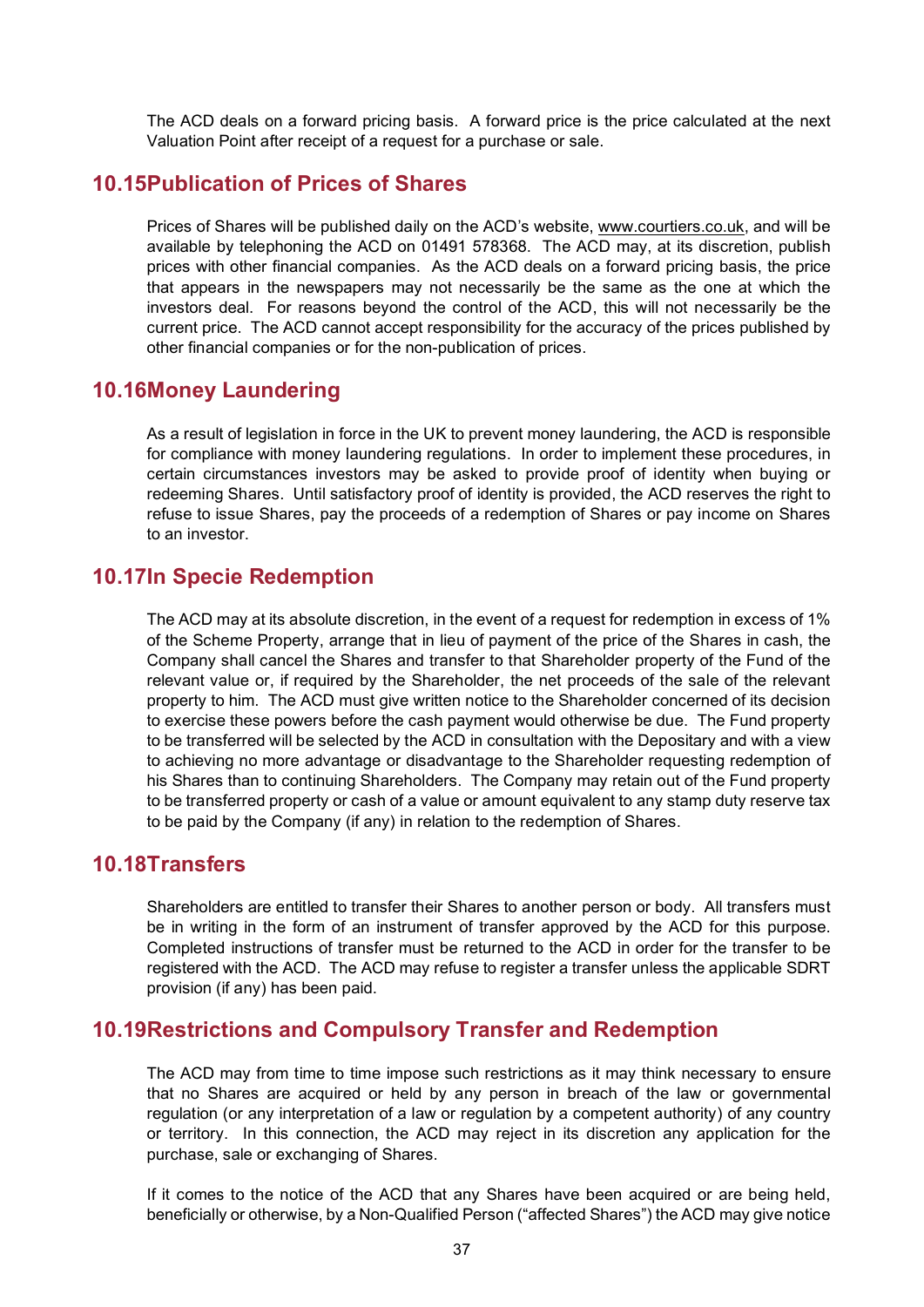The ACD deals on a forward pricing basis. A forward price is the price calculated at the next Valuation Point after receipt of a request for a purchase or sale.

## 10.15 Publication of Prices of Shares

Prices of Shares will be published daily on the ACD's website, www.courtiers.co.uk, and will be available by telephoning the ACD on 01491 578368. The ACD may, at its discretion, publish prices with other financial companies. As the ACD deals on a forward pricing basis, the price that appears in the newspapers may not necessarily be the same as the one at which the investors deal. For reasons beyond the control of the ACD, this will not necessarily be the current price. The ACD cannot accept responsibility for the accuracy of the prices published by other financial companies or for the non-publication of prices.

## 10.16 Money Laundering

As a result of legislation in force in the UK to prevent money laundering, the ACD is responsible for compliance with money laundering regulations. In order to implement these procedures, in certain circumstances investors may be asked to provide proof of identity when buying or redeeming Shares. Until satisfactory proof of identity is provided, the ACD reserves the right to refuse to issue Shares, pay the proceeds of a redemption of Shares or pay income on Shares to an investor.

## 10.17 In Specie Redemption

The ACD may at its absolute discretion, in the event of a request for redemption in excess of 1% of the Scheme Property, arrange that in lieu of payment of the price of the Shares in cash, the Company shall cancel the Shares and transfer to that Shareholder property of the Fund of the relevant value or, if required by the Shareholder, the net proceeds of the sale of the relevant property to him. The ACD must give written notice to the Shareholder concerned of its decision to exercise these powers before the cash payment would otherwise be due. The Fund property to be transferred will be selected by the ACD in consultation with the Depositary and with a view to achieving no more advantage or disadvantage to the Shareholder requesting redemption of his Shares than to continuing Shareholders. The Company may retain out of the Fund property to be transferred property or cash of a value or amount equivalent to any stamp duty reserve tax to be paid by the Company (if any) in relation to the redemption of Shares.

## 10.18 Transfers

Shareholders are entitled to transfer their Shares to another person or body. All transfers must be in writing in the form of an instrument of transfer approved by the ACD for this purpose. Completed instructions of transfer must be returned to the ACD in order for the transfer to be registered with the ACD. The ACD may refuse to register a transfer unless the applicable SDRT provision (if any) has been paid.

## 10.19 Restrictions and Compulsory Transfer and Redemption

The ACD may from time to time impose such restrictions as it may think necessary to ensure that no Shares are acquired or held by any person in breach of the law or governmental regulation (or any interpretation of a law or regulation by a competent authority) of any country or territory. In this connection, the ACD may reject in its discretion any application for the purchase, sale or exchanging of Shares.

If it comes to the notice of the ACD that any Shares have been acquired or are being held, beneficially or otherwise, by a Non-Qualified Person ("affected Shares") the ACD may give notice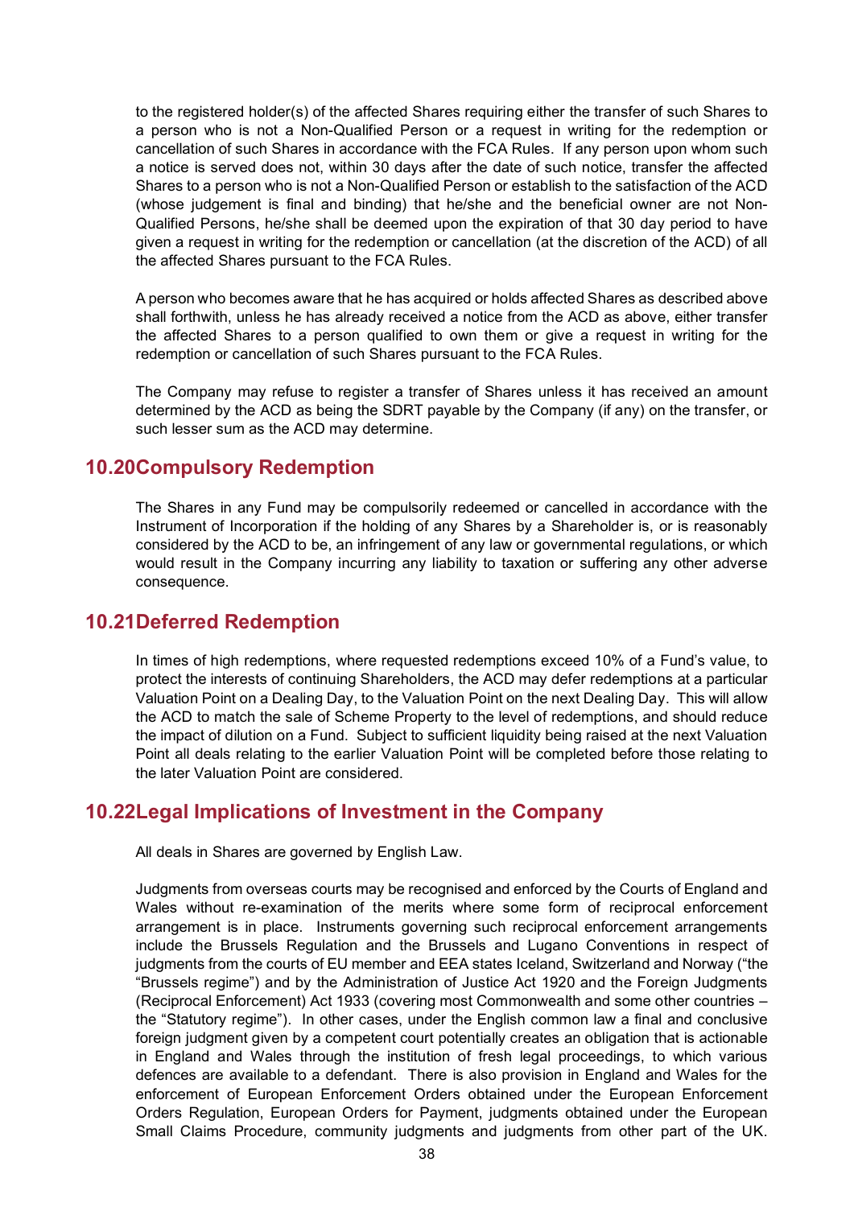to the registered holder(s) of the affected Shares requiring either the transfer of such Shares to a person who is not a Non-Qualified Person or a request in writing for the redemption or cancellation of such Shares in accordance with the FCA Rules. If any person upon whom such a notice is served does not, within 30 days after the date of such notice, transfer the affected Shares to a person who is not a Non-Qualified Person or establish to the satisfaction of the ACD (whose judgement is final and binding) that he/she and the beneficial owner are not Non-Qualified Persons, he/she shall be deemed upon the expiration of that 30 day period to have given a request in writing for the redemption or cancellation (at the discretion of the ACD) of all the affected Shares pursuant to the FCA Rules.

A person who becomes aware that he has acquired or holds affected Shares as described above shall forthwith, unless he has already received a notice from the ACD as above, either transfer the affected Shares to a person qualified to own them or give a request in writing for the redemption or cancellation of such Shares pursuant to the FCA Rules.

The Company may refuse to register a transfer of Shares unless it has received an amount determined by the ACD as being the SDRT payable by the Company (if any) on the transfer, or such lesser sum as the ACD may determine.

## 10.20 Compulsory Redemption

The Shares in any Fund may be compulsorily redeemed or cancelled in accordance with the Instrument of Incorporation if the holding of any Shares by a Shareholder is, or is reasonably considered by the ACD to be, an infringement of any law or governmental regulations, or which would result in the Company incurring any liability to taxation or suffering any other adverse consequence.

## 10.21 Deferred Redemption

In times of high redemptions, where requested redemptions exceed 10% of a Fund's value, to protect the interests of continuing Shareholders, the ACD may defer redemptions at a particular Valuation Point on a Dealing Day, to the Valuation Point on the next Dealing Day. This will allow the ACD to match the sale of Scheme Property to the level of redemptions, and should reduce the impact of dilution on a Fund. Subject to sufficient liquidity being raised at the next Valuation Point all deals relating to the earlier Valuation Point will be completed before those relating to the later Valuation Point are considered.

## 10.22 Legal Implications of Investment in the Company

All deals in Shares are governed by English Law.

Judgments from overseas courts may be recognised and enforced by the Courts of England and Wales without re-examination of the merits where some form of reciprocal enforcement arrangement is in place. Instruments governing such reciprocal enforcement arrangements include the Brussels Regulation and the Brussels and Lugano Conventions in respect of judgments from the courts of EU member and EEA states Iceland, Switzerland and Norway ("the "Brussels regime") and by the Administration of Justice Act 1920 and the Foreign Judgments (Reciprocal Enforcement) Act 1933 (covering most Commonwealth and some other countries – the "Statutory regime"). In other cases, under the English common law a final and conclusive foreign judgment given by a competent court potentially creates an obligation that is actionable in England and Wales through the institution of fresh legal proceedings, to which various defences are available to a defendant. There is also provision in England and Wales for the enforcement of European Enforcement Orders obtained under the European Enforcement Orders Regulation, European Orders for Payment, judgments obtained under the European Small Claims Procedure, community judgments and judgments from other part of the UK.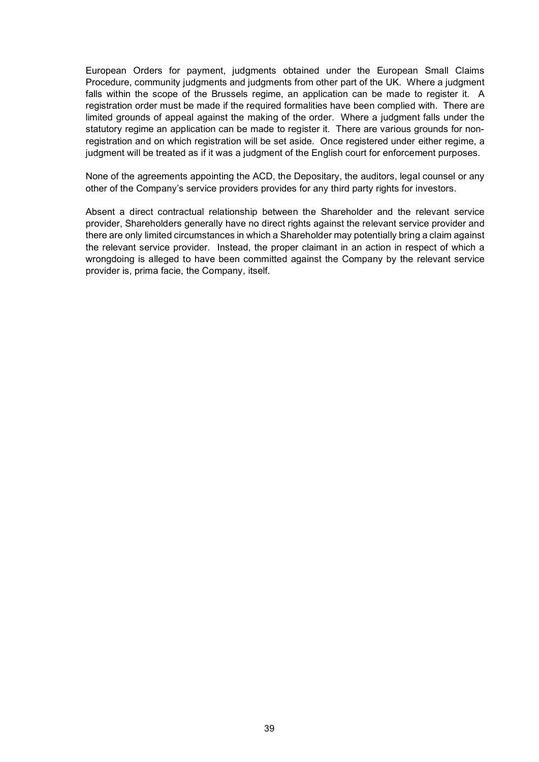European Orders for payment, judgments obtained under the European Small Claims Procedure, community judgments and judgments from other part of the UK. Where a judgment falls within the scope of the Brussels regime, an application can be made to register it. A registration order must be made if the required formalities have been complied with. There are limited grounds of appeal against the making of the order. Where a judgment falls under the statutory regime an application can be made to register it. There are various grounds for non-registration and on which registration will be set aside. Once registered under either regime, a judgment will be treated as if it was a judgment of the English court for enforcement purposes.

None of the agreements appointing the ACD, the Depositary, the auditors, legal counsel or any other of the Company's service providers provides for any third party rights for investors.

Absent a direct contractual relationship between the Shareholder and the relevant service provider, Shareholders generally have no direct rights against the relevant service provider and there are only limited circumstances in which a Shareholder may potentially bring a claim against the relevant service provider. Instead, the proper claimant in an action in respect of which a wrongdoing is alleged to have been committed against the Company by the relevant service provider is, prima facie, the Company, itself.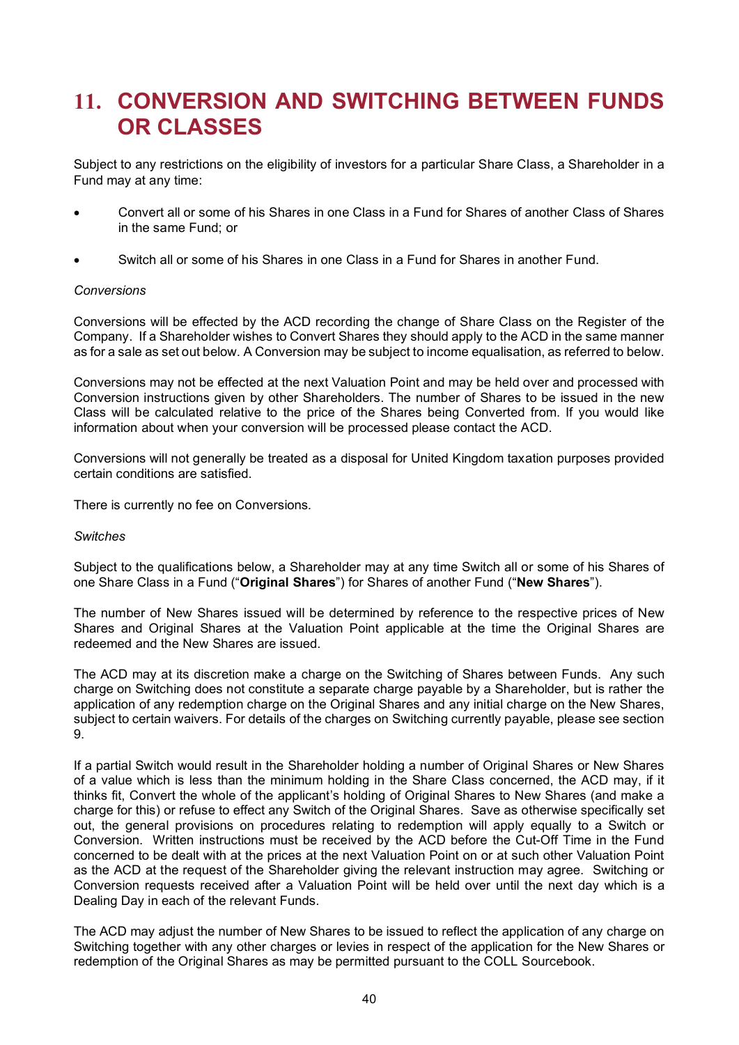# 11. CONVERSION AND SWITCHING BETWEEN FUNDS OR CLASSES

Subject to any restrictions on the eligibility of investors for a particular Share Class, a Shareholder in a Fund may at any time:

- Convert all or some of his Shares in one Class in a Fund for Shares of another Class of Shares in the same Fund; or
- Switch all or some of his Shares in one Class in a Fund for Shares in another Fund.

*Conversions*

Conversions will be effected by the ACD recording the change of Share Class on the Register of the Company. If a Shareholder wishes to Convert Shares they should apply to the ACD in the same manner as for a sale as set out below. A Conversion may be subject to income equalisation, as referred to below.

Conversions may not be effected at the next Valuation Point and may be held over and processed with Conversion instructions given by other Shareholders. The number of Shares to be issued in the new Class will be calculated relative to the price of the Shares being Converted from. If you would like information about when your conversion will be processed please contact the ACD.

Conversions will not generally be treated as a disposal for United Kingdom taxation purposes provided certain conditions are satisfied.

There is currently no fee on Conversions.

*Switches*

Subject to the qualifications below, a Shareholder may at any time Switch all or some of his Shares of one Share Class in a Fund ("**Original Shares**") for Shares of another Fund ("**New Shares**").

The number of New Shares issued will be determined by reference to the respective prices of New Shares and Original Shares at the Valuation Point applicable at the time the Original Shares are redeemed and the New Shares are issued.

The ACD may at its discretion make a charge on the Switching of Shares between Funds. Any such charge on Switching does not constitute a separate charge payable by a Shareholder, but is rather the application of any redemption charge on the Original Shares and any initial charge on the New Shares, subject to certain waivers. For details of the charges on Switching currently payable, please see section 9.

If a partial Switch would result in the Shareholder holding a number of Original Shares or New Shares of a value which is less than the minimum holding in the Share Class concerned, the ACD may, if it thinks fit, Convert the whole of the applicant's holding of Original Shares to New Shares (and make a charge for this) or refuse to effect any Switch of the Original Shares. Save as otherwise specifically set out, the general provisions on procedures relating to redemption will apply equally to a Switch or Conversion. Written instructions must be received by the ACD before the Cut-Off Time in the Fund concerned to be dealt with at the prices at the next Valuation Point on or at such other Valuation Point as the ACD at the request of the Shareholder giving the relevant instruction may agree. Switching or Conversion requests received after a Valuation Point will be held over until the next day which is a Dealing Day in each of the relevant Funds.

The ACD may adjust the number of New Shares to be issued to reflect the application of any charge on Switching together with any other charges or levies in respect of the application for the New Shares or redemption of the Original Shares as may be permitted pursuant to the COLL Sourcebook.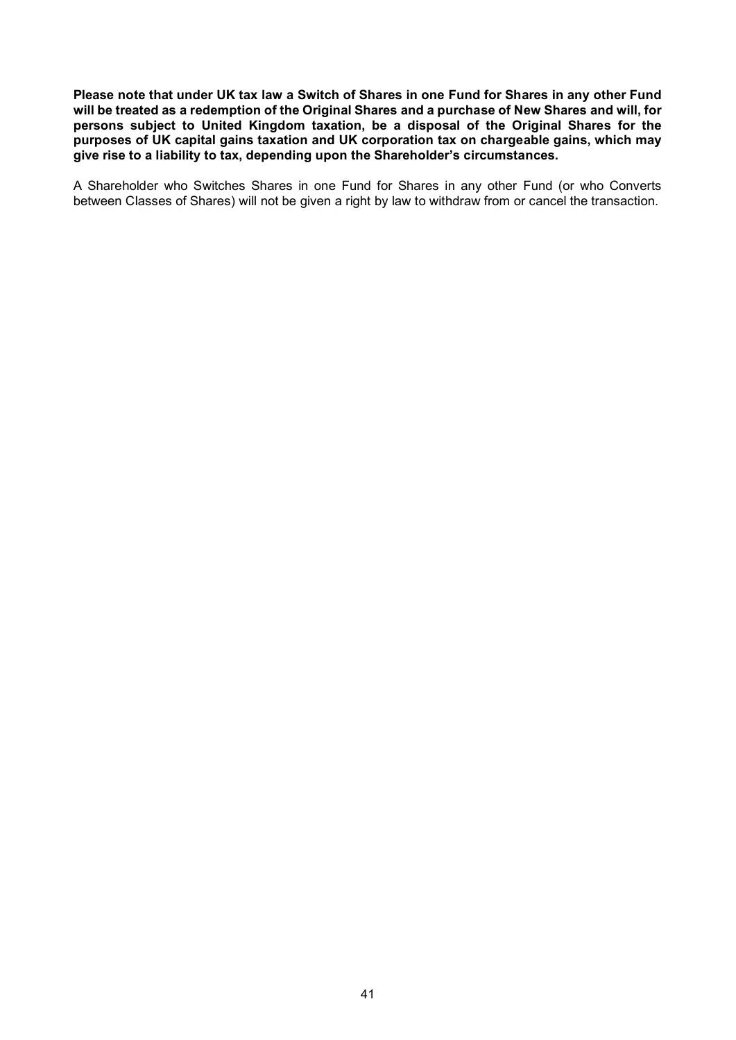**Please note that under UK tax law a Switch of Shares in one Fund for Shares in any other Fund will be treated as a redemption of the Original Shares and a purchase of New Shares and will, for persons subject to United Kingdom taxation, be a disposal of the Original Shares for the purposes of UK capital gains taxation and UK corporation tax on chargeable gains, which may give rise to a liability to tax, depending upon the Shareholder's circumstances.**

A Shareholder who Switches Shares in one Fund for Shares in any other Fund (or who Converts between Classes of Shares) will not be given a right by law to withdraw from or cancel the transaction.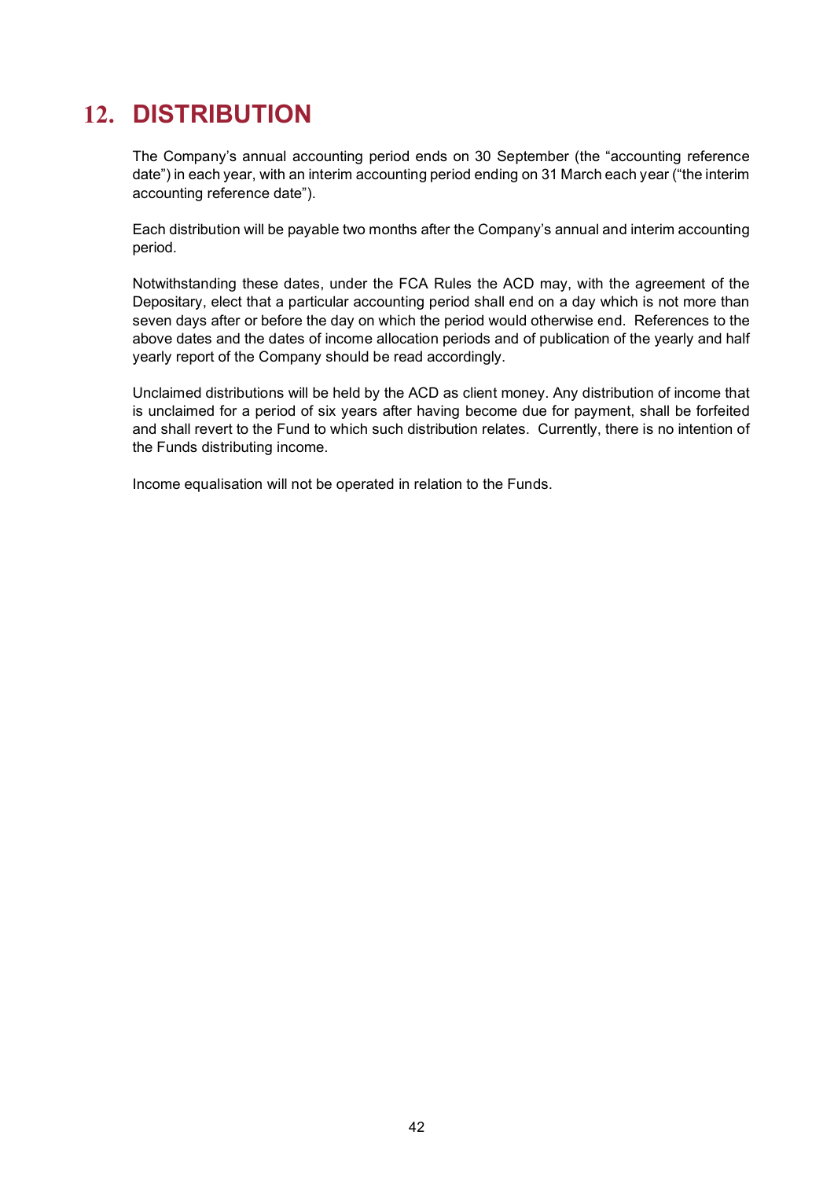# 12. DISTRIBUTION

The Company's annual accounting period ends on 30 September (the "accounting reference date") in each year, with an interim accounting period ending on 31 March each year ("the interim accounting reference date").

Each distribution will be payable two months after the Company's annual and interim accounting period.

Notwithstanding these dates, under the FCA Rules the ACD may, with the agreement of the Depositary, elect that a particular accounting period shall end on a day which is not more than seven days after or before the day on which the period would otherwise end. References to the above dates and the dates of income allocation periods and of publication of the yearly and half yearly report of the Company should be read accordingly.

Unclaimed distributions will be held by the ACD as client money. Any distribution of income that is unclaimed for a period of six years after having become due for payment, shall be forfeited and shall revert to the Fund to which such distribution relates. Currently, there is no intention of the Funds distributing income.

Income equalisation will not be operated in relation to the Funds.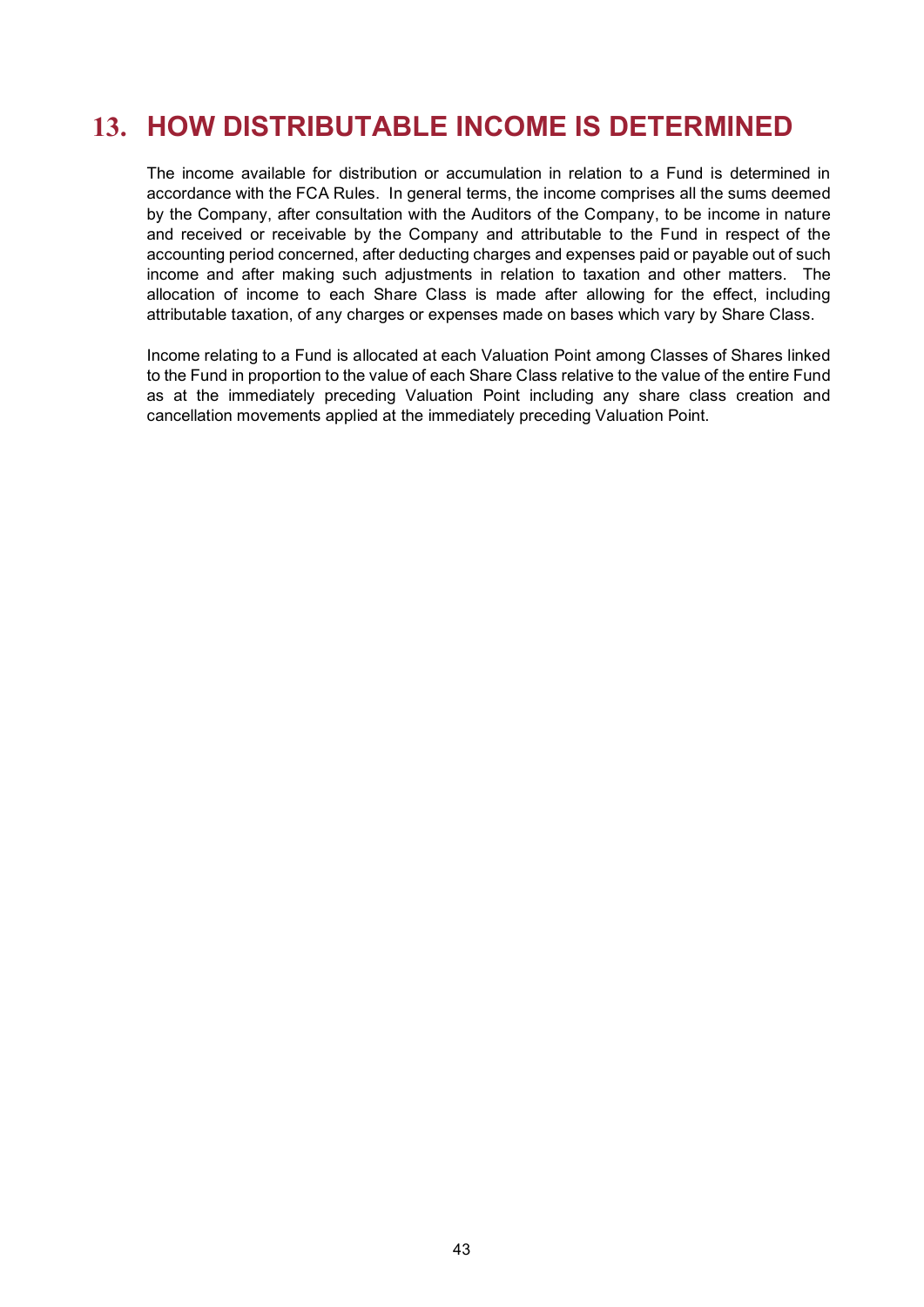# 13. HOW DISTRIBUTABLE INCOME IS DETERMINED

The income available for distribution or accumulation in relation to a Fund is determined in accordance with the FCA Rules. In general terms, the income comprises all the sums deemed by the Company, after consultation with the Auditors of the Company, to be income in nature and received or receivable by the Company and attributable to the Fund in respect of the accounting period concerned, after deducting charges and expenses paid or payable out of such income and after making such adjustments in relation to taxation and other matters. The allocation of income to each Share Class is made after allowing for the effect, including attributable taxation, of any charges or expenses made on bases which vary by Share Class.

Income relating to a Fund is allocated at each Valuation Point among Classes of Shares linked to the Fund in proportion to the value of each Share Class relative to the value of the entire Fund as at the immediately preceding Valuation Point including any share class creation and cancellation movements applied at the immediately preceding Valuation Point.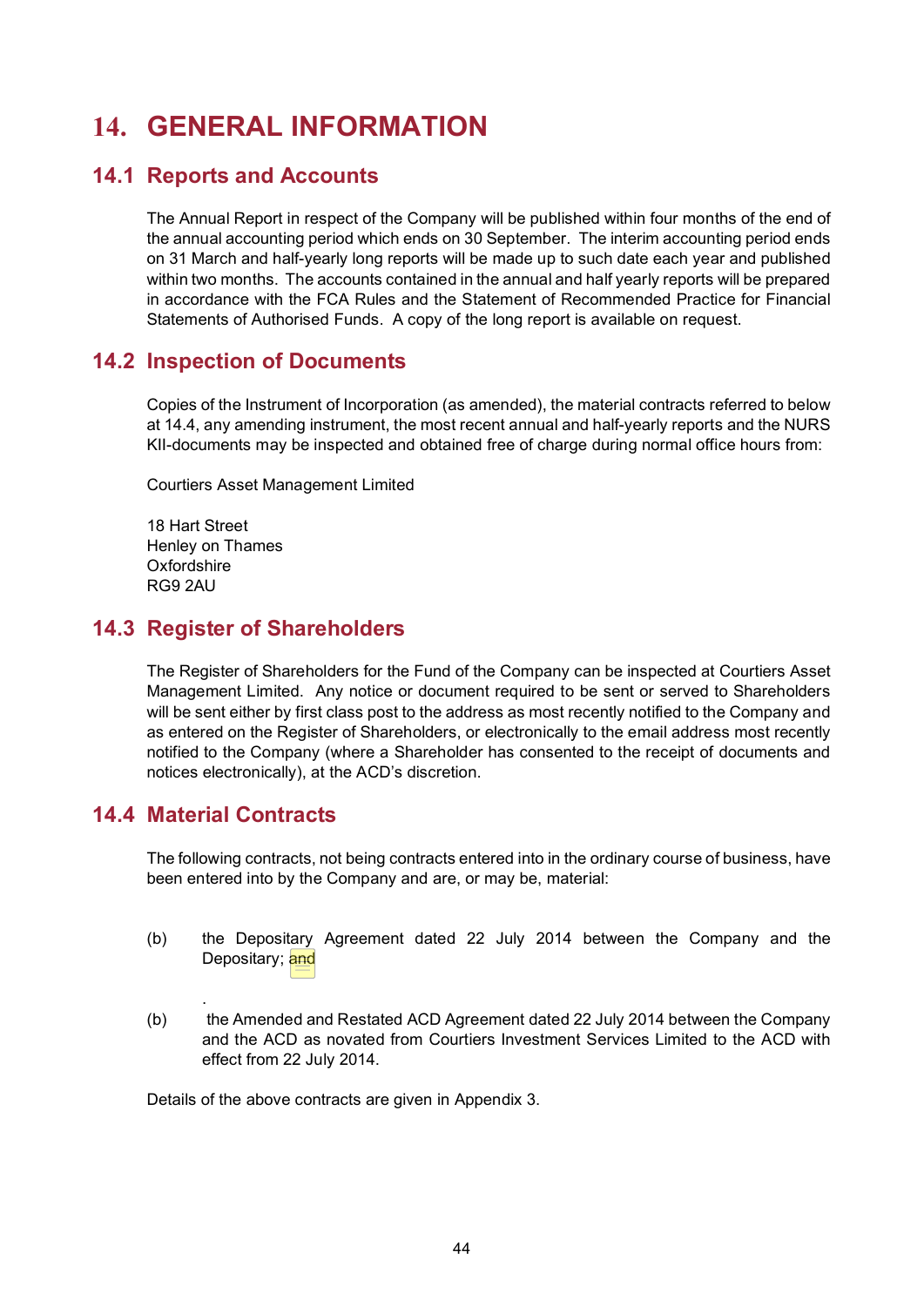# 14. GENERAL INFORMATION

## 14.1 Reports and Accounts

The Annual Report in respect of the Company will be published within four months of the end of the annual accounting period which ends on 30 September. The interim accounting period ends on 31 March and half-yearly long reports will be made up to such date each year and published within two months. The accounts contained in the annual and half yearly reports will be prepared in accordance with the FCA Rules and the Statement of Recommended Practice for Financial Statements of Authorised Funds. A copy of the long report is available on request.

## 14.2 Inspection of Documents

Copies of the Instrument of Incorporation (as amended), the material contracts referred to below at 14.4, any amending instrument, the most recent annual and half-yearly reports and the NURS KII-documents may be inspected and obtained free of charge during normal office hours from:

Courtiers Asset Management Limited

18 Hart Street
Henley on Thames
Oxfordshire
RG9 2AU

## 14.3 Register of Shareholders

The Register of Shareholders for the Fund of the Company can be inspected at Courtiers Asset Management Limited. Any notice or document required to be sent or served to Shareholders will be sent either by first class post to the address as most recently notified to the Company and as entered on the Register of Shareholders, or electronically to the email address most recently notified to the Company (where a Shareholder has consented to the receipt of documents and notices electronically), at the ACD's discretion.

## 14.4 Material Contracts

The following contracts, not being contracts entered into in the ordinary course of business, have been entered into by the Company and are, or may be, material:

(b) the Depositary Agreement dated 22 July 2014 between the Company and the Depositary; and

.

(b) the Amended and Restated ACD Agreement dated 22 July 2014 between the Company and the ACD as novated from Courtiers Investment Services Limited to the ACD with effect from 22 July 2014.

Details of the above contracts are given in Appendix 3.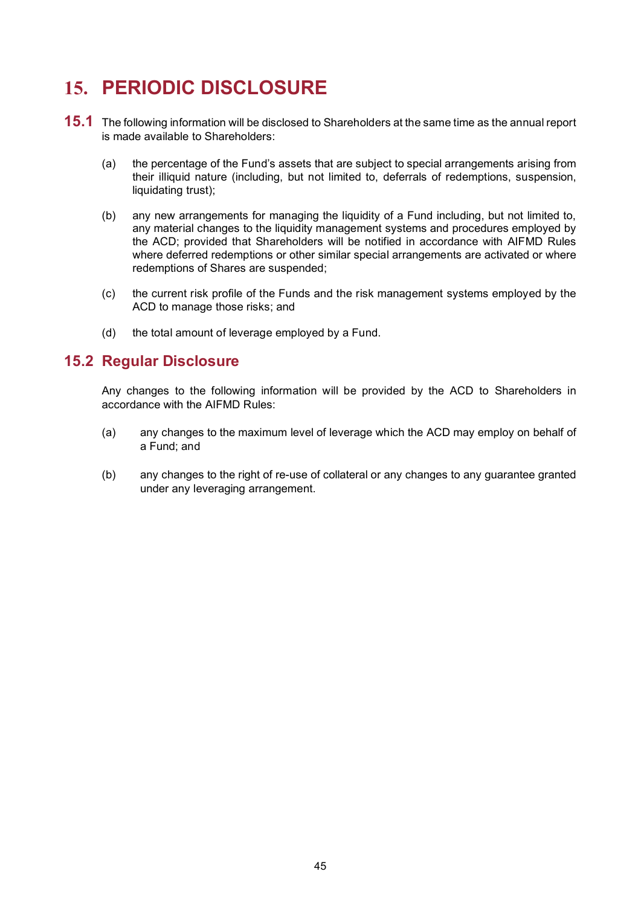# 15. PERIODIC DISCLOSURE

**15.1** The following information will be disclosed to Shareholders at the same time as the annual report is made available to Shareholders:

(a) the percentage of the Fund's assets that are subject to special arrangements arising from their illiquid nature (including, but not limited to, deferrals of redemptions, suspension, liquidating trust);

(b) any new arrangements for managing the liquidity of a Fund including, but not limited to, any material changes to the liquidity management systems and procedures employed by the ACD; provided that Shareholders will be notified in accordance with AIFMD Rules where deferred redemptions or other similar special arrangements are activated or where redemptions of Shares are suspended;

(c) the current risk profile of the Funds and the risk management systems employed by the ACD to manage those risks; and

(d) the total amount of leverage employed by a Fund.

## 15.2 Regular Disclosure

Any changes to the following information will be provided by the ACD to Shareholders in accordance with the AIFMD Rules:

(a) any changes to the maximum level of leverage which the ACD may employ on behalf of a Fund; and

(b) any changes to the right of re-use of collateral or any changes to any guarantee granted under any leveraging arrangement.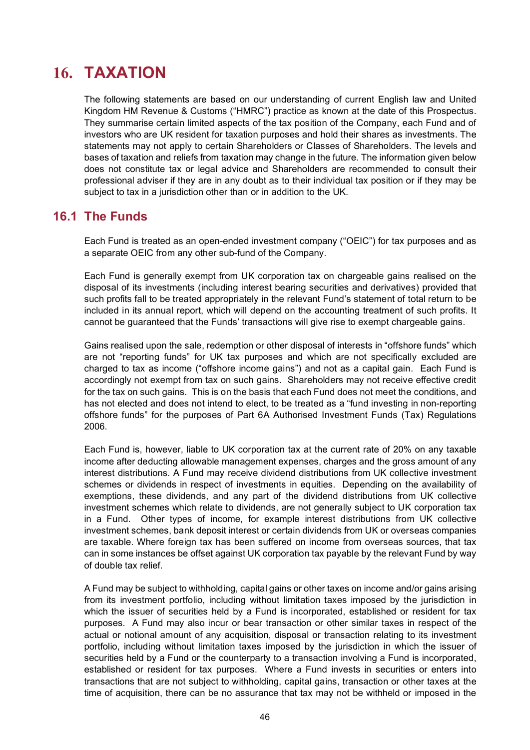# 16. TAXATION

The following statements are based on our understanding of current English law and United Kingdom HM Revenue & Customs ("HMRC") practice as known at the date of this Prospectus. They summarise certain limited aspects of the tax position of the Company, each Fund and of investors who are UK resident for taxation purposes and hold their shares as investments. The statements may not apply to certain Shareholders or Classes of Shareholders. The levels and bases of taxation and reliefs from taxation may change in the future. The information given below does not constitute tax or legal advice and Shareholders are recommended to consult their professional adviser if they are in any doubt as to their individual tax position or if they may be subject to tax in a jurisdiction other than or in addition to the UK.

## 16.1 The Funds

Each Fund is treated as an open-ended investment company ("OEIC") for tax purposes and as a separate OEIC from any other sub-fund of the Company.

Each Fund is generally exempt from UK corporation tax on chargeable gains realised on the disposal of its investments (including interest bearing securities and derivatives) provided that such profits fall to be treated appropriately in the relevant Fund's statement of total return to be included in its annual report, which will depend on the accounting treatment of such profits. It cannot be guaranteed that the Funds' transactions will give rise to exempt chargeable gains.

Gains realised upon the sale, redemption or other disposal of interests in "offshore funds" which are not "reporting funds" for UK tax purposes and which are not specifically excluded are charged to tax as income ("offshore income gains") and not as a capital gain. Each Fund is accordingly not exempt from tax on such gains. Shareholders may not receive effective credit for the tax on such gains. This is on the basis that each Fund does not meet the conditions, and has not elected and does not intend to elect, to be treated as a "fund investing in non-reporting offshore funds" for the purposes of Part 6A Authorised Investment Funds (Tax) Regulations 2006.

Each Fund is, however, liable to UK corporation tax at the current rate of 20% on any taxable income after deducting allowable management expenses, charges and the gross amount of any interest distributions. A Fund may receive dividend distributions from UK collective investment schemes or dividends in respect of investments in equities. Depending on the availability of exemptions, these dividends, and any part of the dividend distributions from UK collective investment schemes which relate to dividends, are not generally subject to UK corporation tax in a Fund. Other types of income, for example interest distributions from UK collective investment schemes, bank deposit interest or certain dividends from UK or overseas companies are taxable. Where foreign tax has been suffered on income from overseas sources, that tax can in some instances be offset against UK corporation tax payable by the relevant Fund by way of double tax relief.

A Fund may be subject to withholding, capital gains or other taxes on income and/or gains arising from its investment portfolio, including without limitation taxes imposed by the jurisdiction in which the issuer of securities held by a Fund is incorporated, established or resident for tax purposes. A Fund may also incur or bear transaction or other similar taxes in respect of the actual or notional amount of any acquisition, disposal or transaction relating to its investment portfolio, including without limitation taxes imposed by the jurisdiction in which the issuer of securities held by a Fund or the counterparty to a transaction involving a Fund is incorporated, established or resident for tax purposes. Where a Fund invests in securities or enters into transactions that are not subject to withholding, capital gains, transaction or other taxes at the time of acquisition, there can be no assurance that tax may not be withheld or imposed in the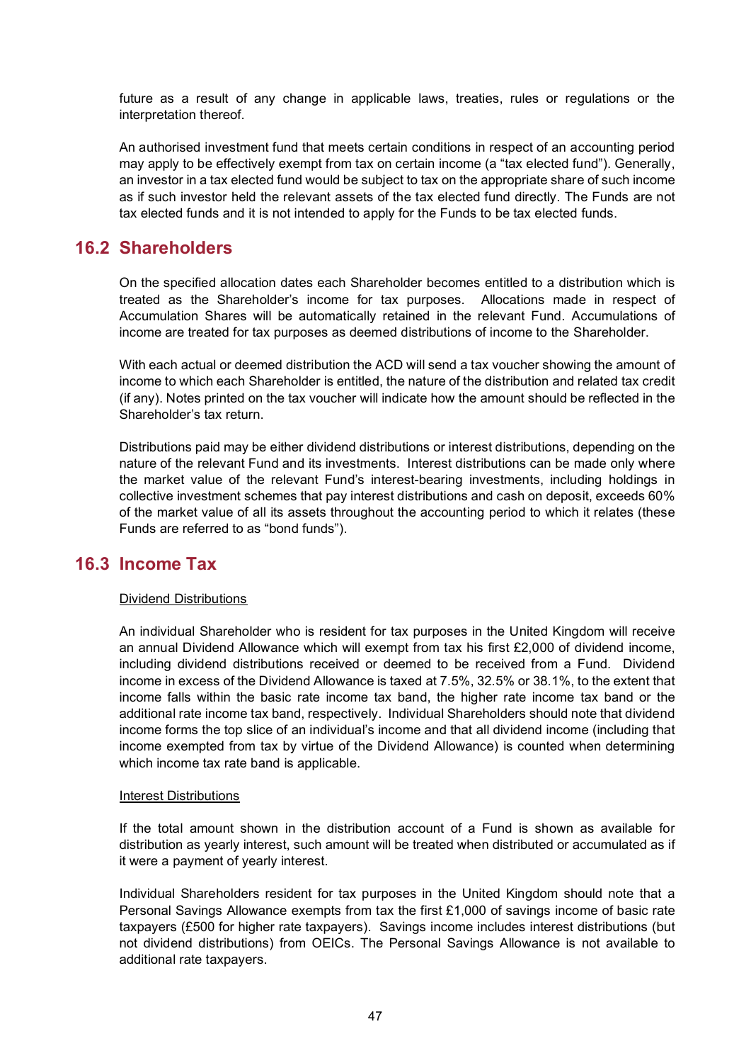future as a result of any change in applicable laws, treaties, rules or regulations or the interpretation thereof.

An authorised investment fund that meets certain conditions in respect of an accounting period may apply to be effectively exempt from tax on certain income (a "tax elected fund"). Generally, an investor in a tax elected fund would be subject to tax on the appropriate share of such income as if such investor held the relevant assets of the tax elected fund directly. The Funds are not tax elected funds and it is not intended to apply for the Funds to be tax elected funds.

## 16.2 Shareholders

On the specified allocation dates each Shareholder becomes entitled to a distribution which is treated as the Shareholder's income for tax purposes. Allocations made in respect of Accumulation Shares will be automatically retained in the relevant Fund. Accumulations of income are treated for tax purposes as deemed distributions of income to the Shareholder.

With each actual or deemed distribution the ACD will send a tax voucher showing the amount of income to which each Shareholder is entitled, the nature of the distribution and related tax credit (if any). Notes printed on the tax voucher will indicate how the amount should be reflected in the Shareholder's tax return.

Distributions paid may be either dividend distributions or interest distributions, depending on the nature of the relevant Fund and its investments. Interest distributions can be made only where the market value of the relevant Fund's interest-bearing investments, including holdings in collective investment schemes that pay interest distributions and cash on deposit, exceeds 60% of the market value of all its assets throughout the accounting period to which it relates (these Funds are referred to as "bond funds").

## 16.3 Income Tax

Dividend Distributions

An individual Shareholder who is resident for tax purposes in the United Kingdom will receive an annual Dividend Allowance which will exempt from tax his first £2,000 of dividend income, including dividend distributions received or deemed to be received from a Fund. Dividend income in excess of the Dividend Allowance is taxed at 7.5%, 32.5% or 38.1%, to the extent that income falls within the basic rate income tax band, the higher rate income tax band or the additional rate income tax band, respectively. Individual Shareholders should note that dividend income forms the top slice of an individual's income and that all dividend income (including that income exempted from tax by virtue of the Dividend Allowance) is counted when determining which income tax rate band is applicable.

Interest Distributions

If the total amount shown in the distribution account of a Fund is shown as available for distribution as yearly interest, such amount will be treated when distributed or accumulated as if it were a payment of yearly interest.

Individual Shareholders resident for tax purposes in the United Kingdom should note that a Personal Savings Allowance exempts from tax the first £1,000 of savings income of basic rate taxpayers (£500 for higher rate taxpayers). Savings income includes interest distributions (but not dividend distributions) from OEICs. The Personal Savings Allowance is not available to additional rate taxpayers.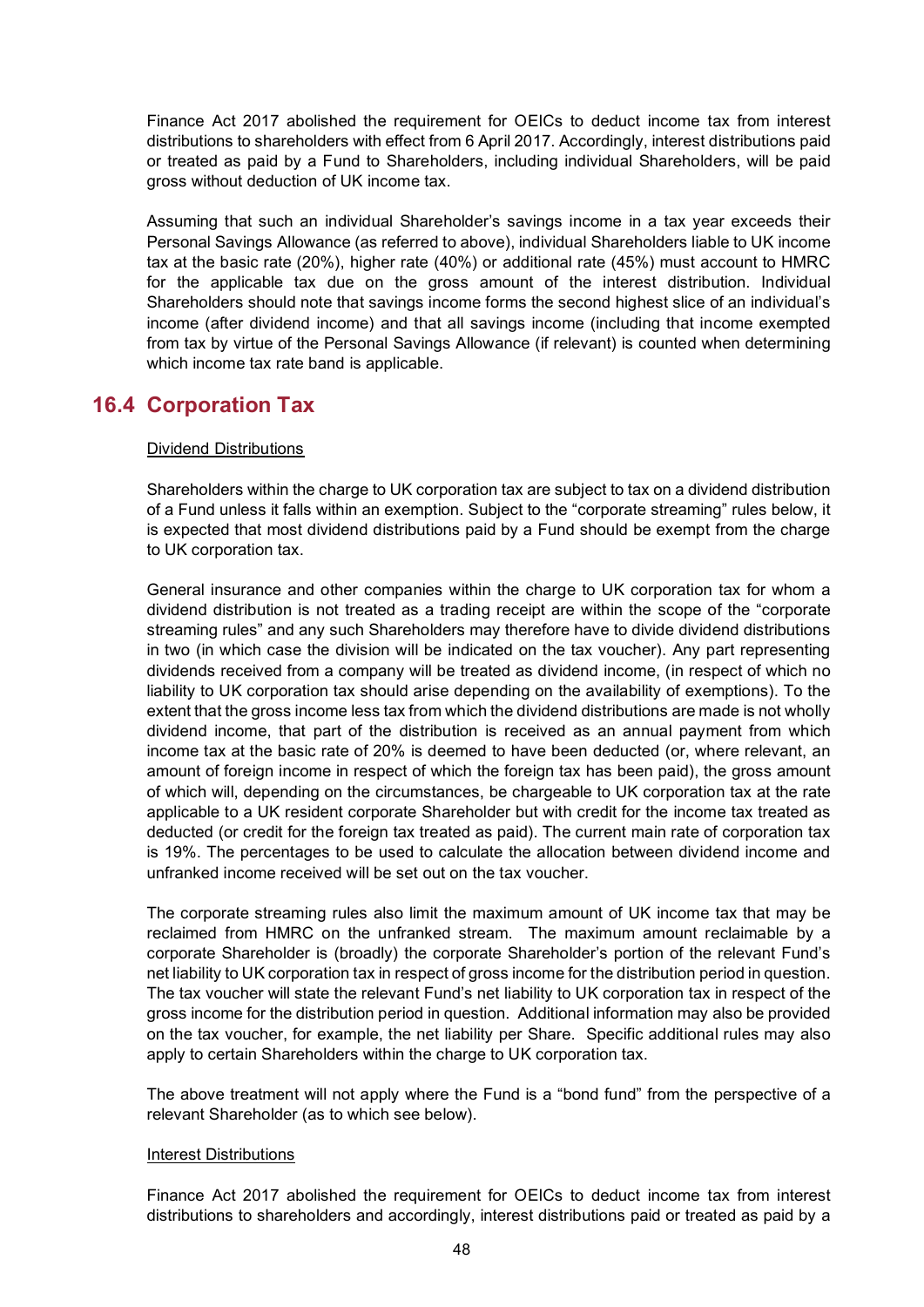Finance Act 2017 abolished the requirement for OEICs to deduct income tax from interest distributions to shareholders with effect from 6 April 2017. Accordingly, interest distributions paid or treated as paid by a Fund to Shareholders, including individual Shareholders, will be paid gross without deduction of UK income tax.

Assuming that such an individual Shareholder's savings income in a tax year exceeds their Personal Savings Allowance (as referred to above), individual Shareholders liable to UK income tax at the basic rate (20%), higher rate (40%) or additional rate (45%) must account to HMRC for the applicable tax due on the gross amount of the interest distribution. Individual Shareholders should note that savings income forms the second highest slice of an individual's income (after dividend income) and that all savings income (including that income exempted from tax by virtue of the Personal Savings Allowance (if relevant) is counted when determining which income tax rate band is applicable.

## 16.4 Corporation Tax

Dividend Distributions

Shareholders within the charge to UK corporation tax are subject to tax on a dividend distribution of a Fund unless it falls within an exemption. Subject to the "corporate streaming" rules below, it is expected that most dividend distributions paid by a Fund should be exempt from the charge to UK corporation tax.

General insurance and other companies within the charge to UK corporation tax for whom a dividend distribution is not treated as a trading receipt are within the scope of the "corporate streaming rules" and any such Shareholders may therefore have to divide dividend distributions in two (in which case the division will be indicated on the tax voucher). Any part representing dividends received from a company will be treated as dividend income, (in respect of which no liability to UK corporation tax should arise depending on the availability of exemptions). To the extent that the gross income less tax from which the dividend distributions are made is not wholly dividend income, that part of the distribution is received as an annual payment from which income tax at the basic rate of 20% is deemed to have been deducted (or, where relevant, an amount of foreign income in respect of which the foreign tax has been paid), the gross amount of which will, depending on the circumstances, be chargeable to UK corporation tax at the rate applicable to a UK resident corporate Shareholder but with credit for the income tax treated as deducted (or credit for the foreign tax treated as paid). The current main rate of corporation tax is 19%. The percentages to be used to calculate the allocation between dividend income and unfranked income received will be set out on the tax voucher.

The corporate streaming rules also limit the maximum amount of UK income tax that may be reclaimed from HMRC on the unfranked stream. The maximum amount reclaimable by a corporate Shareholder is (broadly) the corporate Shareholder's portion of the relevant Fund's net liability to UK corporation tax in respect of gross income for the distribution period in question. The tax voucher will state the relevant Fund's net liability to UK corporation tax in respect of the gross income for the distribution period in question. Additional information may also be provided on the tax voucher, for example, the net liability per Share. Specific additional rules may also apply to certain Shareholders within the charge to UK corporation tax.

The above treatment will not apply where the Fund is a "bond fund" from the perspective of a relevant Shareholder (as to which see below).

Interest Distributions

Finance Act 2017 abolished the requirement for OEICs to deduct income tax from interest distributions to shareholders and accordingly, interest distributions paid or treated as paid by a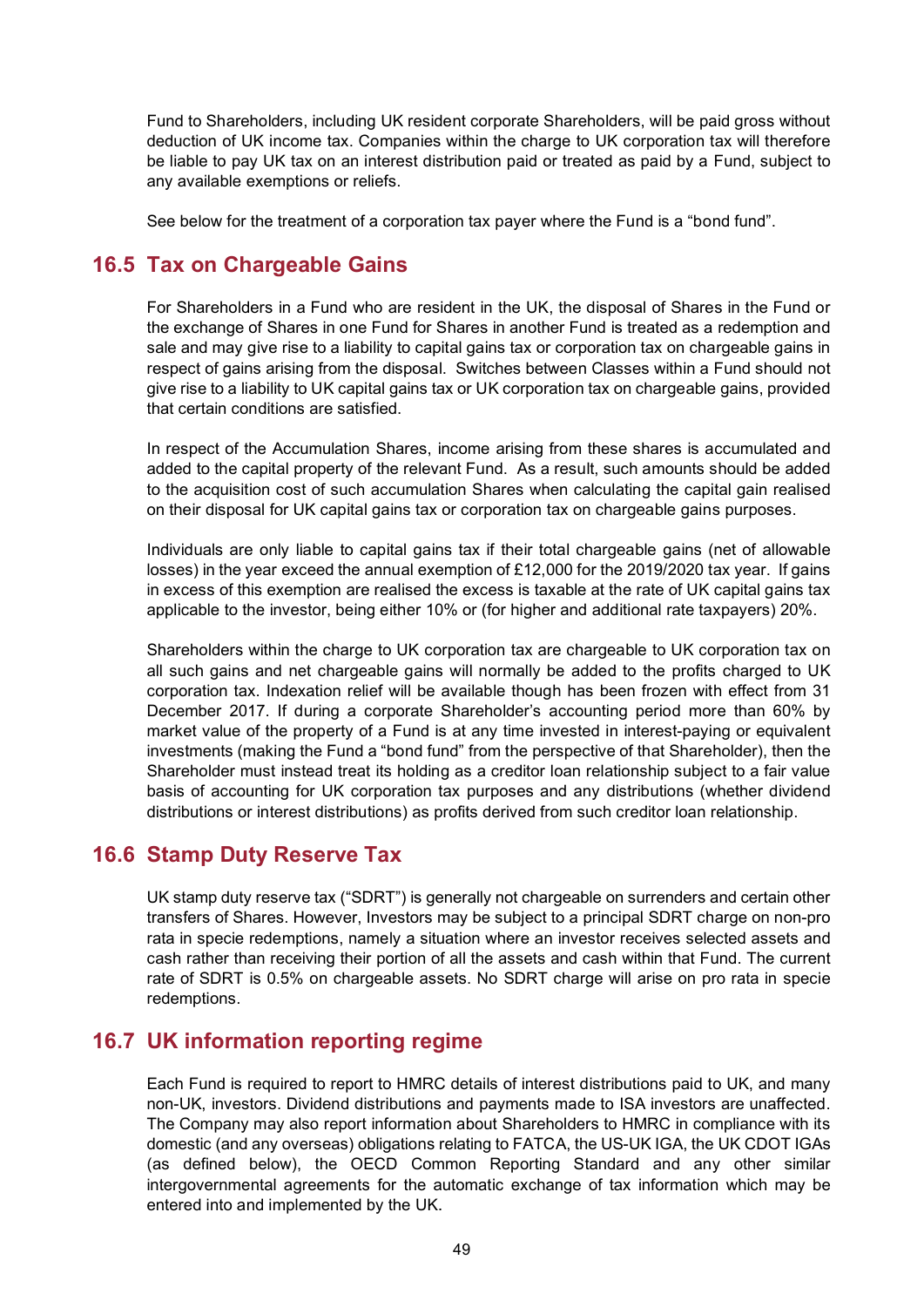Fund to Shareholders, including UK resident corporate Shareholders, will be paid gross without deduction of UK income tax. Companies within the charge to UK corporation tax will therefore be liable to pay UK tax on an interest distribution paid or treated as paid by a Fund, subject to any available exemptions or reliefs.

See below for the treatment of a corporation tax payer where the Fund is a "bond fund".

## 16.5 Tax on Chargeable Gains

For Shareholders in a Fund who are resident in the UK, the disposal of Shares in the Fund or the exchange of Shares in one Fund for Shares in another Fund is treated as a redemption and sale and may give rise to a liability to capital gains tax or corporation tax on chargeable gains in respect of gains arising from the disposal. Switches between Classes within a Fund should not give rise to a liability to UK capital gains tax or UK corporation tax on chargeable gains, provided that certain conditions are satisfied.

In respect of the Accumulation Shares, income arising from these shares is accumulated and added to the capital property of the relevant Fund. As a result, such amounts should be added to the acquisition cost of such accumulation Shares when calculating the capital gain realised on their disposal for UK capital gains tax or corporation tax on chargeable gains purposes.

Individuals are only liable to capital gains tax if their total chargeable gains (net of allowable losses) in the year exceed the annual exemption of £12,000 for the 2019/2020 tax year. If gains in excess of this exemption are realised the excess is taxable at the rate of UK capital gains tax applicable to the investor, being either 10% or (for higher and additional rate taxpayers) 20%.

Shareholders within the charge to UK corporation tax are chargeable to UK corporation tax on all such gains and net chargeable gains will normally be added to the profits charged to UK corporation tax. Indexation relief will be available though has been frozen with effect from 31 December 2017. If during a corporate Shareholder's accounting period more than 60% by market value of the property of a Fund is at any time invested in interest-paying or equivalent investments (making the Fund a "bond fund" from the perspective of that Shareholder), then the Shareholder must instead treat its holding as a creditor loan relationship subject to a fair value basis of accounting for UK corporation tax purposes and any distributions (whether dividend distributions or interest distributions) as profits derived from such creditor loan relationship.

## 16.6 Stamp Duty Reserve Tax

UK stamp duty reserve tax ("SDRT") is generally not chargeable on surrenders and certain other transfers of Shares. However, Investors may be subject to a principal SDRT charge on non-pro rata in specie redemptions, namely a situation where an investor receives selected assets and cash rather than receiving their portion of all the assets and cash within that Fund. The current rate of SDRT is 0.5% on chargeable assets. No SDRT charge will arise on pro rata in specie redemptions.

## 16.7 UK information reporting regime

Each Fund is required to report to HMRC details of interest distributions paid to UK, and many non-UK, investors. Dividend distributions and payments made to ISA investors are unaffected. The Company may also report information about Shareholders to HMRC in compliance with its domestic (and any overseas) obligations relating to FATCA, the US-UK IGA, the UK CDOT IGAs (as defined below), the OECD Common Reporting Standard and any other similar intergovernmental agreements for the automatic exchange of tax information which may be entered into and implemented by the UK.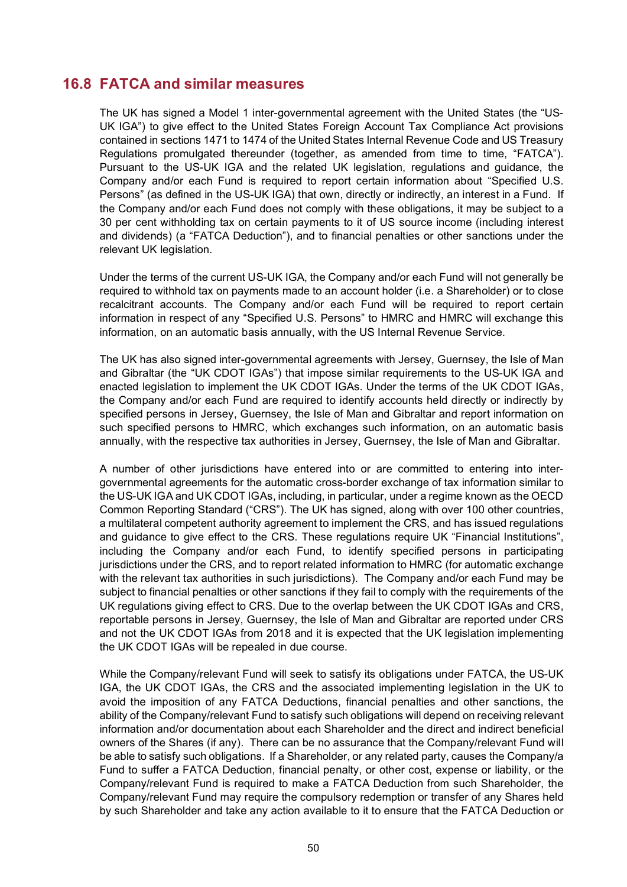## 16.8 FATCA and similar measures

The UK has signed a Model 1 inter-governmental agreement with the United States (the "US-UK IGA") to give effect to the United States Foreign Account Tax Compliance Act provisions contained in sections 1471 to 1474 of the United States Internal Revenue Code and US Treasury Regulations promulgated thereunder (together, as amended from time to time, "FATCA"). Pursuant to the US-UK IGA and the related UK legislation, regulations and guidance, the Company and/or each Fund is required to report certain information about "Specified U.S. Persons" (as defined in the US-UK IGA) that own, directly or indirectly, an interest in a Fund. If the Company and/or each Fund does not comply with these obligations, it may be subject to a 30 per cent withholding tax on certain payments to it of US source income (including interest and dividends) (a "FATCA Deduction"), and to financial penalties or other sanctions under the relevant UK legislation.

Under the terms of the current US-UK IGA, the Company and/or each Fund will not generally be required to withhold tax on payments made to an account holder (i.e. a Shareholder) or to close recalcitrant accounts. The Company and/or each Fund will be required to report certain information in respect of any "Specified U.S. Persons" to HMRC and HMRC will exchange this information, on an automatic basis annually, with the US Internal Revenue Service.

The UK has also signed inter-governmental agreements with Jersey, Guernsey, the Isle of Man and Gibraltar (the "UK CDOT IGAs") that impose similar requirements to the US-UK IGA and enacted legislation to implement the UK CDOT IGAs. Under the terms of the UK CDOT IGAs, the Company and/or each Fund are required to identify accounts held directly or indirectly by specified persons in Jersey, Guernsey, the Isle of Man and Gibraltar and report information on such specified persons to HMRC, which exchanges such information, on an automatic basis annually, with the respective tax authorities in Jersey, Guernsey, the Isle of Man and Gibraltar.

A number of other jurisdictions have entered into or are committed to entering into inter-governmental agreements for the automatic cross-border exchange of tax information similar to the US-UK IGA and UK CDOT IGAs, including, in particular, under a regime known as the OECD Common Reporting Standard ("CRS"). The UK has signed, along with over 100 other countries, a multilateral competent authority agreement to implement the CRS, and has issued regulations and guidance to give effect to the CRS. These regulations require UK "Financial Institutions", including the Company and/or each Fund, to identify specified persons in participating jurisdictions under the CRS, and to report related information to HMRC (for automatic exchange with the relevant tax authorities in such jurisdictions). The Company and/or each Fund may be subject to financial penalties or other sanctions if they fail to comply with the requirements of the UK regulations giving effect to CRS. Due to the overlap between the UK CDOT IGAs and CRS, reportable persons in Jersey, Guernsey, the Isle of Man and Gibraltar are reported under CRS and not the UK CDOT IGAs from 2018 and it is expected that the UK legislation implementing the UK CDOT IGAs will be repealed in due course.

While the Company/relevant Fund will seek to satisfy its obligations under FATCA, the US-UK IGA, the UK CDOT IGAs, the CRS and the associated implementing legislation in the UK to avoid the imposition of any FATCA Deductions, financial penalties and other sanctions, the ability of the Company/relevant Fund to satisfy such obligations will depend on receiving relevant information and/or documentation about each Shareholder and the direct and indirect beneficial owners of the Shares (if any). There can be no assurance that the Company/relevant Fund will be able to satisfy such obligations. If a Shareholder, or any related party, causes the Company/a Fund to suffer a FATCA Deduction, financial penalty, or other cost, expense or liability, or the Company/relevant Fund is required to make a FATCA Deduction from such Shareholder, the Company/relevant Fund may require the compulsory redemption or transfer of any Shares held by such Shareholder and take any action available to it to ensure that the FATCA Deduction or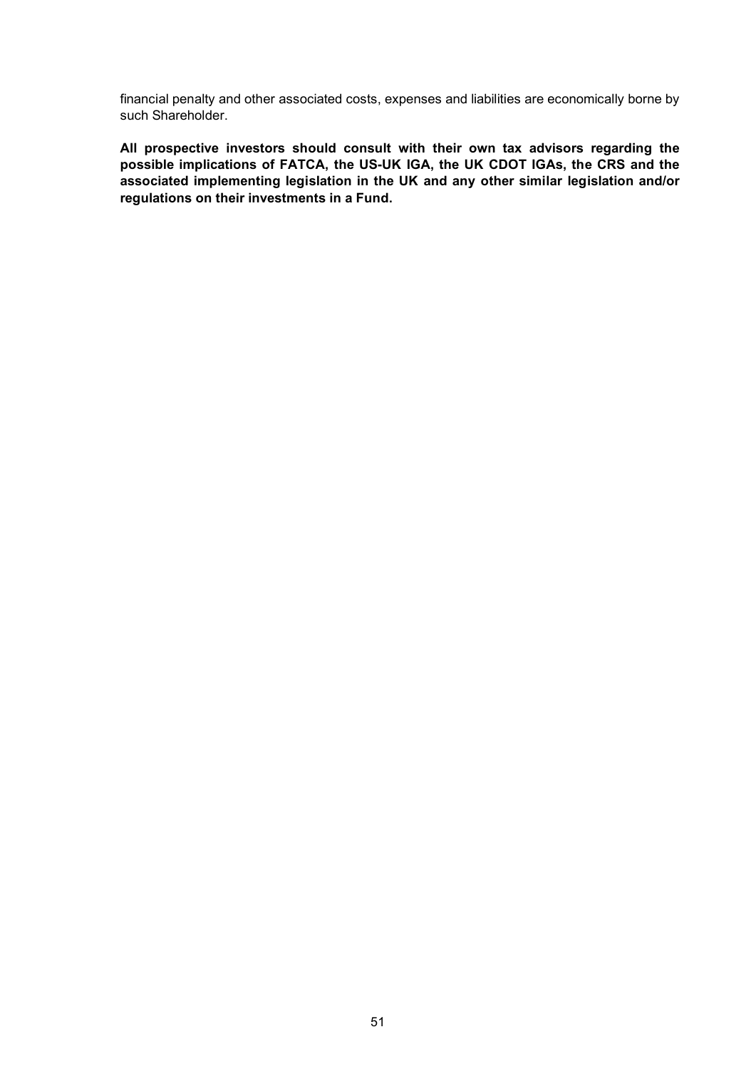financial penalty and other associated costs, expenses and liabilities are economically borne by such Shareholder.

**All prospective investors should consult with their own tax advisors regarding the possible implications of FATCA, the US-UK IGA, the UK CDOT IGAs, the CRS and the associated implementing legislation in the UK and any other similar legislation and/or regulations on their investments in a Fund.**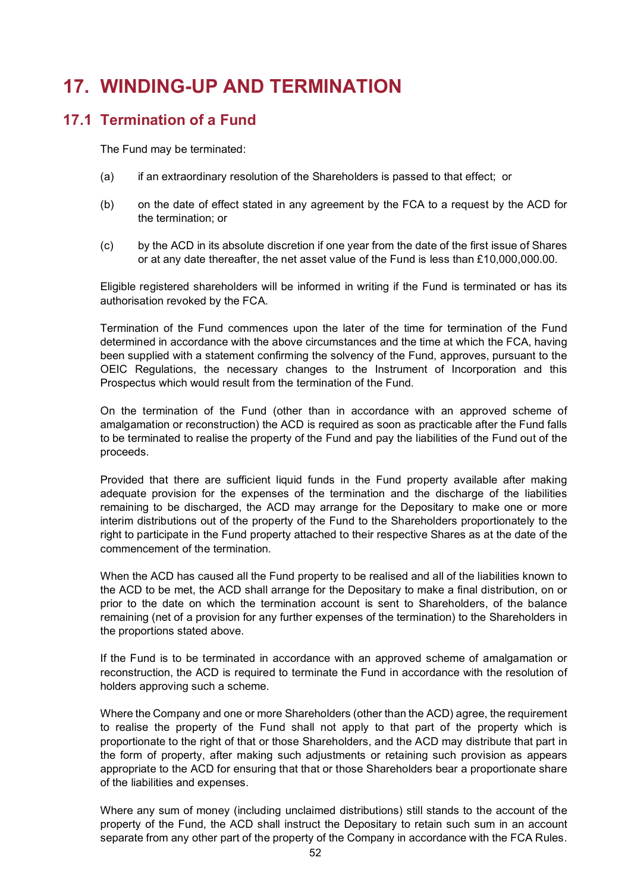# 17. WINDING-UP AND TERMINATION

## 17.1 Termination of a Fund

The Fund may be terminated:

(a) if an extraordinary resolution of the Shareholders is passed to that effect; or

(b) on the date of effect stated in any agreement by the FCA to a request by the ACD for the termination; or

(c) by the ACD in its absolute discretion if one year from the date of the first issue of Shares or at any date thereafter, the net asset value of the Fund is less than £10,000,000.00.

Eligible registered shareholders will be informed in writing if the Fund is terminated or has its authorisation revoked by the FCA.

Termination of the Fund commences upon the later of the time for termination of the Fund determined in accordance with the above circumstances and the time at which the FCA, having been supplied with a statement confirming the solvency of the Fund, approves, pursuant to the OEIC Regulations, the necessary changes to the Instrument of Incorporation and this Prospectus which would result from the termination of the Fund.

On the termination of the Fund (other than in accordance with an approved scheme of amalgamation or reconstruction) the ACD is required as soon as practicable after the Fund falls to be terminated to realise the property of the Fund and pay the liabilities of the Fund out of the proceeds.

Provided that there are sufficient liquid funds in the Fund property available after making adequate provision for the expenses of the termination and the discharge of the liabilities remaining to be discharged, the ACD may arrange for the Depositary to make one or more interim distributions out of the property of the Fund to the Shareholders proportionately to the right to participate in the Fund property attached to their respective Shares as at the date of the commencement of the termination.

When the ACD has caused all the Fund property to be realised and all of the liabilities known to the ACD to be met, the ACD shall arrange for the Depositary to make a final distribution, on or prior to the date on which the termination account is sent to Shareholders, of the balance remaining (net of a provision for any further expenses of the termination) to the Shareholders in the proportions stated above.

If the Fund is to be terminated in accordance with an approved scheme of amalgamation or reconstruction, the ACD is required to terminate the Fund in accordance with the resolution of holders approving such a scheme.

Where the Company and one or more Shareholders (other than the ACD) agree, the requirement to realise the property of the Fund shall not apply to that part of the property which is proportionate to the right of that or those Shareholders, and the ACD may distribute that part in the form of property, after making such adjustments or retaining such provision as appears appropriate to the ACD for ensuring that that or those Shareholders bear a proportionate share of the liabilities and expenses.

Where any sum of money (including unclaimed distributions) still stands to the account of the property of the Fund, the ACD shall instruct the Depositary to retain such sum in an account separate from any other part of the property of the Company in accordance with the FCA Rules.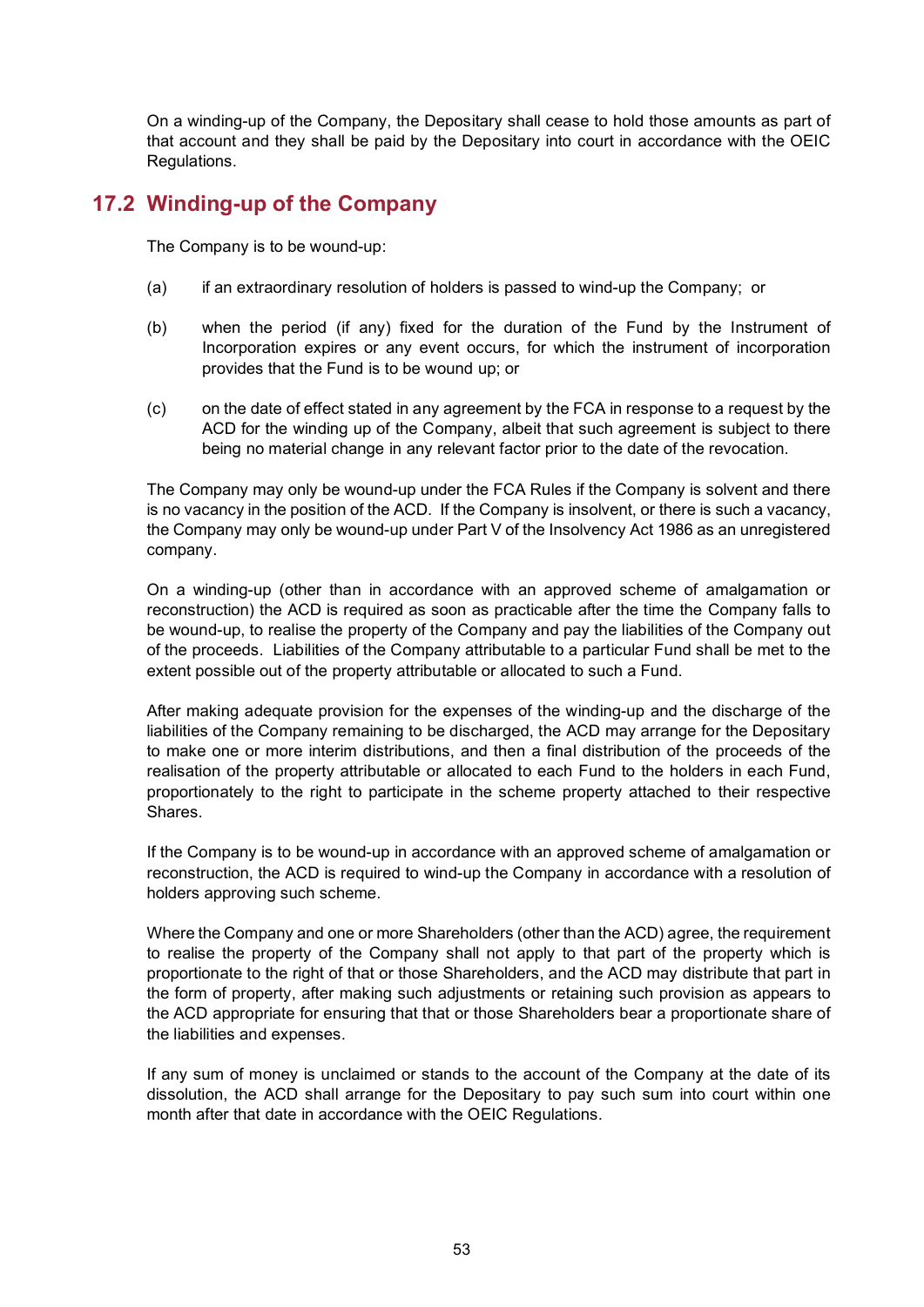On a winding-up of the Company, the Depositary shall cease to hold those amounts as part of that account and they shall be paid by the Depositary into court in accordance with the OEIC Regulations.

## 17.2 Winding-up of the Company

The Company is to be wound-up:

(a) if an extraordinary resolution of holders is passed to wind-up the Company; or

(b) when the period (if any) fixed for the duration of the Fund by the Instrument of Incorporation expires or any event occurs, for which the instrument of incorporation provides that the Fund is to be wound up; or

(c) on the date of effect stated in any agreement by the FCA in response to a request by the ACD for the winding up of the Company, albeit that such agreement is subject to there being no material change in any relevant factor prior to the date of the revocation.

The Company may only be wound-up under the FCA Rules if the Company is solvent and there is no vacancy in the position of the ACD. If the Company is insolvent, or there is such a vacancy, the Company may only be wound-up under Part V of the Insolvency Act 1986 as an unregistered company.

On a winding-up (other than in accordance with an approved scheme of amalgamation or reconstruction) the ACD is required as soon as practicable after the time the Company falls to be wound-up, to realise the property of the Company and pay the liabilities of the Company out of the proceeds. Liabilities of the Company attributable to a particular Fund shall be met to the extent possible out of the property attributable or allocated to such a Fund.

After making adequate provision for the expenses of the winding-up and the discharge of the liabilities of the Company remaining to be discharged, the ACD may arrange for the Depositary to make one or more interim distributions, and then a final distribution of the proceeds of the realisation of the property attributable or allocated to each Fund to the holders in each Fund, proportionately to the right to participate in the scheme property attached to their respective Shares.

If the Company is to be wound-up in accordance with an approved scheme of amalgamation or reconstruction, the ACD is required to wind-up the Company in accordance with a resolution of holders approving such scheme.

Where the Company and one or more Shareholders (other than the ACD) agree, the requirement to realise the property of the Company shall not apply to that part of the property which is proportionate to the right of that or those Shareholders, and the ACD may distribute that part in the form of property, after making such adjustments or retaining such provision as appears to the ACD appropriate for ensuring that that or those Shareholders bear a proportionate share of the liabilities and expenses.

If any sum of money is unclaimed or stands to the account of the Company at the date of its dissolution, the ACD shall arrange for the Depositary to pay such sum into court within one month after that date in accordance with the OEIC Regulations.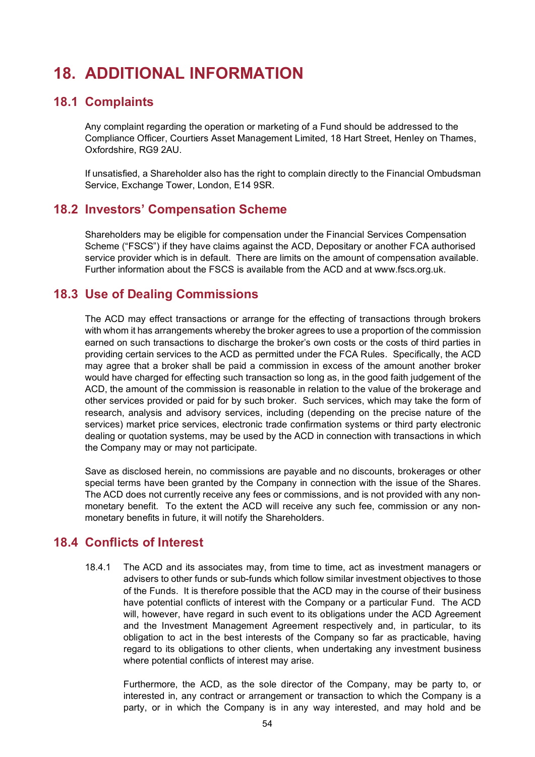# 18. ADDITIONAL INFORMATION

## 18.1 Complaints

Any complaint regarding the operation or marketing of a Fund should be addressed to the Compliance Officer, Courtiers Asset Management Limited, 18 Hart Street, Henley on Thames, Oxfordshire, RG9 2AU.

If unsatisfied, a Shareholder also has the right to complain directly to the Financial Ombudsman Service, Exchange Tower, London, E14 9SR.

## 18.2 Investors' Compensation Scheme

Shareholders may be eligible for compensation under the Financial Services Compensation Scheme ("FSCS") if they have claims against the ACD, Depositary or another FCA authorised service provider which is in default. There are limits on the amount of compensation available. Further information about the FSCS is available from the ACD and at www.fscs.org.uk.

## 18.3 Use of Dealing Commissions

The ACD may effect transactions or arrange for the effecting of transactions through brokers with whom it has arrangements whereby the broker agrees to use a proportion of the commission earned on such transactions to discharge the broker's own costs or the costs of third parties in providing certain services to the ACD as permitted under the FCA Rules. Specifically, the ACD may agree that a broker shall be paid a commission in excess of the amount another broker would have charged for effecting such transaction so long as, in the good faith judgement of the ACD, the amount of the commission is reasonable in relation to the value of the brokerage and other services provided or paid for by such broker. Such services, which may take the form of research, analysis and advisory services, including (depending on the precise nature of the services) market price services, electronic trade confirmation systems or third party electronic dealing or quotation systems, may be used by the ACD in connection with transactions in which the Company may or may not participate.

Save as disclosed herein, no commissions are payable and no discounts, brokerages or other special terms have been granted by the Company in connection with the issue of the Shares. The ACD does not currently receive any fees or commissions, and is not provided with any non-monetary benefit. To the extent the ACD will receive any such fee, commission or any non-monetary benefits in future, it will notify the Shareholders.

## 18.4 Conflicts of Interest

18.4.1 The ACD and its associates may, from time to time, act as investment managers or advisers to other funds or sub-funds which follow similar investment objectives to those of the Funds. It is therefore possible that the ACD may in the course of their business have potential conflicts of interest with the Company or a particular Fund. The ACD will, however, have regard in such event to its obligations under the ACD Agreement and the Investment Management Agreement respectively and, in particular, to its obligation to act in the best interests of the Company so far as practicable, having regard to its obligations to other clients, when undertaking any investment business where potential conflicts of interest may arise.

Furthermore, the ACD, as the sole director of the Company, may be party to, or interested in, any contract or arrangement or transaction to which the Company is a party, or in which the Company is in any way interested, and may hold and be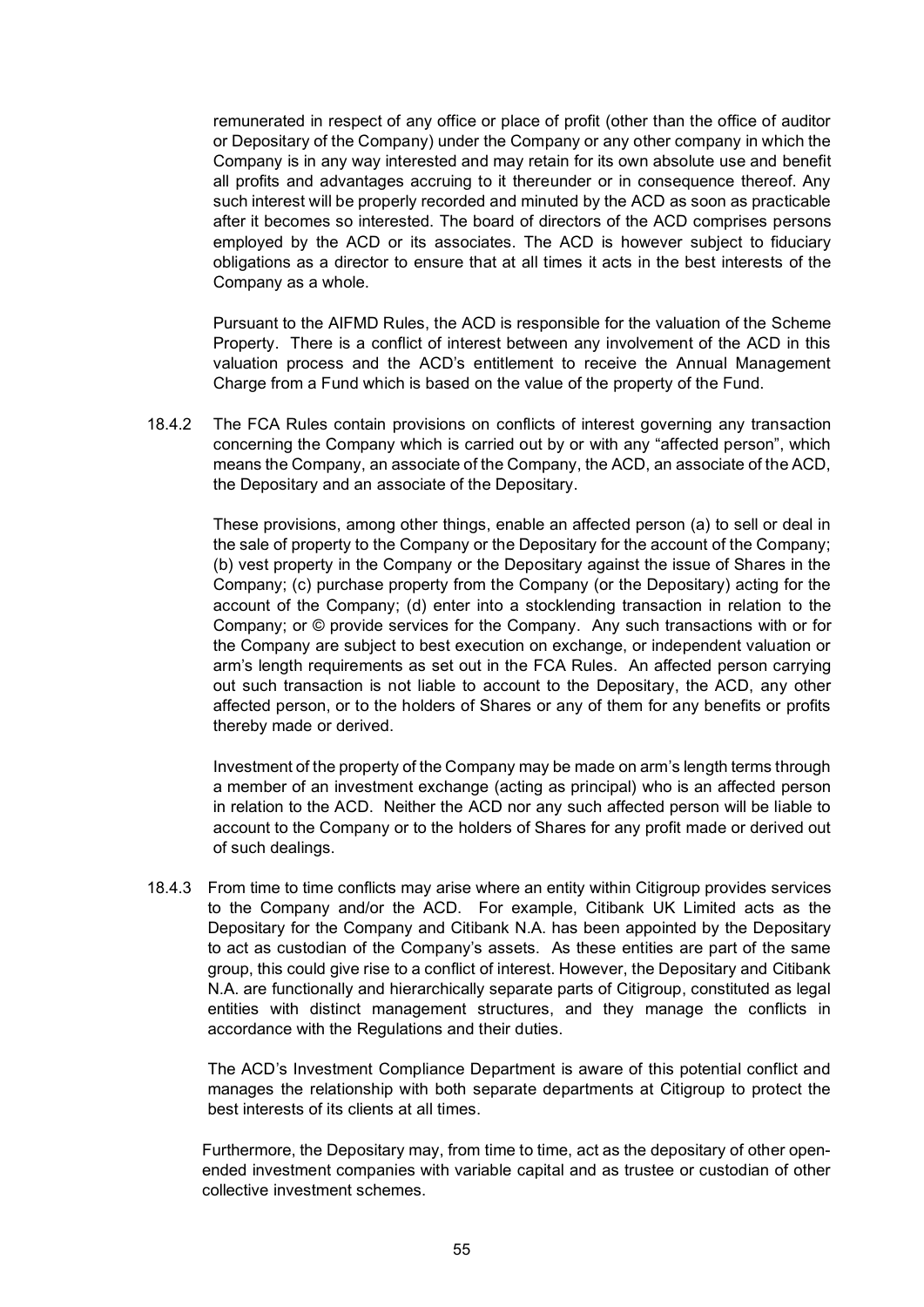remunerated in respect of any office or place of profit (other than the office of auditor or Depositary of the Company) under the Company or any other company in which the Company is in any way interested and may retain for its own absolute use and benefit all profits and advantages accruing to it thereunder or in consequence thereof. Any such interest will be properly recorded and minuted by the ACD as soon as practicable after it becomes so interested. The board of directors of the ACD comprises persons employed by the ACD or its associates. The ACD is however subject to fiduciary obligations as a director to ensure that at all times it acts in the best interests of the Company as a whole.

Pursuant to the AIFMD Rules, the ACD is responsible for the valuation of the Scheme Property. There is a conflict of interest between any involvement of the ACD in this valuation process and the ACD's entitlement to receive the Annual Management Charge from a Fund which is based on the value of the property of the Fund.

18.4.2 The FCA Rules contain provisions on conflicts of interest governing any transaction concerning the Company which is carried out by or with any "affected person", which means the Company, an associate of the Company, the ACD, an associate of the ACD, the Depositary and an associate of the Depositary.

These provisions, among other things, enable an affected person (a) to sell or deal in the sale of property to the Company or the Depositary for the account of the Company; (b) vest property in the Company or the Depositary against the issue of Shares in the Company; (c) purchase property from the Company (or the Depositary) acting for the account of the Company; (d) enter into a stocklending transaction in relation to the Company; or © provide services for the Company. Any such transactions with or for the Company are subject to best execution on exchange, or independent valuation or arm's length requirements as set out in the FCA Rules. An affected person carrying out such transaction is not liable to account to the Depositary, the ACD, any other affected person, or to the holders of Shares or any of them for any benefits or profits thereby made or derived.

Investment of the property of the Company may be made on arm's length terms through a member of an investment exchange (acting as principal) who is an affected person in relation to the ACD. Neither the ACD nor any such affected person will be liable to account to the Company or to the holders of Shares for any profit made or derived out of such dealings.

18.4.3 From time to time conflicts may arise where an entity within Citigroup provides services to the Company and/or the ACD. For example, Citibank UK Limited acts as the Depositary for the Company and Citibank N.A. has been appointed by the Depositary to act as custodian of the Company's assets. As these entities are part of the same group, this could give rise to a conflict of interest. However, the Depositary and Citibank N.A. are functionally and hierarchically separate parts of Citigroup, constituted as legal entities with distinct management structures, and they manage the conflicts in accordance with the Regulations and their duties.

The ACD's Investment Compliance Department is aware of this potential conflict and manages the relationship with both separate departments at Citigroup to protect the best interests of its clients at all times.

Furthermore, the Depositary may, from time to time, act as the depositary of other open-ended investment companies with variable capital and as trustee or custodian of other collective investment schemes.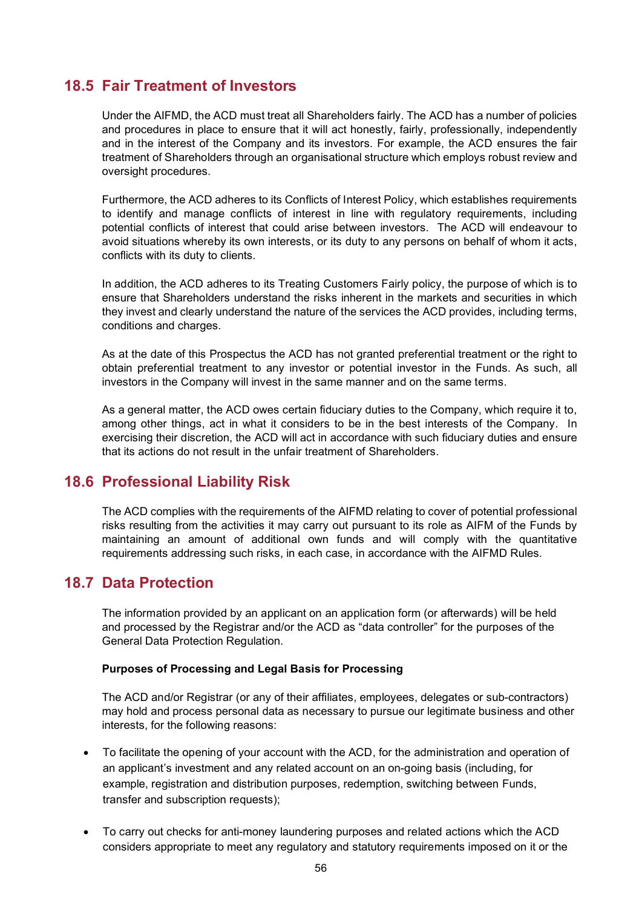## 18.5 Fair Treatment of Investors

Under the AIFMD, the ACD must treat all Shareholders fairly. The ACD has a number of policies and procedures in place to ensure that it will act honestly, fairly, professionally, independently and in the interest of the Company and its investors. For example, the ACD ensures the fair treatment of Shareholders through an organisational structure which employs robust review and oversight procedures.

Furthermore, the ACD adheres to its Conflicts of Interest Policy, which establishes requirements to identify and manage conflicts of interest in line with regulatory requirements, including potential conflicts of interest that could arise between investors. The ACD will endeavour to avoid situations whereby its own interests, or its duty to any persons on behalf of whom it acts, conflicts with its duty to clients.

In addition, the ACD adheres to its Treating Customers Fairly policy, the purpose of which is to ensure that Shareholders understand the risks inherent in the markets and securities in which they invest and clearly understand the nature of the services the ACD provides, including terms, conditions and charges.

As at the date of this Prospectus the ACD has not granted preferential treatment or the right to obtain preferential treatment to any investor or potential investor in the Funds. As such, all investors in the Company will invest in the same manner and on the same terms.

As a general matter, the ACD owes certain fiduciary duties to the Company, which require it to, among other things, act in what it considers to be in the best interests of the Company. In exercising their discretion, the ACD will act in accordance with such fiduciary duties and ensure that its actions do not result in the unfair treatment of Shareholders.

## 18.6 Professional Liability Risk

The ACD complies with the requirements of the AIFMD relating to cover of potential professional risks resulting from the activities it may carry out pursuant to its role as AIFM of the Funds by maintaining an amount of additional own funds and will comply with the quantitative requirements addressing such risks, in each case, in accordance with the AIFMD Rules.

## 18.7 Data Protection

The information provided by an applicant on an application form (or afterwards) will be held and processed by the Registrar and/or the ACD as "data controller" for the purposes of the General Data Protection Regulation.

**Purposes of Processing and Legal Basis for Processing**

The ACD and/or Registrar (or any of their affiliates, employees, delegates or sub-contractors) may hold and process personal data as necessary to pursue our legitimate business and other interests, for the following reasons:

- To facilitate the opening of your account with the ACD, for the administration and operation of an applicant's investment and any related account on an on-going basis (including, for example, registration and distribution purposes, redemption, switching between Funds, transfer and subscription requests);
- To carry out checks for anti-money laundering purposes and related actions which the ACD considers appropriate to meet any regulatory and statutory requirements imposed on it or the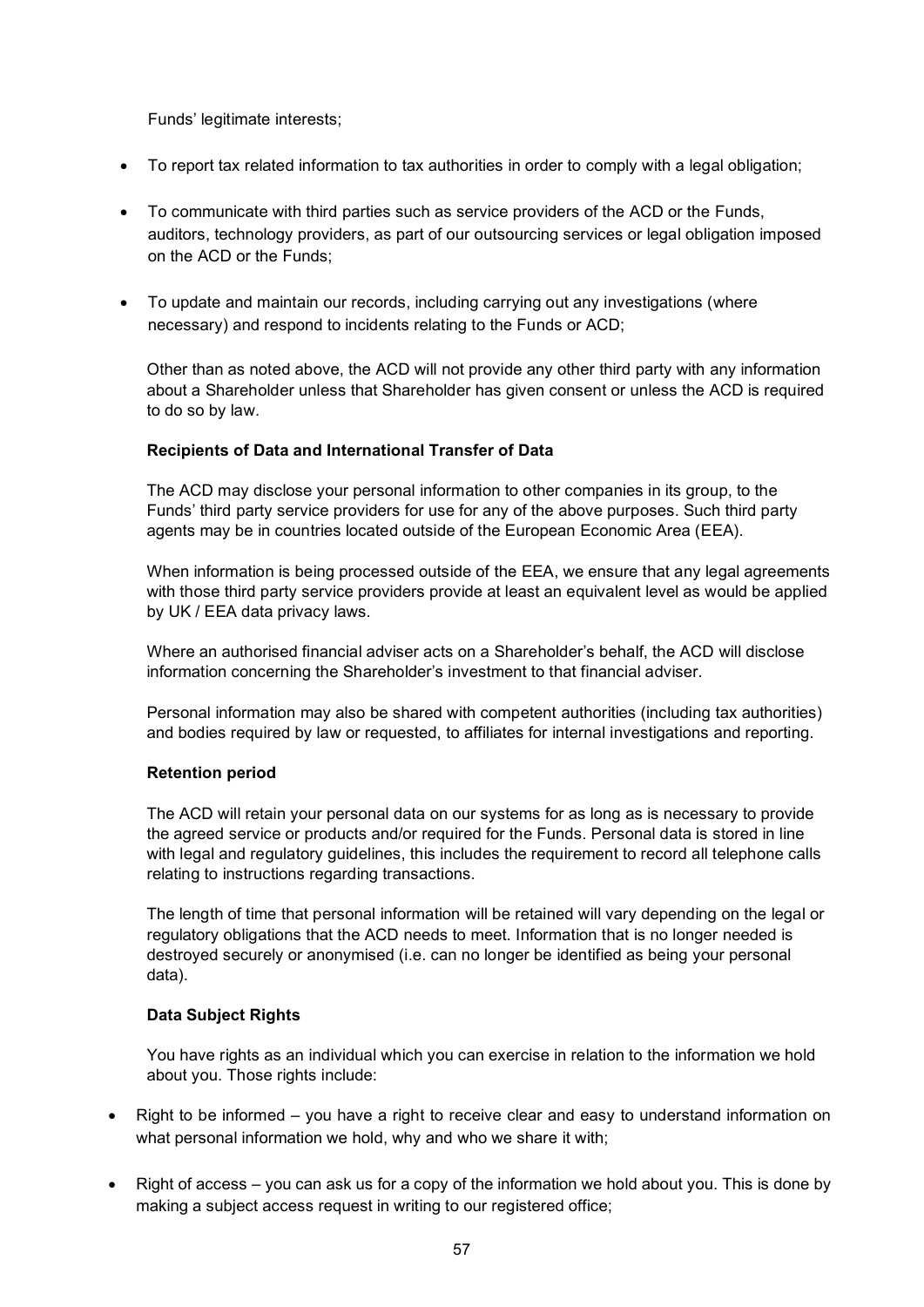Funds' legitimate interests;

- To report tax related information to tax authorities in order to comply with a legal obligation;
- To communicate with third parties such as service providers of the ACD or the Funds, auditors, technology providers, as part of our outsourcing services or legal obligation imposed on the ACD or the Funds;
- To update and maintain our records, including carrying out any investigations (where necessary) and respond to incidents relating to the Funds or ACD;

Other than as noted above, the ACD will not provide any other third party with any information about a Shareholder unless that Shareholder has given consent or unless the ACD is required to do so by law.

**Recipients of Data and International Transfer of Data**

The ACD may disclose your personal information to other companies in its group, to the Funds' third party service providers for use for any of the above purposes. Such third party agents may be in countries located outside of the European Economic Area (EEA).

When information is being processed outside of the EEA, we ensure that any legal agreements with those third party service providers provide at least an equivalent level as would be applied by UK / EEA data privacy laws.

Where an authorised financial adviser acts on a Shareholder's behalf, the ACD will disclose information concerning the Shareholder's investment to that financial adviser.

Personal information may also be shared with competent authorities (including tax authorities) and bodies required by law or requested, to affiliates for internal investigations and reporting.

**Retention period**

The ACD will retain your personal data on our systems for as long as is necessary to provide the agreed service or products and/or required for the Funds. Personal data is stored in line with legal and regulatory guidelines, this includes the requirement to record all telephone calls relating to instructions regarding transactions.

The length of time that personal information will be retained will vary depending on the legal or regulatory obligations that the ACD needs to meet. Information that is no longer needed is destroyed securely or anonymised (i.e. can no longer be identified as being your personal data).

**Data Subject Rights**

You have rights as an individual which you can exercise in relation to the information we hold about you. Those rights include:

- Right to be informed – you have a right to receive clear and easy to understand information on what personal information we hold, why and who we share it with;
- Right of access – you can ask us for a copy of the information we hold about you. This is done by making a subject access request in writing to our registered office;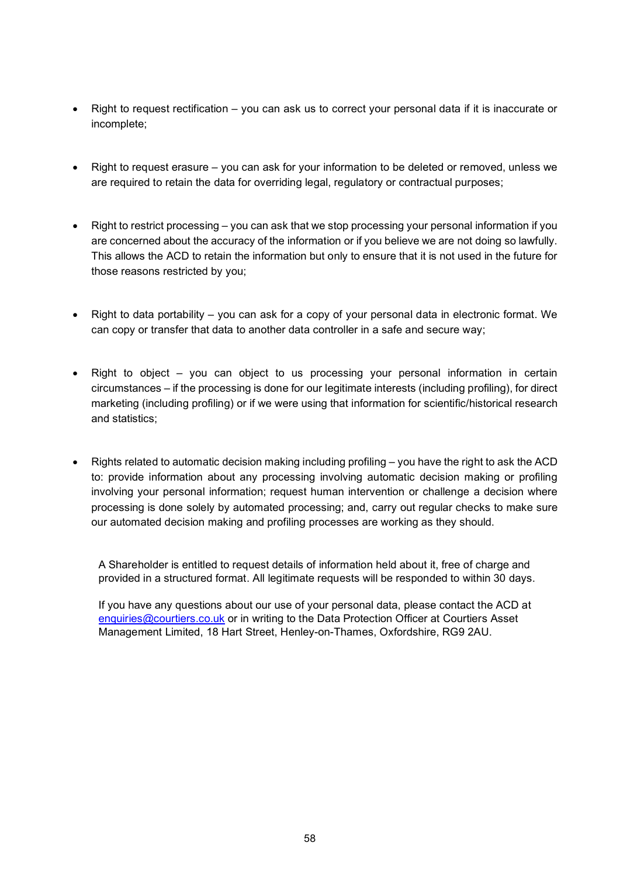- Right to request rectification – you can ask us to correct your personal data if it is inaccurate or incomplete;

- Right to request erasure – you can ask for your information to be deleted or removed, unless we are required to retain the data for overriding legal, regulatory or contractual purposes;

- Right to restrict processing – you can ask that we stop processing your personal information if you are concerned about the accuracy of the information or if you believe we are not doing so lawfully. This allows the ACD to retain the information but only to ensure that it is not used in the future for those reasons restricted by you;

- Right to data portability – you can ask for a copy of your personal data in electronic format. We can copy or transfer that data to another data controller in a safe and secure way;

- Right to object – you can object to us processing your personal information in certain circumstances – if the processing is done for our legitimate interests (including profiling), for direct marketing (including profiling) or if we were using that information for scientific/historical research and statistics;

- Rights related to automatic decision making including profiling – you have the right to ask the ACD to: provide information about any processing involving automatic decision making or profiling involving your personal information; request human intervention or challenge a decision where processing is done solely by automated processing; and, carry out regular checks to make sure our automated decision making and profiling processes are working as they should.

A Shareholder is entitled to request details of information held about it, free of charge and provided in a structured format. All legitimate requests will be responded to within 30 days.

If you have any questions about our use of your personal data, please contact the ACD at enquiries@courtiers.co.uk or in writing to the Data Protection Officer at Courtiers Asset Management Limited, 18 Hart Street, Henley-on-Thames, Oxfordshire, RG9 2AU.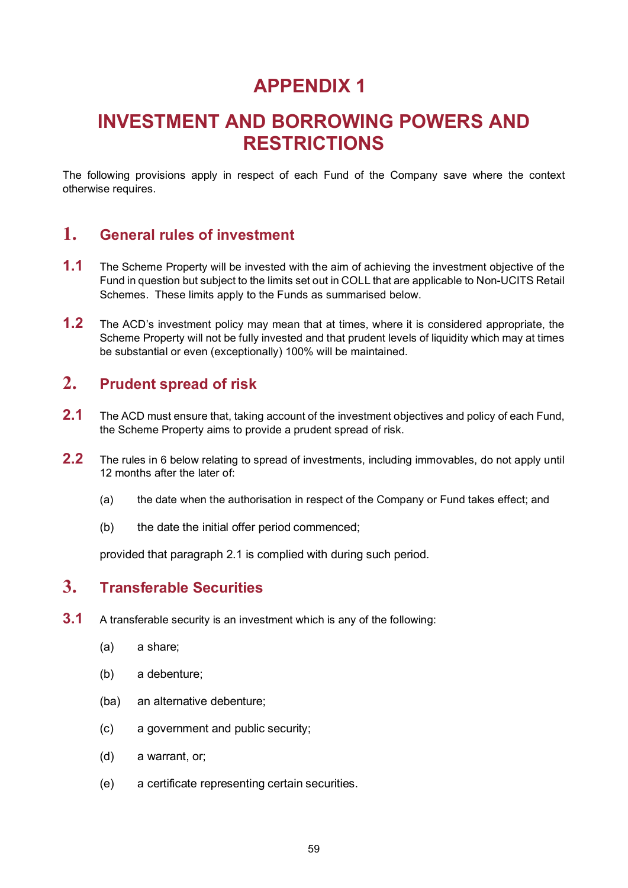# APPENDIX 1

# INVESTMENT AND BORROWING POWERS AND RESTRICTIONS

The following provisions apply in respect of each Fund of the Company save where the context otherwise requires.

## 1. General rules of investment

**1.1** The Scheme Property will be invested with the aim of achieving the investment objective of the Fund in question but subject to the limits set out in COLL that are applicable to Non-UCITS Retail Schemes. These limits apply to the Funds as summarised below.

**1.2** The ACD's investment policy may mean that at times, where it is considered appropriate, the Scheme Property will not be fully invested and that prudent levels of liquidity which may at times be substantial or even (exceptionally) 100% will be maintained.

## 2. Prudent spread of risk

**2.1** The ACD must ensure that, taking account of the investment objectives and policy of each Fund, the Scheme Property aims to provide a prudent spread of risk.

**2.2** The rules in 6 below relating to spread of investments, including immovables, do not apply until 12 months after the later of:

(a) the date when the authorisation in respect of the Company or Fund takes effect; and

(b) the date the initial offer period commenced;

provided that paragraph 2.1 is complied with during such period.

## 3. Transferable Securities

**3.1** A transferable security is an investment which is any of the following:

(a) a share;

(b) a debenture;

(ba) an alternative debenture;

(c) a government and public security;

(d) a warrant, or;

(e) a certificate representing certain securities.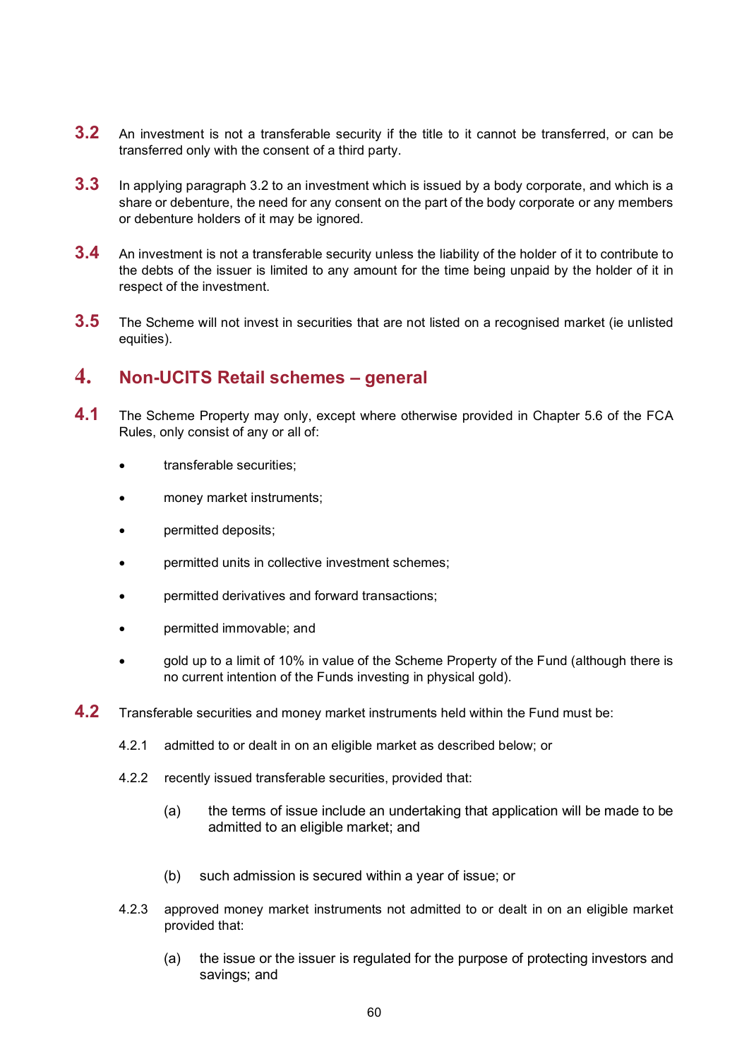**3.2** An investment is not a transferable security if the title to it cannot be transferred, or can be transferred only with the consent of a third party.

**3.3** In applying paragraph 3.2 to an investment which is issued by a body corporate, and which is a share or debenture, the need for any consent on the part of the body corporate or any members or debenture holders of it may be ignored.

**3.4** An investment is not a transferable security unless the liability of the holder of it to contribute to the debts of the issuer is limited to any amount for the time being unpaid by the holder of it in respect of the investment.

**3.5** The Scheme will not invest in securities that are not listed on a recognised market (ie unlisted equities).

## 4. Non-UCITS Retail schemes – general

**4.1** The Scheme Property may only, except where otherwise provided in Chapter 5.6 of the FCA Rules, only consist of any or all of:

- transferable securities;
- money market instruments;
- permitted deposits;
- permitted units in collective investment schemes;
- permitted derivatives and forward transactions;
- permitted immovable; and
- gold up to a limit of 10% in value of the Scheme Property of the Fund (although there is no current intention of the Funds investing in physical gold).

**4.2** Transferable securities and money market instruments held within the Fund must be:

4.2.1 admitted to or dealt in on an eligible market as described below; or

4.2.2 recently issued transferable securities, provided that:

(a) the terms of issue include an undertaking that application will be made to be admitted to an eligible market; and

(b) such admission is secured within a year of issue; or

4.2.3 approved money market instruments not admitted to or dealt in on an eligible market provided that:

(a) the issue or the issuer is regulated for the purpose of protecting investors and savings; and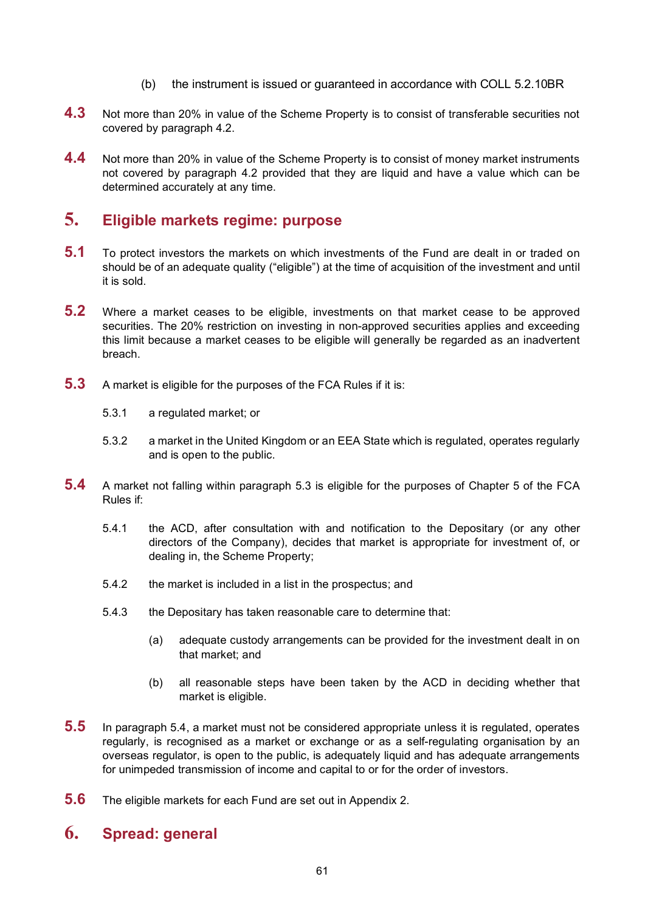(b) the instrument is issued or guaranteed in accordance with COLL 5.2.10BR

**4.3** Not more than 20% in value of the Scheme Property is to consist of transferable securities not covered by paragraph 4.2.

**4.4** Not more than 20% in value of the Scheme Property is to consist of money market instruments not covered by paragraph 4.2 provided that they are liquid and have a value which can be determined accurately at any time.

## 5. Eligible markets regime: purpose

**5.1** To protect investors the markets on which investments of the Fund are dealt in or traded on should be of an adequate quality ("eligible") at the time of acquisition of the investment and until it is sold.

**5.2** Where a market ceases to be eligible, investments on that market cease to be approved securities. The 20% restriction on investing in non-approved securities applies and exceeding this limit because a market ceases to be eligible will generally be regarded as an inadvertent breach.

**5.3** A market is eligible for the purposes of the FCA Rules if it is:

5.3.1 a regulated market; or

5.3.2 a market in the United Kingdom or an EEA State which is regulated, operates regularly and is open to the public.

**5.4** A market not falling within paragraph 5.3 is eligible for the purposes of Chapter 5 of the FCA Rules if:

5.4.1 the ACD, after consultation with and notification to the Depositary (or any other directors of the Company), decides that market is appropriate for investment of, or dealing in, the Scheme Property;

5.4.2 the market is included in a list in the prospectus; and

5.4.3 the Depositary has taken reasonable care to determine that:

(a) adequate custody arrangements can be provided for the investment dealt in on that market; and

(b) all reasonable steps have been taken by the ACD in deciding whether that market is eligible.

**5.5** In paragraph 5.4, a market must not be considered appropriate unless it is regulated, operates regularly, is recognised as a market or exchange or as a self-regulating organisation by an overseas regulator, is open to the public, is adequately liquid and has adequate arrangements for unimpeded transmission of income and capital to or for the order of investors.

**5.6** The eligible markets for each Fund are set out in Appendix 2.

## 6. Spread: general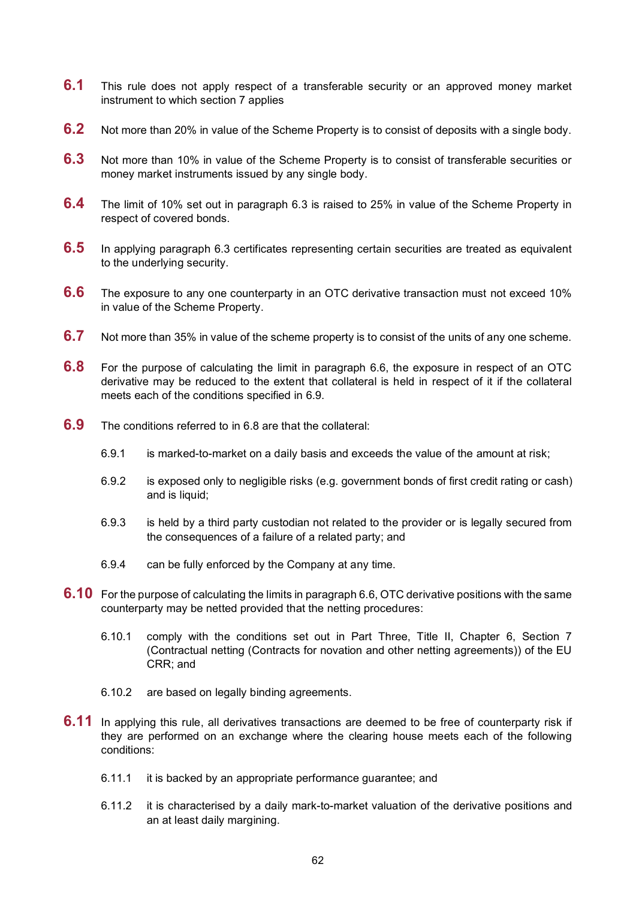**6.1** This rule does not apply respect of a transferable security or an approved money market instrument to which section 7 applies

**6.2** Not more than 20% in value of the Scheme Property is to consist of deposits with a single body.

**6.3** Not more than 10% in value of the Scheme Property is to consist of transferable securities or money market instruments issued by any single body.

**6.4** The limit of 10% set out in paragraph 6.3 is raised to 25% in value of the Scheme Property in respect of covered bonds.

**6.5** In applying paragraph 6.3 certificates representing certain securities are treated as equivalent to the underlying security.

**6.6** The exposure to any one counterparty in an OTC derivative transaction must not exceed 10% in value of the Scheme Property.

**6.7** Not more than 35% in value of the scheme property is to consist of the units of any one scheme.

**6.8** For the purpose of calculating the limit in paragraph 6.6, the exposure in respect of an OTC derivative may be reduced to the extent that collateral is held in respect of it if the collateral meets each of the conditions specified in 6.9.

**6.9** The conditions referred to in 6.8 are that the collateral:

6.9.1 is marked-to-market on a daily basis and exceeds the value of the amount at risk;

6.9.2 is exposed only to negligible risks (e.g. government bonds of first credit rating or cash) and is liquid;

6.9.3 is held by a third party custodian not related to the provider or is legally secured from the consequences of a failure of a related party; and

6.9.4 can be fully enforced by the Company at any time.

**6.10** For the purpose of calculating the limits in paragraph 6.6, OTC derivative positions with the same counterparty may be netted provided that the netting procedures:

6.10.1 comply with the conditions set out in Part Three, Title II, Chapter 6, Section 7 (Contractual netting (Contracts for novation and other netting agreements)) of the EU CRR; and

6.10.2 are based on legally binding agreements.

**6.11** In applying this rule, all derivatives transactions are deemed to be free of counterparty risk if they are performed on an exchange where the clearing house meets each of the following conditions:

6.11.1 it is backed by an appropriate performance guarantee; and

6.11.2 it is characterised by a daily mark-to-market valuation of the derivative positions and an at least daily margining.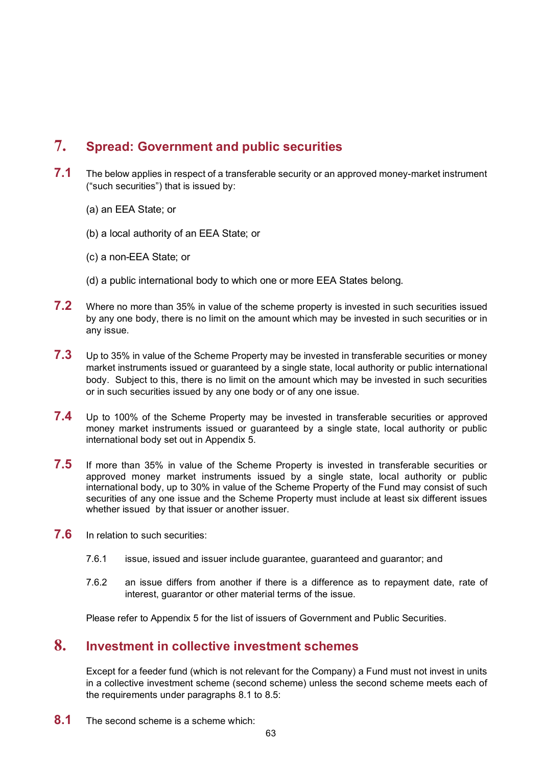## 7. Spread: Government and public securities

**7.1** The below applies in respect of a transferable security or an approved money-market instrument ("such securities") that is issued by:

(a) an EEA State; or

(b) a local authority of an EEA State; or

(c) a non-EEA State; or

(d) a public international body to which one or more EEA States belong.

**7.2** Where no more than 35% in value of the scheme property is invested in such securities issued by any one body, there is no limit on the amount which may be invested in such securities or in any issue.

**7.3** Up to 35% in value of the Scheme Property may be invested in transferable securities or money market instruments issued or guaranteed by a single state, local authority or public international body. Subject to this, there is no limit on the amount which may be invested in such securities or in such securities issued by any one body or of any one issue.

**7.4** Up to 100% of the Scheme Property may be invested in transferable securities or approved money market instruments issued or guaranteed by a single state, local authority or public international body set out in Appendix 5.

**7.5** If more than 35% in value of the Scheme Property is invested in transferable securities or approved money market instruments issued by a single state, local authority or public international body, up to 30% in value of the Scheme Property of the Fund may consist of such securities of any one issue and the Scheme Property must include at least six different issues whether issued by that issuer or another issuer.

**7.6** In relation to such securities:

7.6.1 issue, issued and issuer include guarantee, guaranteed and guarantor; and

7.6.2 an issue differs from another if there is a difference as to repayment date, rate of interest, guarantor or other material terms of the issue.

Please refer to Appendix 5 for the list of issuers of Government and Public Securities.

## 8. Investment in collective investment schemes

Except for a feeder fund (which is not relevant for the Company) a Fund must not invest in units in a collective investment scheme (second scheme) unless the second scheme meets each of the requirements under paragraphs 8.1 to 8.5:

**8.1** The second scheme is a scheme which: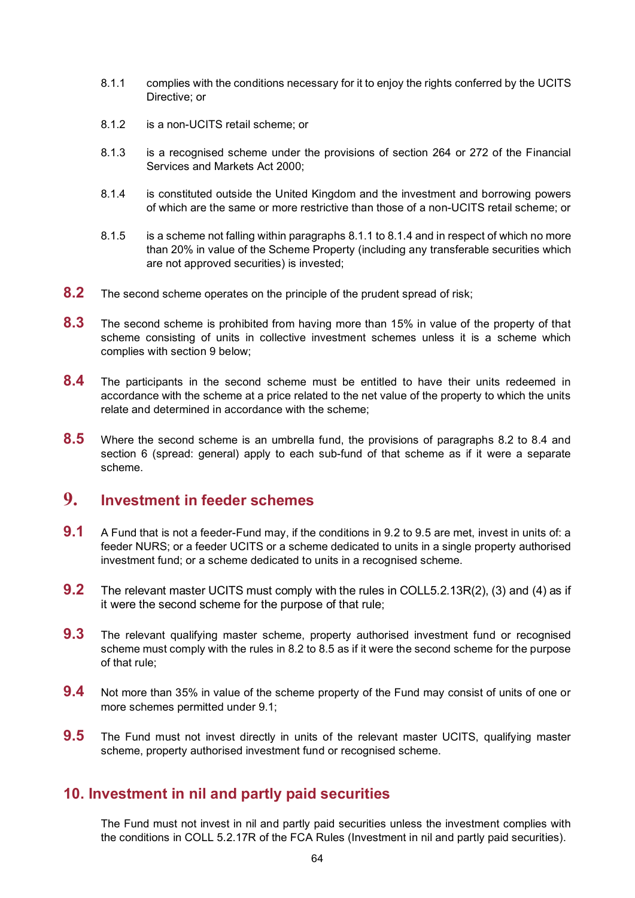8.1.1 complies with the conditions necessary for it to enjoy the rights conferred by the UCITS Directive; or

8.1.2 is a non-UCITS retail scheme; or

8.1.3 is a recognised scheme under the provisions of section 264 or 272 of the Financial Services and Markets Act 2000;

8.1.4 is constituted outside the United Kingdom and the investment and borrowing powers of which are the same or more restrictive than those of a non-UCITS retail scheme; or

8.1.5 is a scheme not falling within paragraphs 8.1.1 to 8.1.4 and in respect of which no more than 20% in value of the Scheme Property (including any transferable securities which are not approved securities) is invested;

**8.2** The second scheme operates on the principle of the prudent spread of risk;

**8.3** The second scheme is prohibited from having more than 15% in value of the property of that scheme consisting of units in collective investment schemes unless it is a scheme which complies with section 9 below;

**8.4** The participants in the second scheme must be entitled to have their units redeemed in accordance with the scheme at a price related to the net value of the property to which the units relate and determined in accordance with the scheme;

**8.5** Where the second scheme is an umbrella fund, the provisions of paragraphs 8.2 to 8.4 and section 6 (spread: general) apply to each sub-fund of that scheme as if it were a separate scheme.

## 9. Investment in feeder schemes

**9.1** A Fund that is not a feeder-Fund may, if the conditions in 9.2 to 9.5 are met, invest in units of: a feeder NURS; or a feeder UCITS or a scheme dedicated to units in a single property authorised investment fund; or a scheme dedicated to units in a recognised scheme.

**9.2** The relevant master UCITS must comply with the rules in COLL5.2.13R(2), (3) and (4) as if it were the second scheme for the purpose of that rule;

**9.3** The relevant qualifying master scheme, property authorised investment fund or recognised scheme must comply with the rules in 8.2 to 8.5 as if it were the second scheme for the purpose of that rule;

**9.4** Not more than 35% in value of the scheme property of the Fund may consist of units of one or more schemes permitted under 9.1;

**9.5** The Fund must not invest directly in units of the relevant master UCITS, qualifying master scheme, property authorised investment fund or recognised scheme.

## 10. Investment in nil and partly paid securities

The Fund must not invest in nil and partly paid securities unless the investment complies with the conditions in COLL 5.2.17R of the FCA Rules (Investment in nil and partly paid securities).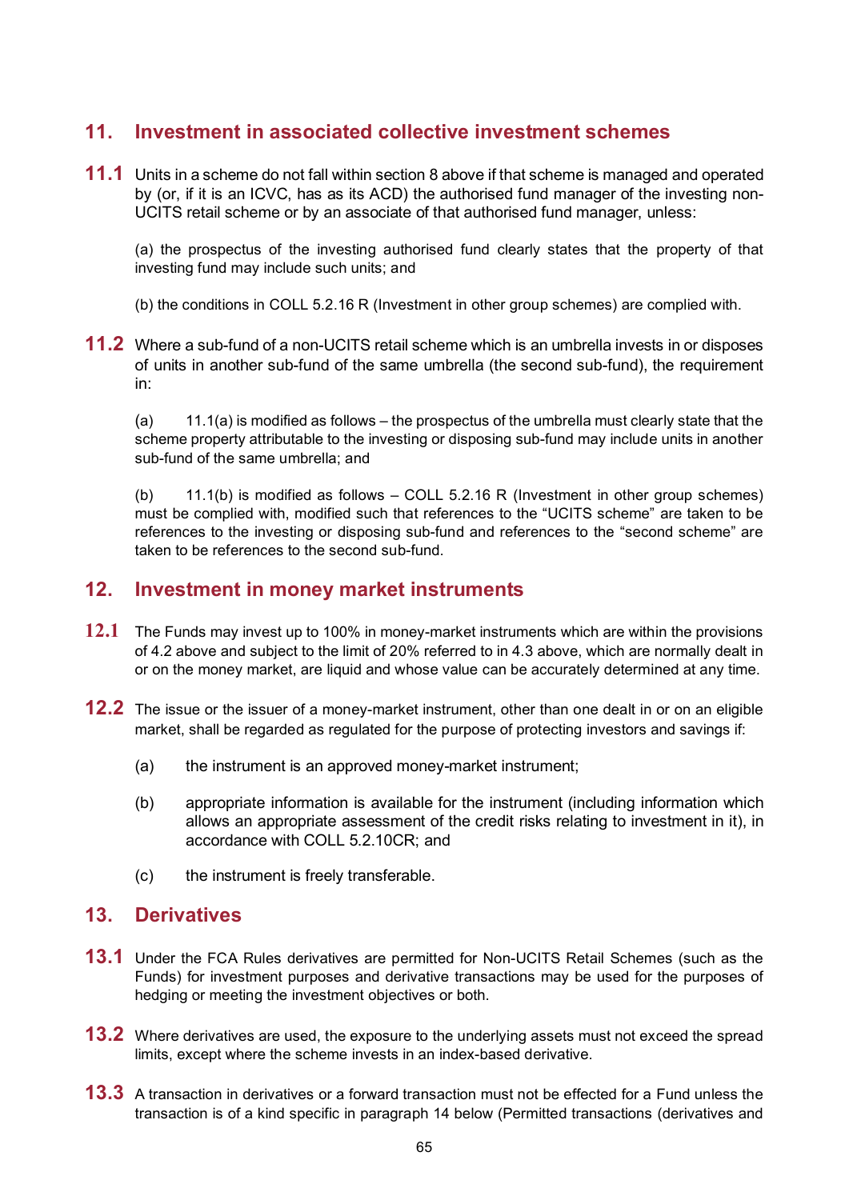## 11. Investment in associated collective investment schemes

**11.1** Units in a scheme do not fall within section 8 above if that scheme is managed and operated by (or, if it is an ICVC, has as its ACD) the authorised fund manager of the investing non-UCITS retail scheme or by an associate of that authorised fund manager, unless:

(a) the prospectus of the investing authorised fund clearly states that the property of that investing fund may include such units; and

(b) the conditions in COLL 5.2.16 R (Investment in other group schemes) are complied with.

**11.2** Where a sub-fund of a non-UCITS retail scheme which is an umbrella invests in or disposes of units in another sub-fund of the same umbrella (the second sub-fund), the requirement in:

(a) 11.1(a) is modified as follows – the prospectus of the umbrella must clearly state that the scheme property attributable to the investing or disposing sub-fund may include units in another sub-fund of the same umbrella; and

(b) 11.1(b) is modified as follows – COLL 5.2.16 R (Investment in other group schemes) must be complied with, modified such that references to the "UCITS scheme" are taken to be references to the investing or disposing sub-fund and references to the "second scheme" are taken to be references to the second sub-fund.

## 12. Investment in money market instruments

**12.1** The Funds may invest up to 100% in money-market instruments which are within the provisions of 4.2 above and subject to the limit of 20% referred to in 4.3 above, which are normally dealt in or on the money market, are liquid and whose value can be accurately determined at any time.

**12.2** The issue or the issuer of a money-market instrument, other than one dealt in or on an eligible market, shall be regarded as regulated for the purpose of protecting investors and savings if:

(a) the instrument is an approved money-market instrument;

(b) appropriate information is available for the instrument (including information which allows an appropriate assessment of the credit risks relating to investment in it), in accordance with COLL 5.2.10CR; and

(c) the instrument is freely transferable.

## 13. Derivatives

**13.1** Under the FCA Rules derivatives are permitted for Non-UCITS Retail Schemes (such as the Funds) for investment purposes and derivative transactions may be used for the purposes of hedging or meeting the investment objectives or both.

**13.2** Where derivatives are used, the exposure to the underlying assets must not exceed the spread limits, except where the scheme invests in an index-based derivative.

**13.3** A transaction in derivatives or a forward transaction must not be effected for a Fund unless the transaction is of a kind specific in paragraph 14 below (Permitted transactions (derivatives and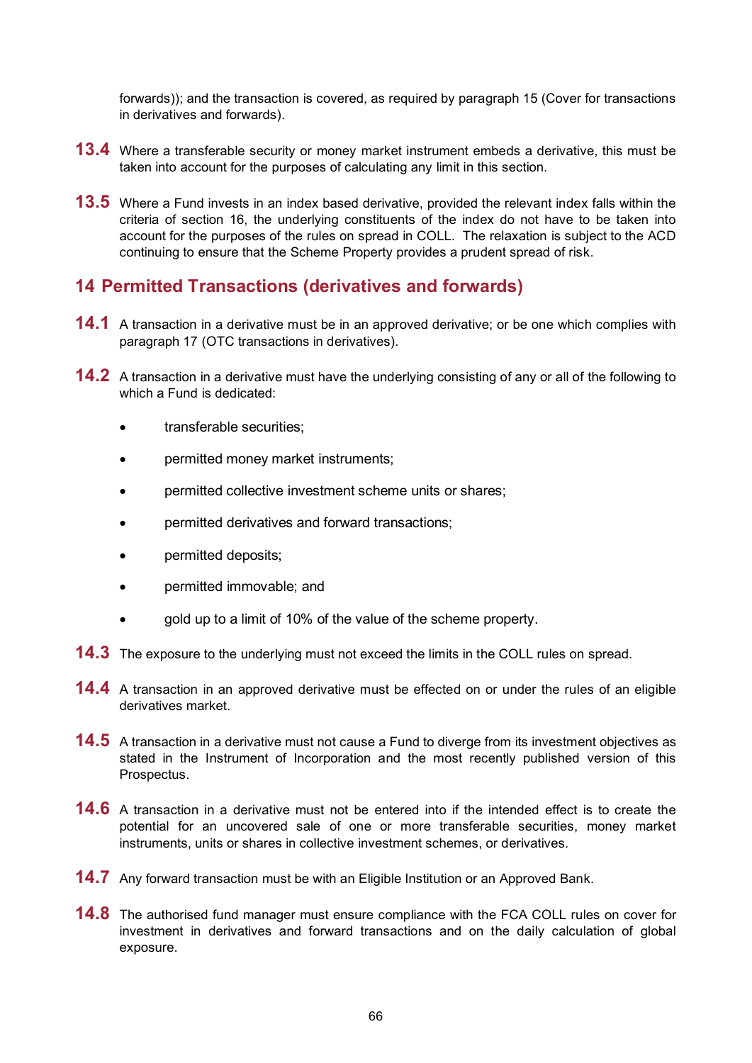forwards)); and the transaction is covered, as required by paragraph 15 (Cover for transactions in derivatives and forwards).

**13.4** Where a transferable security or money market instrument embeds a derivative, this must be taken into account for the purposes of calculating any limit in this section.

**13.5** Where a Fund invests in an index based derivative, provided the relevant index falls within the criteria of section 16, the underlying constituents of the index do not have to be taken into account for the purposes of the rules on spread in COLL. The relaxation is subject to the ACD continuing to ensure that the Scheme Property provides a prudent spread of risk.

## 14 Permitted Transactions (derivatives and forwards)

**14.1** A transaction in a derivative must be in an approved derivative; or be one which complies with paragraph 17 (OTC transactions in derivatives).

**14.2** A transaction in a derivative must have the underlying consisting of any or all of the following to which a Fund is dedicated:

- transferable securities;
- permitted money market instruments;
- permitted collective investment scheme units or shares;
- permitted derivatives and forward transactions;
- permitted deposits;
- permitted immovable; and
- gold up to a limit of 10% of the value of the scheme property.

**14.3** The exposure to the underlying must not exceed the limits in the COLL rules on spread.

**14.4** A transaction in an approved derivative must be effected on or under the rules of an eligible derivatives market.

**14.5** A transaction in a derivative must not cause a Fund to diverge from its investment objectives as stated in the Instrument of Incorporation and the most recently published version of this Prospectus.

**14.6** A transaction in a derivative must not be entered into if the intended effect is to create the potential for an uncovered sale of one or more transferable securities, money market instruments, units or shares in collective investment schemes, or derivatives.

**14.7** Any forward transaction must be with an Eligible Institution or an Approved Bank.

**14.8** The authorised fund manager must ensure compliance with the FCA COLL rules on cover for investment in derivatives and forward transactions and on the daily calculation of global exposure.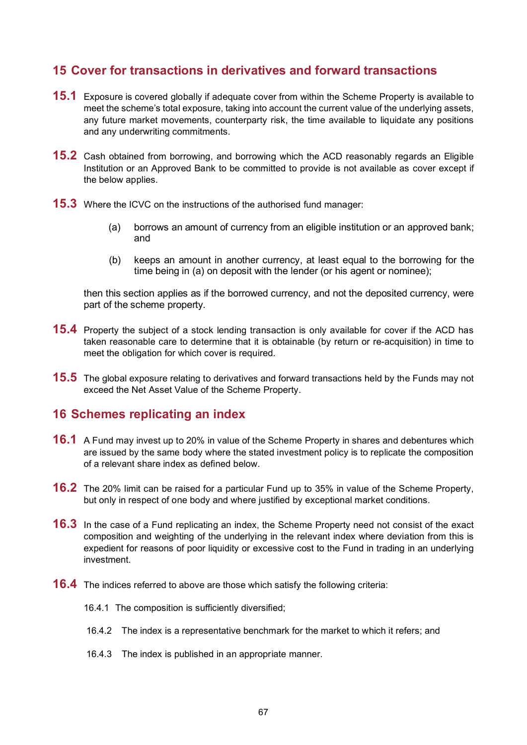## 15 Cover for transactions in derivatives and forward transactions

**15.1** Exposure is covered globally if adequate cover from within the Scheme Property is available to meet the scheme's total exposure, taking into account the current value of the underlying assets, any future market movements, counterparty risk, the time available to liquidate any positions and any underwriting commitments.

**15.2** Cash obtained from borrowing, and borrowing which the ACD reasonably regards an Eligible Institution or an Approved Bank to be committed to provide is not available as cover except if the below applies.

**15.3** Where the ICVC on the instructions of the authorised fund manager:

(a) borrows an amount of currency from an eligible institution or an approved bank; and

(b) keeps an amount in another currency, at least equal to the borrowing for the time being in (a) on deposit with the lender (or his agent or nominee);

then this section applies as if the borrowed currency, and not the deposited currency, were part of the scheme property.

**15.4** Property the subject of a stock lending transaction is only available for cover if the ACD has taken reasonable care to determine that it is obtainable (by return or re-acquisition) in time to meet the obligation for which cover is required.

**15.5** The global exposure relating to derivatives and forward transactions held by the Funds may not exceed the Net Asset Value of the Scheme Property.

## 16 Schemes replicating an index

**16.1** A Fund may invest up to 20% in value of the Scheme Property in shares and debentures which are issued by the same body where the stated investment policy is to replicate the composition of a relevant share index as defined below.

**16.2** The 20% limit can be raised for a particular Fund up to 35% in value of the Scheme Property, but only in respect of one body and where justified by exceptional market conditions.

**16.3** In the case of a Fund replicating an index, the Scheme Property need not consist of the exact composition and weighting of the underlying in the relevant index where deviation from this is expedient for reasons of poor liquidity or excessive cost to the Fund in trading in an underlying investment.

**16.4** The indices referred to above are those which satisfy the following criteria:

16.4.1 The composition is sufficiently diversified;

16.4.2 The index is a representative benchmark for the market to which it refers; and

16.4.3 The index is published in an appropriate manner.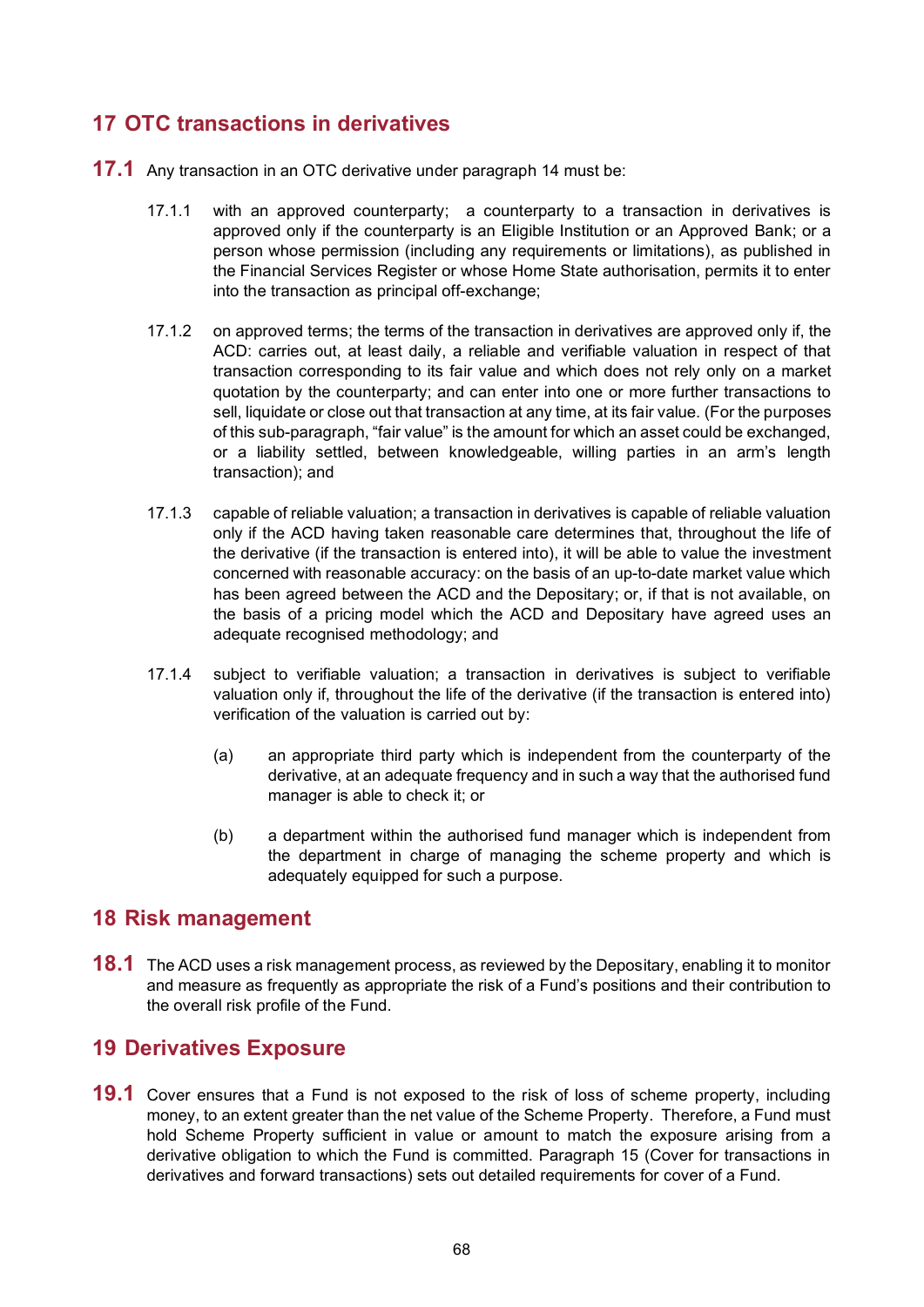## 17 OTC transactions in derivatives

**17.1** Any transaction in an OTC derivative under paragraph 14 must be:

17.1.1 with an approved counterparty; a counterparty to a transaction in derivatives is approved only if the counterparty is an Eligible Institution or an Approved Bank; or a person whose permission (including any requirements or limitations), as published in the Financial Services Register or whose Home State authorisation, permits it to enter into the transaction as principal off-exchange;

17.1.2 on approved terms; the terms of the transaction in derivatives are approved only if, the ACD: carries out, at least daily, a reliable and verifiable valuation in respect of that transaction corresponding to its fair value and which does not rely only on a market quotation by the counterparty; and can enter into one or more further transactions to sell, liquidate or close out that transaction at any time, at its fair value. (For the purposes of this sub-paragraph, "fair value" is the amount for which an asset could be exchanged, or a liability settled, between knowledgeable, willing parties in an arm's length transaction); and

17.1.3 capable of reliable valuation; a transaction in derivatives is capable of reliable valuation only if the ACD having taken reasonable care determines that, throughout the life of the derivative (if the transaction is entered into), it will be able to value the investment concerned with reasonable accuracy: on the basis of an up-to-date market value which has been agreed between the ACD and the Depositary; or, if that is not available, on the basis of a pricing model which the ACD and Depositary have agreed uses an adequate recognised methodology; and

17.1.4 subject to verifiable valuation; a transaction in derivatives is subject to verifiable valuation only if, throughout the life of the derivative (if the transaction is entered into) verification of the valuation is carried out by:

(a) an appropriate third party which is independent from the counterparty of the derivative, at an adequate frequency and in such a way that the authorised fund manager is able to check it; or

(b) a department within the authorised fund manager which is independent from the department in charge of managing the scheme property and which is adequately equipped for such a purpose.

## 18 Risk management

**18.1** The ACD uses a risk management process, as reviewed by the Depositary, enabling it to monitor and measure as frequently as appropriate the risk of a Fund's positions and their contribution to the overall risk profile of the Fund.

## 19 Derivatives Exposure

**19.1** Cover ensures that a Fund is not exposed to the risk of loss of scheme property, including money, to an extent greater than the net value of the Scheme Property. Therefore, a Fund must hold Scheme Property sufficient in value or amount to match the exposure arising from a derivative obligation to which the Fund is committed. Paragraph 15 (Cover for transactions in derivatives and forward transactions) sets out detailed requirements for cover of a Fund.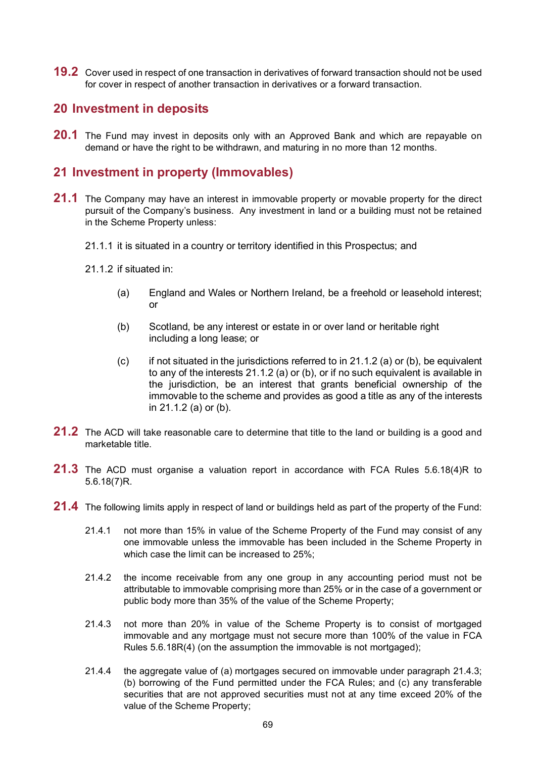**19.2** Cover used in respect of one transaction in derivatives of forward transaction should not be used for cover in respect of another transaction in derivatives or a forward transaction.

## 20 Investment in deposits

**20.1** The Fund may invest in deposits only with an Approved Bank and which are repayable on demand or have the right to be withdrawn, and maturing in no more than 12 months.

## 21 Investment in property (Immovables)

**21.1** The Company may have an interest in immovable property or movable property for the direct pursuit of the Company's business. Any investment in land or a building must not be retained in the Scheme Property unless:

21.1.1 it is situated in a country or territory identified in this Prospectus; and

21.1.2 if situated in:

(a) England and Wales or Northern Ireland, be a freehold or leasehold interest; or

(b) Scotland, be any interest or estate in or over land or heritable right including a long lease; or

(c) if not situated in the jurisdictions referred to in 21.1.2 (a) or (b), be equivalent to any of the interests 21.1.2 (a) or (b), or if no such equivalent is available in the jurisdiction, be an interest that grants beneficial ownership of the immovable to the scheme and provides as good a title as any of the interests in 21.1.2 (a) or (b).

**21.2** The ACD will take reasonable care to determine that title to the land or building is a good and marketable title.

**21.3** The ACD must organise a valuation report in accordance with FCA Rules 5.6.18(4)R to 5.6.18(7)R.

**21.4** The following limits apply in respect of land or buildings held as part of the property of the Fund:

21.4.1 not more than 15% in value of the Scheme Property of the Fund may consist of any one immovable unless the immovable has been included in the Scheme Property in which case the limit can be increased to 25%;

21.4.2 the income receivable from any one group in any accounting period must not be attributable to immovable comprising more than 25% or in the case of a government or public body more than 35% of the value of the Scheme Property;

21.4.3 not more than 20% in value of the Scheme Property is to consist of mortgaged immovable and any mortgage must not secure more than 100% of the value in FCA Rules 5.6.18R(4) (on the assumption the immovable is not mortgaged);

21.4.4 the aggregate value of (a) mortgages secured on immovable under paragraph 21.4.3; (b) borrowing of the Fund permitted under the FCA Rules; and (c) any transferable securities that are not approved securities must not at any time exceed 20% of the value of the Scheme Property;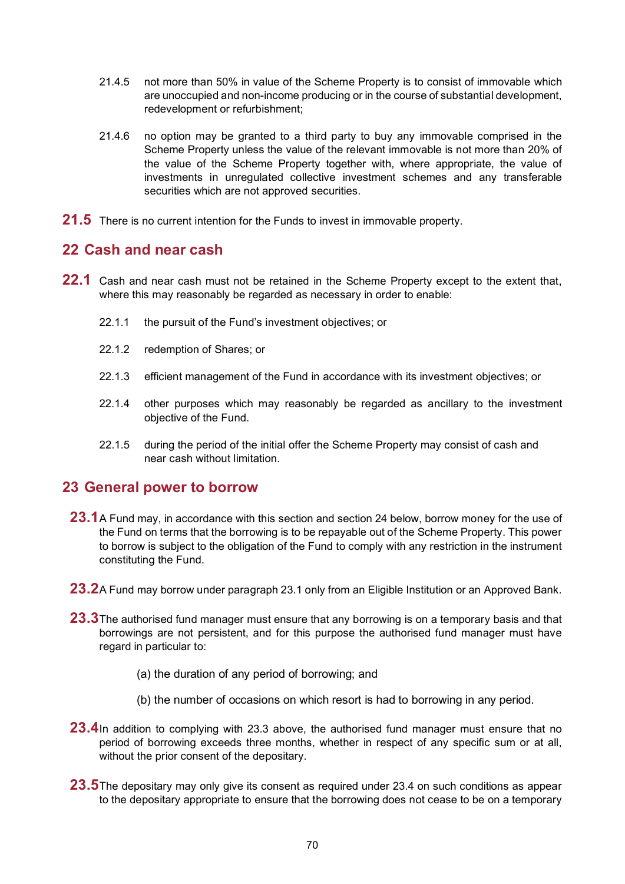21.4.5 not more than 50% in value of the Scheme Property is to consist of immovable which are unoccupied and non-income producing or in the course of substantial development, redevelopment or refurbishment;

21.4.6 no option may be granted to a third party to buy any immovable comprised in the Scheme Property unless the value of the relevant immovable is not more than 20% of the value of the Scheme Property together with, where appropriate, the value of investments in unregulated collective investment schemes and any transferable securities which are not approved securities.

**21.5** There is no current intention for the Funds to invest in immovable property.

## 22 Cash and near cash

**22.1** Cash and near cash must not be retained in the Scheme Property except to the extent that, where this may reasonably be regarded as necessary in order to enable:

22.1.1 the pursuit of the Fund's investment objectives; or

22.1.2 redemption of Shares; or

22.1.3 efficient management of the Fund in accordance with its investment objectives; or

22.1.4 other purposes which may reasonably be regarded as ancillary to the investment objective of the Fund.

22.1.5 during the period of the initial offer the Scheme Property may consist of cash and near cash without limitation.

## 23 General power to borrow

**23.1** A Fund may, in accordance with this section and section 24 below, borrow money for the use of the Fund on terms that the borrowing is to be repayable out of the Scheme Property. This power to borrow is subject to the obligation of the Fund to comply with any restriction in the instrument constituting the Fund.

**23.2** A Fund may borrow under paragraph 23.1 only from an Eligible Institution or an Approved Bank.

**23.3** The authorised fund manager must ensure that any borrowing is on a temporary basis and that borrowings are not persistent, and for this purpose the authorised fund manager must have regard in particular to:

(a) the duration of any period of borrowing; and

(b) the number of occasions on which resort is had to borrowing in any period.

**23.4** In addition to complying with 23.3 above, the authorised fund manager must ensure that no period of borrowing exceeds three months, whether in respect of any specific sum or at all, without the prior consent of the depositary.

**23.5** The depositary may only give its consent as required under 23.4 on such conditions as appear to the depositary appropriate to ensure that the borrowing does not cease to be on a temporary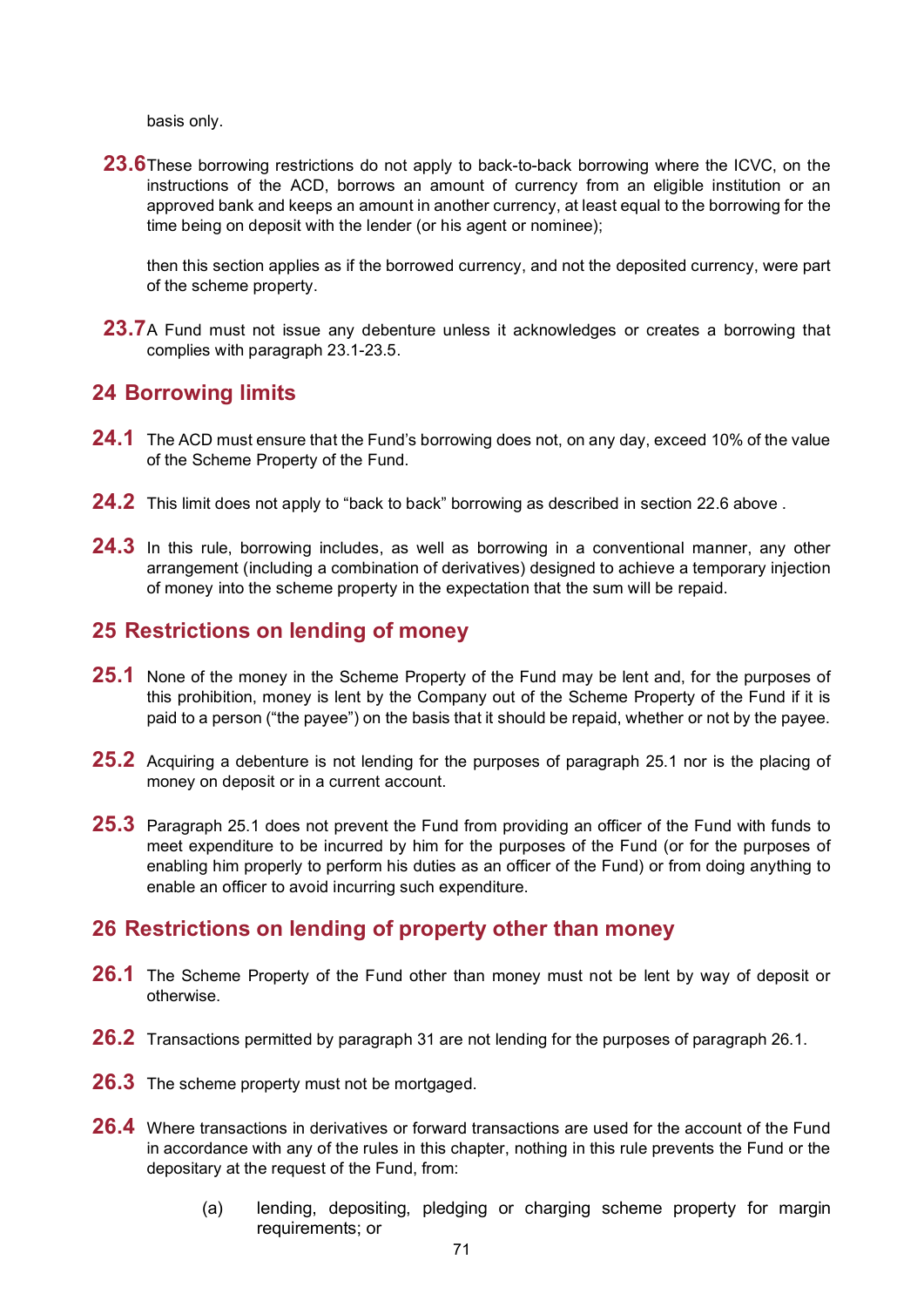basis only.

**23.6** These borrowing restrictions do not apply to back-to-back borrowing where the ICVC, on the instructions of the ACD, borrows an amount of currency from an eligible institution or an approved bank and keeps an amount in another currency, at least equal to the borrowing for the time being on deposit with the lender (or his agent or nominee);

then this section applies as if the borrowed currency, and not the deposited currency, were part of the scheme property.

**23.7** A Fund must not issue any debenture unless it acknowledges or creates a borrowing that complies with paragraph 23.1-23.5.

## 24 Borrowing limits

**24.1** The ACD must ensure that the Fund's borrowing does not, on any day, exceed 10% of the value of the Scheme Property of the Fund.

**24.2** This limit does not apply to "back to back" borrowing as described in section 22.6 above .

**24.3** In this rule, borrowing includes, as well as borrowing in a conventional manner, any other arrangement (including a combination of derivatives) designed to achieve a temporary injection of money into the scheme property in the expectation that the sum will be repaid.

## 25 Restrictions on lending of money

**25.1** None of the money in the Scheme Property of the Fund may be lent and, for the purposes of this prohibition, money is lent by the Company out of the Scheme Property of the Fund if it is paid to a person ("the payee") on the basis that it should be repaid, whether or not by the payee.

**25.2** Acquiring a debenture is not lending for the purposes of paragraph 25.1 nor is the placing of money on deposit or in a current account.

**25.3** Paragraph 25.1 does not prevent the Fund from providing an officer of the Fund with funds to meet expenditure to be incurred by him for the purposes of the Fund (or for the purposes of enabling him properly to perform his duties as an officer of the Fund) or from doing anything to enable an officer to avoid incurring such expenditure.

## 26 Restrictions on lending of property other than money

**26.1** The Scheme Property of the Fund other than money must not be lent by way of deposit or otherwise.

**26.2** Transactions permitted by paragraph 31 are not lending for the purposes of paragraph 26.1.

**26.3** The scheme property must not be mortgaged.

**26.4** Where transactions in derivatives or forward transactions are used for the account of the Fund in accordance with any of the rules in this chapter, nothing in this rule prevents the Fund or the depositary at the request of the Fund, from:

(a) lending, depositing, pledging or charging scheme property for margin requirements; or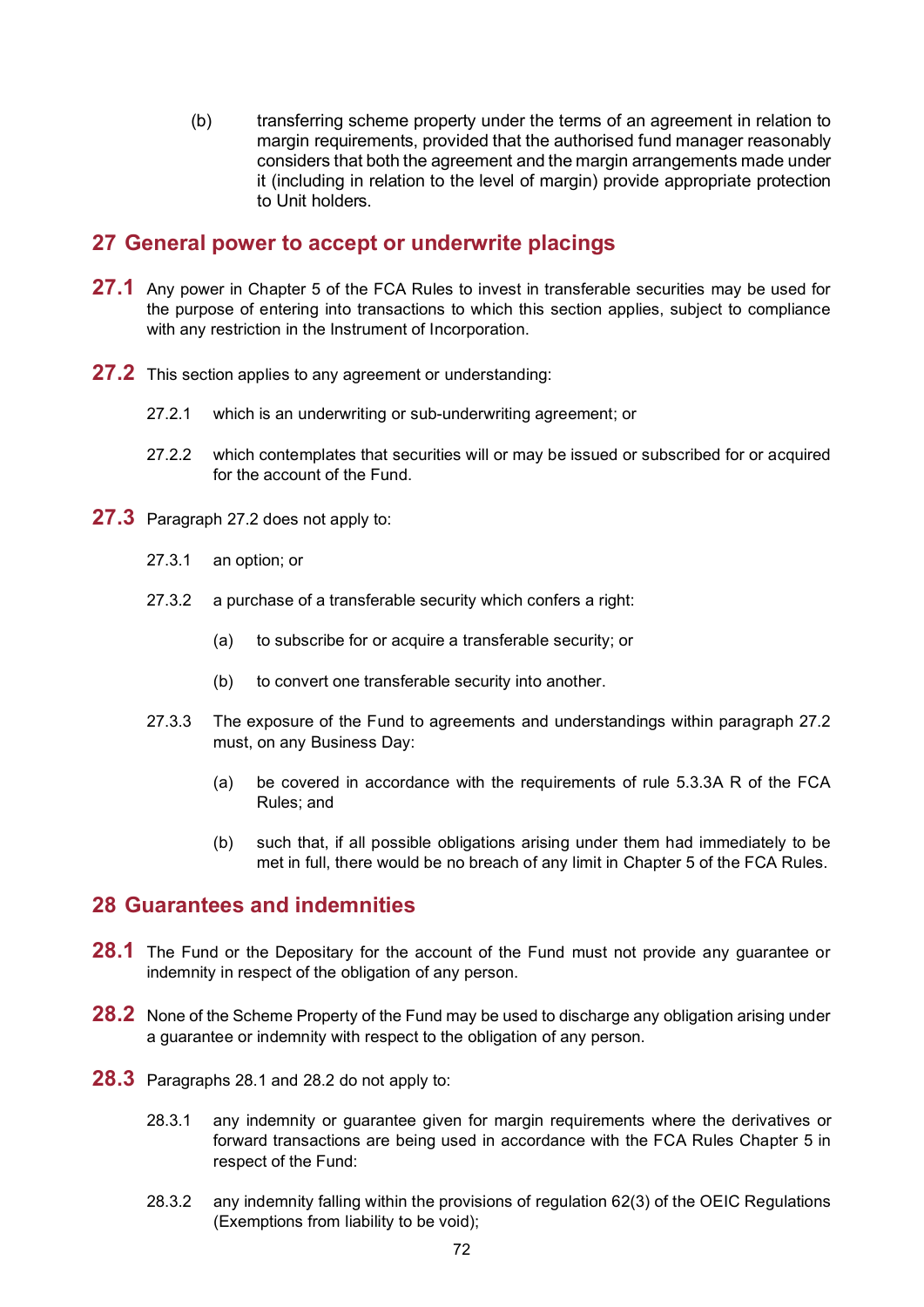(b) transferring scheme property under the terms of an agreement in relation to margin requirements, provided that the authorised fund manager reasonably considers that both the agreement and the margin arrangements made under it (including in relation to the level of margin) provide appropriate protection to Unit holders.

## 27 General power to accept or underwrite placings

**27.1** Any power in Chapter 5 of the FCA Rules to invest in transferable securities may be used for the purpose of entering into transactions to which this section applies, subject to compliance with any restriction in the Instrument of Incorporation.

**27.2** This section applies to any agreement or understanding:

27.2.1 which is an underwriting or sub-underwriting agreement; or

27.2.2 which contemplates that securities will or may be issued or subscribed for or acquired for the account of the Fund.

**27.3** Paragraph 27.2 does not apply to:

27.3.1 an option; or

27.3.2 a purchase of a transferable security which confers a right:

(a) to subscribe for or acquire a transferable security; or

(b) to convert one transferable security into another.

27.3.3 The exposure of the Fund to agreements and understandings within paragraph 27.2 must, on any Business Day:

(a) be covered in accordance with the requirements of rule 5.3.3A R of the FCA Rules; and

(b) such that, if all possible obligations arising under them had immediately to be met in full, there would be no breach of any limit in Chapter 5 of the FCA Rules.

## 28 Guarantees and indemnities

**28.1** The Fund or the Depositary for the account of the Fund must not provide any guarantee or indemnity in respect of the obligation of any person.

**28.2** None of the Scheme Property of the Fund may be used to discharge any obligation arising under a guarantee or indemnity with respect to the obligation of any person.

**28.3** Paragraphs 28.1 and 28.2 do not apply to:

28.3.1 any indemnity or guarantee given for margin requirements where the derivatives or forward transactions are being used in accordance with the FCA Rules Chapter 5 in respect of the Fund:

28.3.2 any indemnity falling within the provisions of regulation 62(3) of the OEIC Regulations (Exemptions from liability to be void);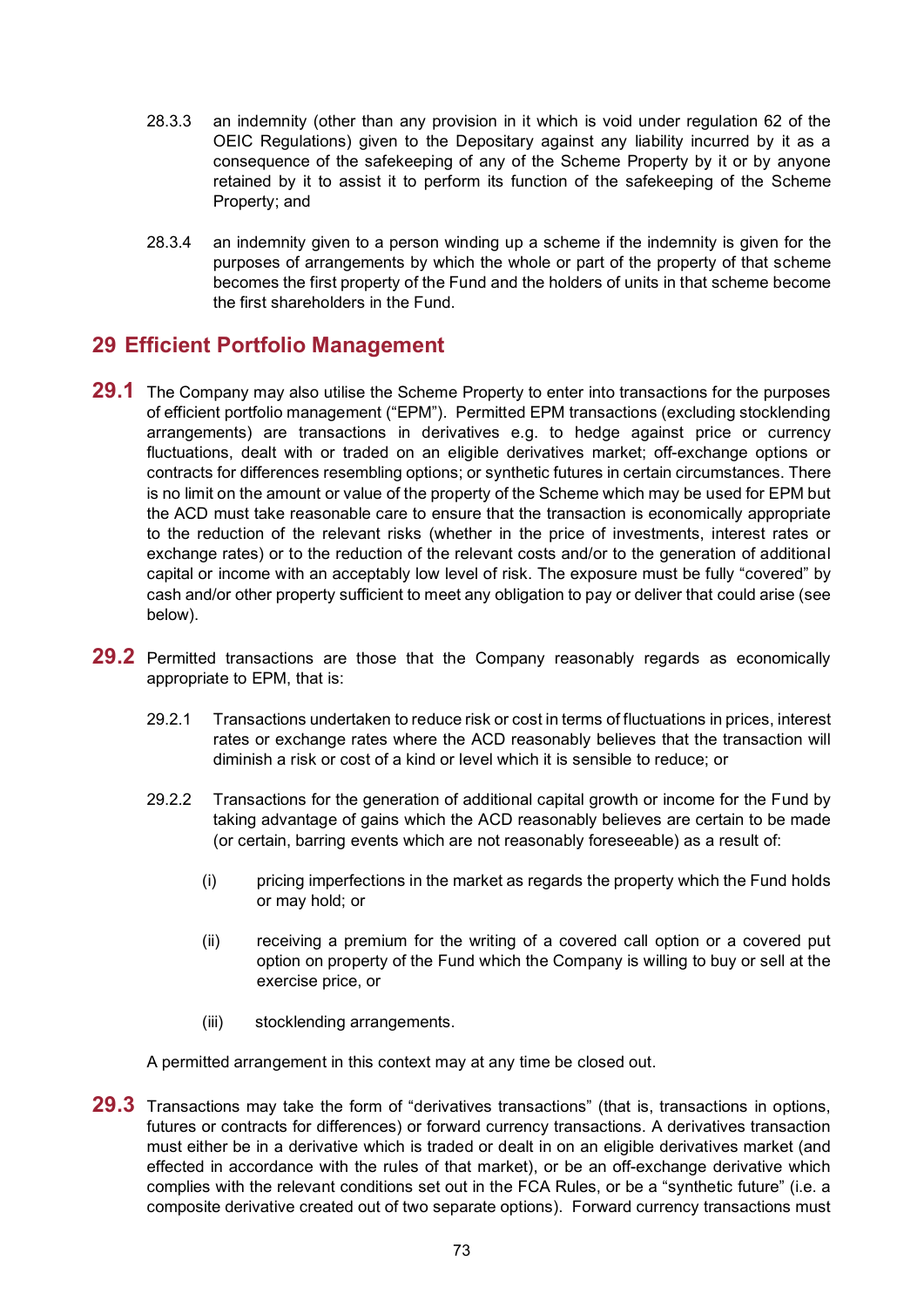28.3.3 an indemnity (other than any provision in it which is void under regulation 62 of the OEIC Regulations) given to the Depositary against any liability incurred by it as a consequence of the safekeeping of any of the Scheme Property by it or by anyone retained by it to assist it to perform its function of the safekeeping of the Scheme Property; and

28.3.4 an indemnity given to a person winding up a scheme if the indemnity is given for the purposes of arrangements by which the whole or part of the property of that scheme becomes the first property of the Fund and the holders of units in that scheme become the first shareholders in the Fund.

## 29 Efficient Portfolio Management

**29.1** The Company may also utilise the Scheme Property to enter into transactions for the purposes of efficient portfolio management ("EPM"). Permitted EPM transactions (excluding stocklending arrangements) are transactions in derivatives e.g. to hedge against price or currency fluctuations, dealt with or traded on an eligible derivatives market; off-exchange options or contracts for differences resembling options; or synthetic futures in certain circumstances. There is no limit on the amount or value of the property of the Scheme which may be used for EPM but the ACD must take reasonable care to ensure that the transaction is economically appropriate to the reduction of the relevant risks (whether in the price of investments, interest rates or exchange rates) or to the reduction of the relevant costs and/or to the generation of additional capital or income with an acceptably low level of risk. The exposure must be fully "covered" by cash and/or other property sufficient to meet any obligation to pay or deliver that could arise (see below).

**29.2** Permitted transactions are those that the Company reasonably regards as economically appropriate to EPM, that is:

29.2.1 Transactions undertaken to reduce risk or cost in terms of fluctuations in prices, interest rates or exchange rates where the ACD reasonably believes that the transaction will diminish a risk or cost of a kind or level which it is sensible to reduce; or

29.2.2 Transactions for the generation of additional capital growth or income for the Fund by taking advantage of gains which the ACD reasonably believes are certain to be made (or certain, barring events which are not reasonably foreseeable) as a result of:

(i) pricing imperfections in the market as regards the property which the Fund holds or may hold; or

(ii) receiving a premium for the writing of a covered call option or a covered put option on property of the Fund which the Company is willing to buy or sell at the exercise price, or

(iii) stocklending arrangements.

A permitted arrangement in this context may at any time be closed out.

**29.3** Transactions may take the form of "derivatives transactions" (that is, transactions in options, futures or contracts for differences) or forward currency transactions. A derivatives transaction must either be in a derivative which is traded or dealt in on an eligible derivatives market (and effected in accordance with the rules of that market), or be an off-exchange derivative which complies with the relevant conditions set out in the FCA Rules, or be a "synthetic future" (i.e. a composite derivative created out of two separate options). Forward currency transactions must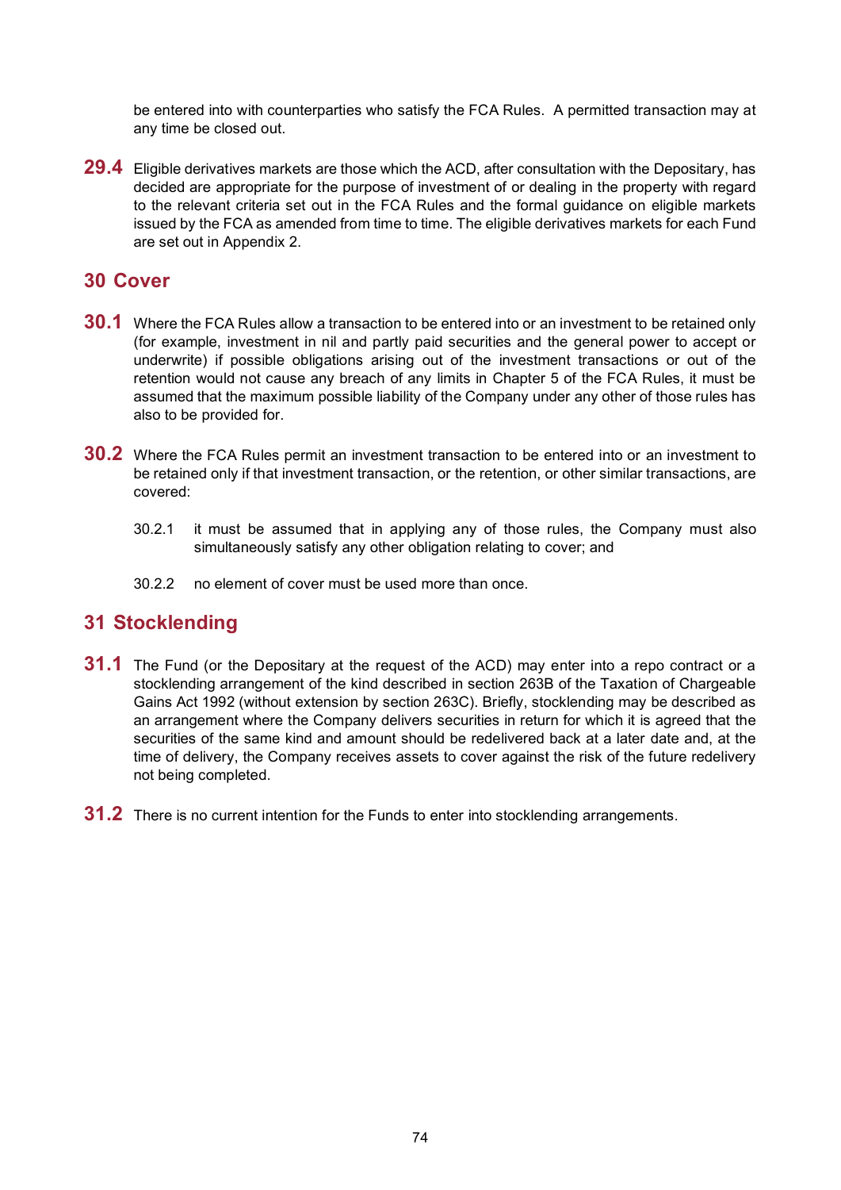be entered into with counterparties who satisfy the FCA Rules. A permitted transaction may at any time be closed out.

**29.4** Eligible derivatives markets are those which the ACD, after consultation with the Depositary, has decided are appropriate for the purpose of investment of or dealing in the property with regard to the relevant criteria set out in the FCA Rules and the formal guidance on eligible markets issued by the FCA as amended from time to time. The eligible derivatives markets for each Fund are set out in Appendix 2.

## 30 Cover

**30.1** Where the FCA Rules allow a transaction to be entered into or an investment to be retained only (for example, investment in nil and partly paid securities and the general power to accept or underwrite) if possible obligations arising out of the investment transactions or out of the retention would not cause any breach of any limits in Chapter 5 of the FCA Rules, it must be assumed that the maximum possible liability of the Company under any other of those rules has also to be provided for.

**30.2** Where the FCA Rules permit an investment transaction to be entered into or an investment to be retained only if that investment transaction, or the retention, or other similar transactions, are covered:

30.2.1 it must be assumed that in applying any of those rules, the Company must also simultaneously satisfy any other obligation relating to cover; and

30.2.2 no element of cover must be used more than once.

## 31 Stocklending

**31.1** The Fund (or the Depositary at the request of the ACD) may enter into a repo contract or a stocklending arrangement of the kind described in section 263B of the Taxation of Chargeable Gains Act 1992 (without extension by section 263C). Briefly, stocklending may be described as an arrangement where the Company delivers securities in return for which it is agreed that the securities of the same kind and amount should be redelivered back at a later date and, at the time of delivery, the Company receives assets to cover against the risk of the future redelivery not being completed.

**31.2** There is no current intention for the Funds to enter into stocklending arrangements.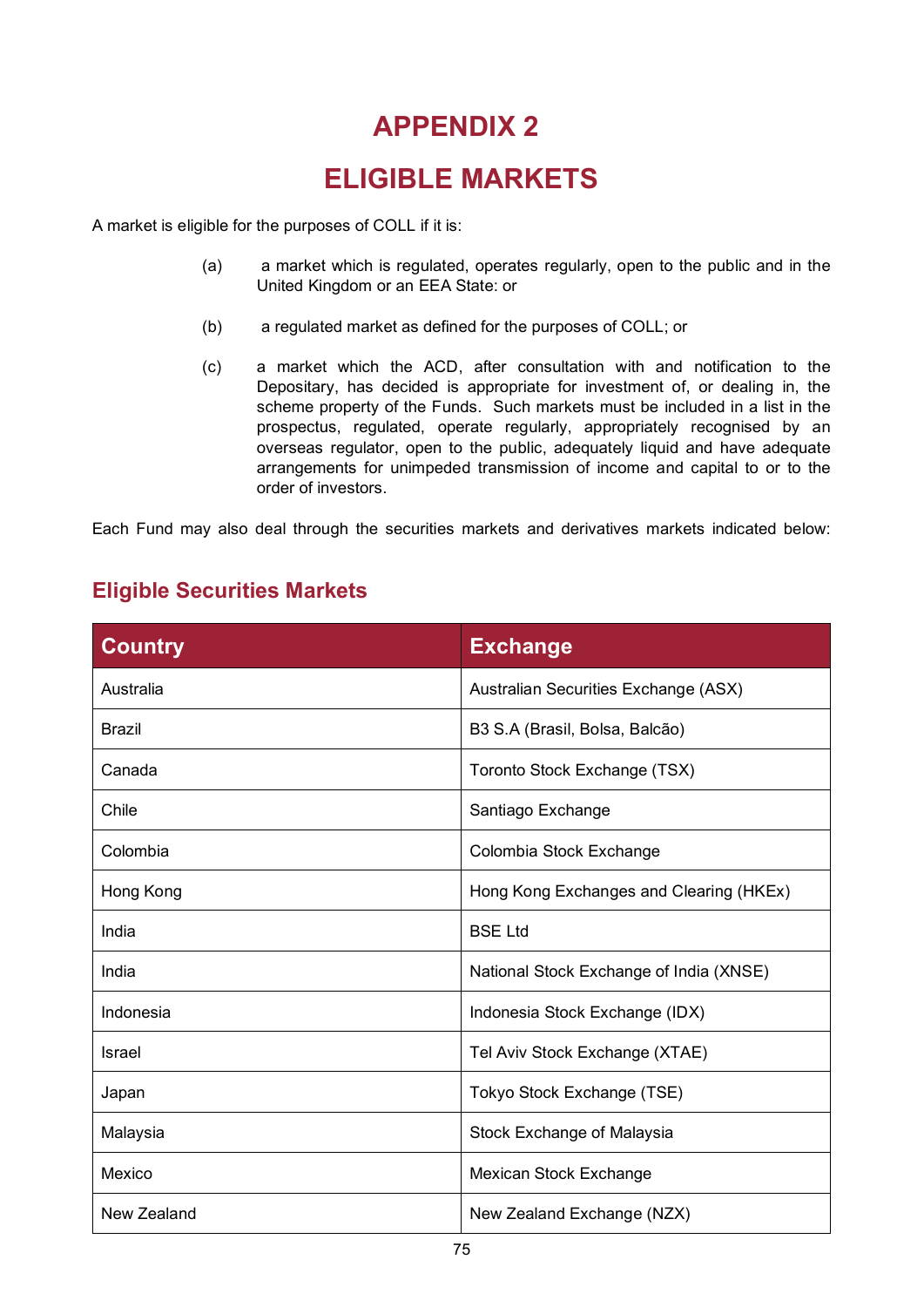# APPENDIX 2

# ELIGIBLE MARKETS

A market is eligible for the purposes of COLL if it is:

(a) a market which is regulated, operates regularly, open to the public and in the United Kingdom or an EEA State: or

(b) a regulated market as defined for the purposes of COLL; or

(c) a market which the ACD, after consultation with and notification to the Depositary, has decided is appropriate for investment of, or dealing in, the scheme property of the Funds. Such markets must be included in a list in the prospectus, regulated, operate regularly, appropriately recognised by an overseas regulator, open to the public, adequately liquid and have adequate arrangements for unimpeded transmission of income and capital to or to the order of investors.

Each Fund may also deal through the securities markets and derivatives markets indicated below:

## Eligible Securities Markets

| Country | Exchange |
|---|---|
| Australia | Australian Securities Exchange (ASX) |
| Brazil | B3 S.A (Brasil, Bolsa, Balcão) |
| Canada | Toronto Stock Exchange (TSX) |
| Chile | Santiago Exchange |
| Colombia | Colombia Stock Exchange |
| Hong Kong | Hong Kong Exchanges and Clearing (HKEx) |
| India | BSE Ltd |
| India | National Stock Exchange of India (XNSE) |
| Indonesia | Indonesia Stock Exchange (IDX) |
| Israel | Tel Aviv Stock Exchange (XTAE) |
| Japan | Tokyo Stock Exchange (TSE) |
| Malaysia | Stock Exchange of Malaysia |
| Mexico | Mexican Stock Exchange |
| New Zealand | New Zealand Exchange (NZX) |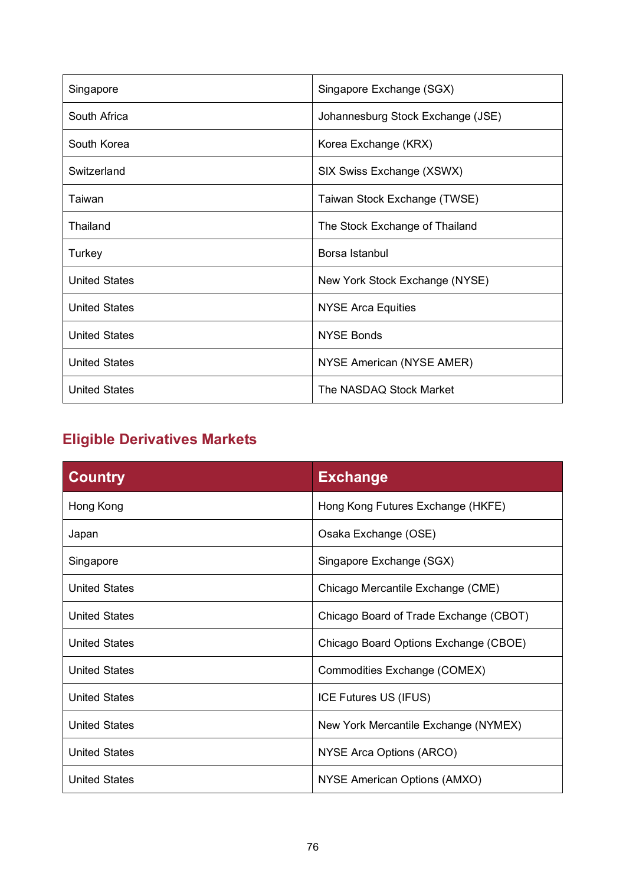| Country | Exchange |
|---|---|
| Singapore | Singapore Exchange (SGX) |
| South Africa | Johannesburg Stock Exchange (JSE) |
| South Korea | Korea Exchange (KRX) |
| Switzerland | SIX Swiss Exchange (XSWX) |
| Taiwan | Taiwan Stock Exchange (TWSE) |
| Thailand | The Stock Exchange of Thailand |
| Turkey | Borsa Istanbul |
| United States | New York Stock Exchange (NYSE) |
| United States | NYSE Arca Equities |
| United States | NYSE Bonds |
| United States | NYSE American (NYSE AMER) |
| United States | The NASDAQ Stock Market |

## Eligible Derivatives Markets

| Country | Exchange |
|---|---|
| Hong Kong | Hong Kong Futures Exchange (HKFE) |
| Japan | Osaka Exchange (OSE) |
| Singapore | Singapore Exchange (SGX) |
| United States | Chicago Mercantile Exchange (CME) |
| United States | Chicago Board of Trade Exchange (CBOT) |
| United States | Chicago Board Options Exchange (CBOE) |
| United States | Commodities Exchange (COMEX) |
| United States | ICE Futures US (IFUS) |
| United States | New York Mercantile Exchange (NYMEX) |
| United States | NYSE Arca Options (ARCO) |
| United States | NYSE American Options (AMXO) |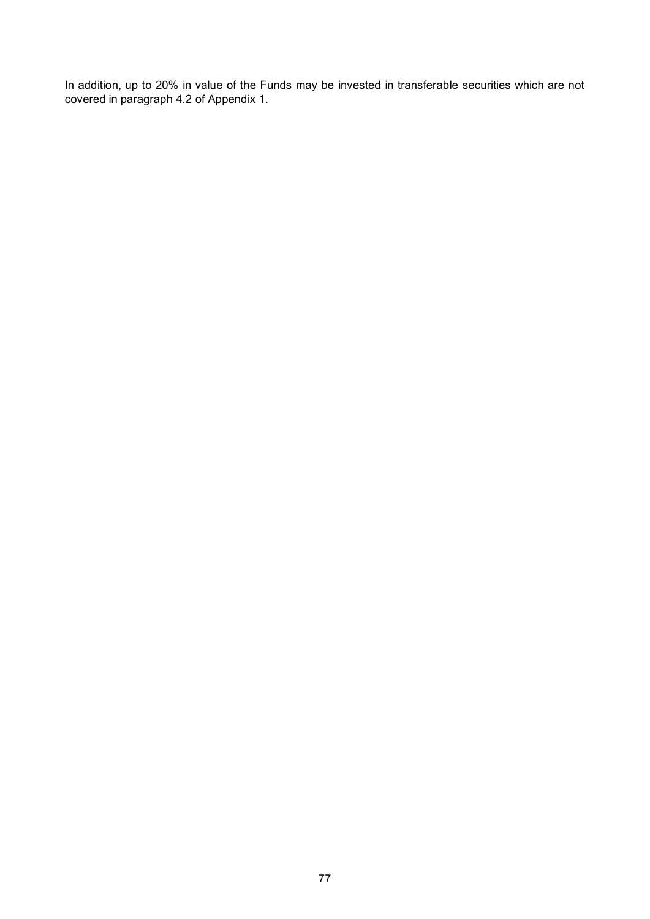In addition, up to 20% in value of the Funds may be invested in transferable securities which are not covered in paragraph 4.2 of Appendix 1.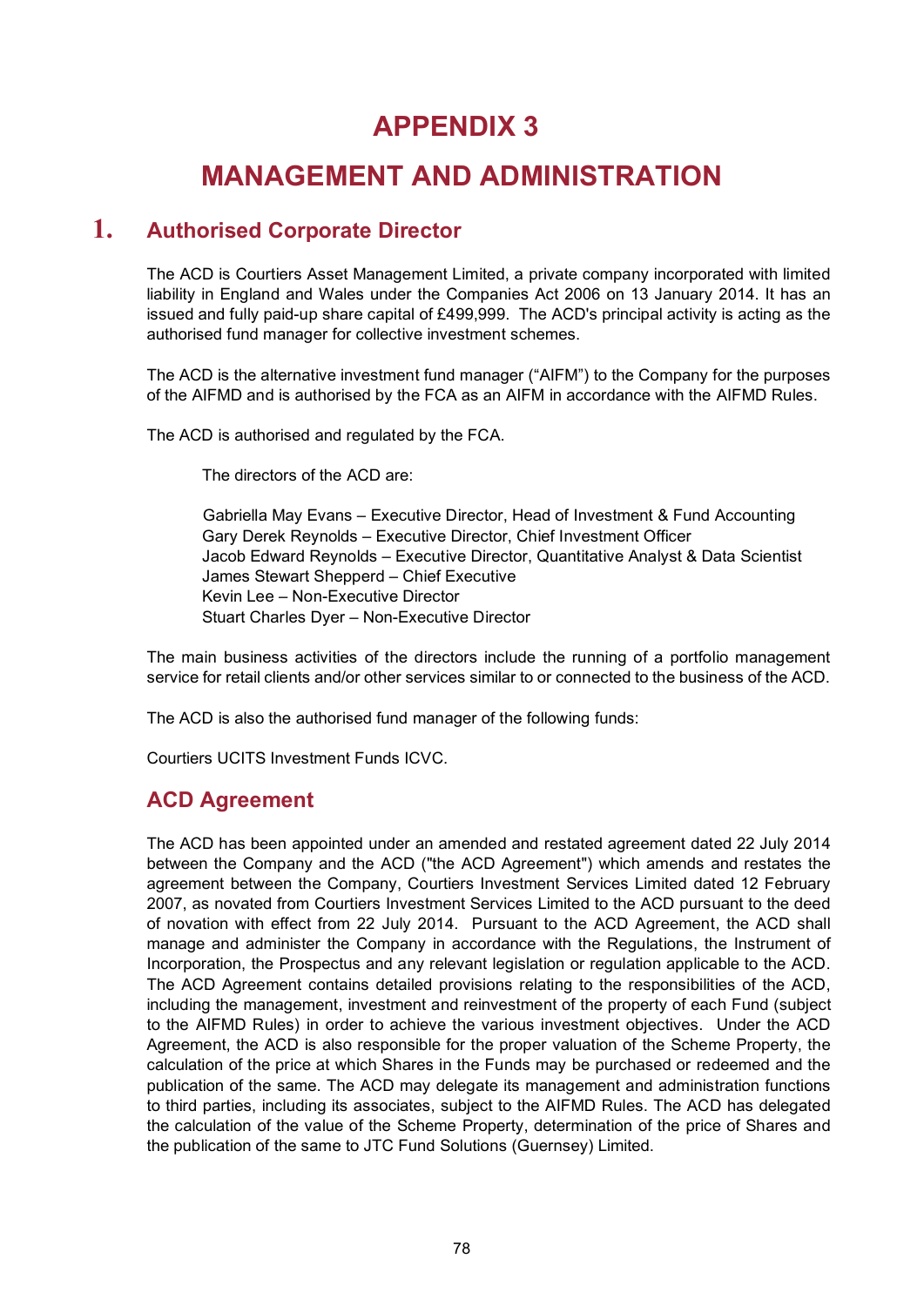# APPENDIX 3

# MANAGEMENT AND ADMINISTRATION

## 1. Authorised Corporate Director

The ACD is Courtiers Asset Management Limited, a private company incorporated with limited liability in England and Wales under the Companies Act 2006 on 13 January 2014. It has an issued and fully paid-up share capital of £499,999. The ACD's principal activity is acting as the authorised fund manager for collective investment schemes.

The ACD is the alternative investment fund manager ("AIFM") to the Company for the purposes of the AIFMD and is authorised by the FCA as an AIFM in accordance with the AIFMD Rules.

The ACD is authorised and regulated by the FCA.

The directors of the ACD are:

Gabriella May Evans – Executive Director, Head of Investment & Fund Accounting
Gary Derek Reynolds – Executive Director, Chief Investment Officer
Jacob Edward Reynolds – Executive Director, Quantitative Analyst & Data Scientist
James Stewart Shepperd – Chief Executive
Kevin Lee – Non-Executive Director
Stuart Charles Dyer – Non-Executive Director

The main business activities of the directors include the running of a portfolio management service for retail clients and/or other services similar to or connected to the business of the ACD.

The ACD is also the authorised fund manager of the following funds:

Courtiers UCITS Investment Funds ICVC.

### ACD Agreement

The ACD has been appointed under an amended and restated agreement dated 22 July 2014 between the Company and the ACD ("the ACD Agreement") which amends and restates the agreement between the Company, Courtiers Investment Services Limited dated 12 February 2007, as novated from Courtiers Investment Services Limited to the ACD pursuant to the deed of novation with effect from 22 July 2014. Pursuant to the ACD Agreement, the ACD shall manage and administer the Company in accordance with the Regulations, the Instrument of Incorporation, the Prospectus and any relevant legislation or regulation applicable to the ACD. The ACD Agreement contains detailed provisions relating to the responsibilities of the ACD, including the management, investment and reinvestment of the property of each Fund (subject to the AIFMD Rules) in order to achieve the various investment objectives. Under the ACD Agreement, the ACD is also responsible for the proper valuation of the Scheme Property, the calculation of the price at which Shares in the Funds may be purchased or redeemed and the publication of the same. The ACD may delegate its management and administration functions to third parties, including its associates, subject to the AIFMD Rules. The ACD has delegated the calculation of the value of the Scheme Property, determination of the price of Shares and the publication of the same to JTC Fund Solutions (Guernsey) Limited.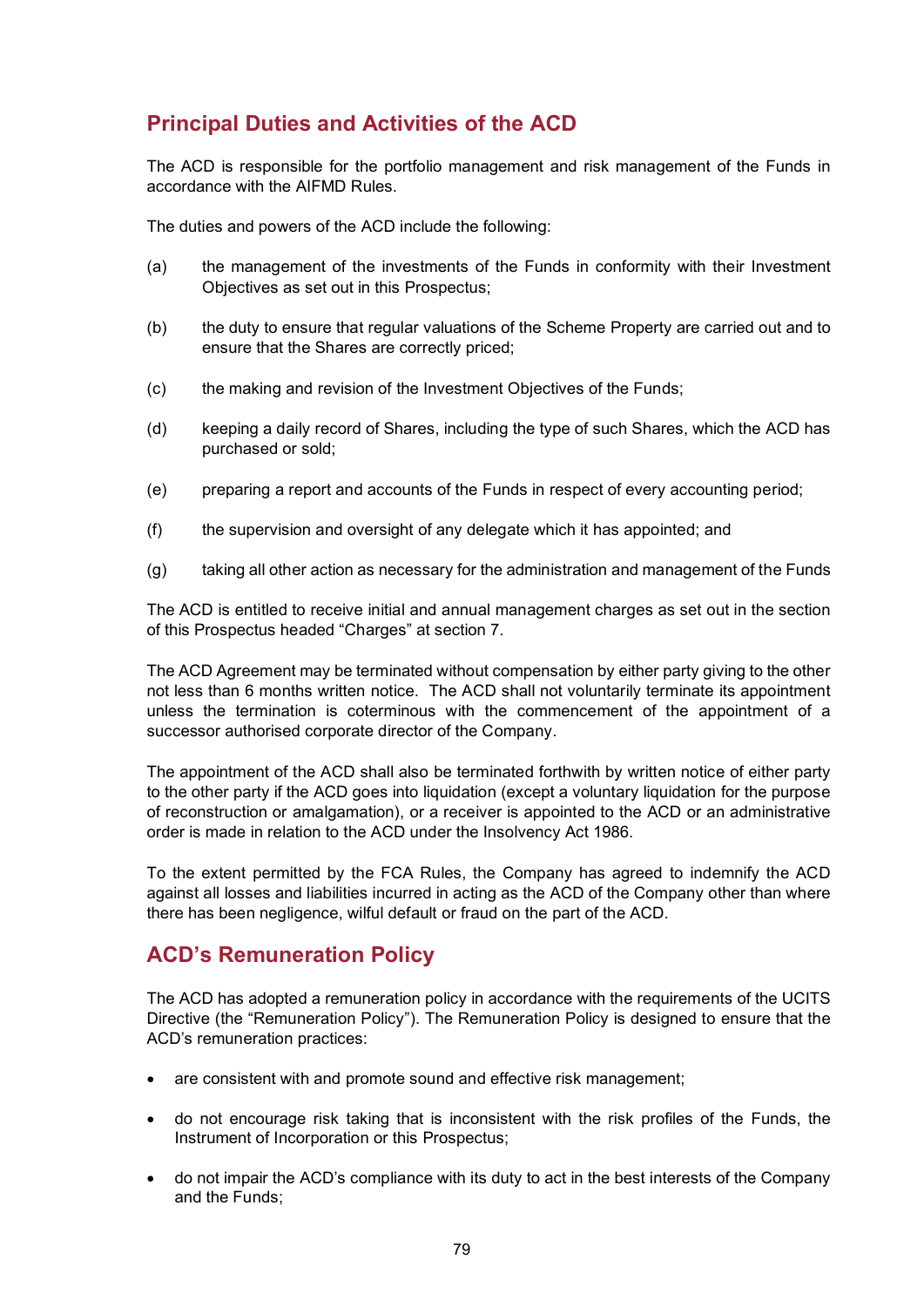## Principal Duties and Activities of the ACD

The ACD is responsible for the portfolio management and risk management of the Funds in accordance with the AIFMD Rules.

The duties and powers of the ACD include the following:

(a) the management of the investments of the Funds in conformity with their Investment Objectives as set out in this Prospectus;

(b) the duty to ensure that regular valuations of the Scheme Property are carried out and to ensure that the Shares are correctly priced;

(c) the making and revision of the Investment Objectives of the Funds;

(d) keeping a daily record of Shares, including the type of such Shares, which the ACD has purchased or sold;

(e) preparing a report and accounts of the Funds in respect of every accounting period;

(f) the supervision and oversight of any delegate which it has appointed; and

(g) taking all other action as necessary for the administration and management of the Funds

The ACD is entitled to receive initial and annual management charges as set out in the section of this Prospectus headed "Charges" at section 7.

The ACD Agreement may be terminated without compensation by either party giving to the other not less than 6 months written notice. The ACD shall not voluntarily terminate its appointment unless the termination is coterminous with the commencement of the appointment of a successor authorised corporate director of the Company.

The appointment of the ACD shall also be terminated forthwith by written notice of either party to the other party if the ACD goes into liquidation (except a voluntary liquidation for the purpose of reconstruction or amalgamation), or a receiver is appointed to the ACD or an administrative order is made in relation to the ACD under the Insolvency Act 1986.

To the extent permitted by the FCA Rules, the Company has agreed to indemnify the ACD against all losses and liabilities incurred in acting as the ACD of the Company other than where there has been negligence, wilful default or fraud on the part of the ACD.

## ACD's Remuneration Policy

The ACD has adopted a remuneration policy in accordance with the requirements of the UCITS Directive (the "Remuneration Policy"). The Remuneration Policy is designed to ensure that the ACD's remuneration practices:

- are consistent with and promote sound and effective risk management;
- do not encourage risk taking that is inconsistent with the risk profiles of the Funds, the Instrument of Incorporation or this Prospectus;
- do not impair the ACD's compliance with its duty to act in the best interests of the Company and the Funds;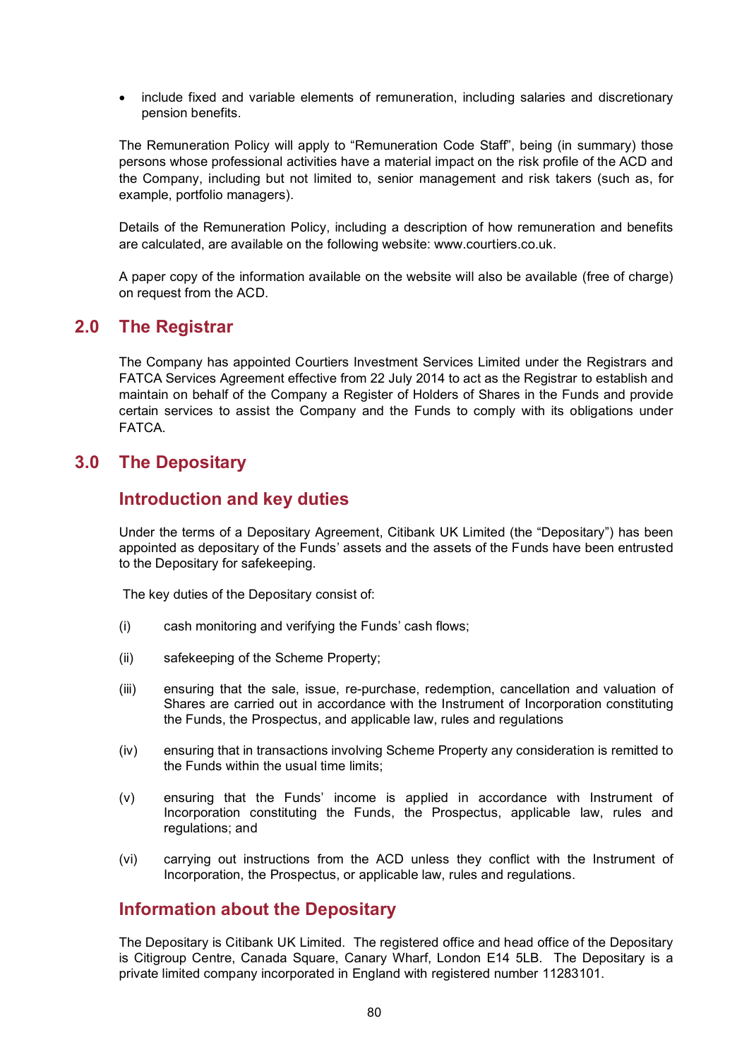- include fixed and variable elements of remuneration, including salaries and discretionary pension benefits.

The Remuneration Policy will apply to "Remuneration Code Staff", being (in summary) those persons whose professional activities have a material impact on the risk profile of the ACD and the Company, including but not limited to, senior management and risk takers (such as, for example, portfolio managers).

Details of the Remuneration Policy, including a description of how remuneration and benefits are calculated, are available on the following website: www.courtiers.co.uk.

A paper copy of the information available on the website will also be available (free of charge) on request from the ACD.

## 2.0 The Registrar

The Company has appointed Courtiers Investment Services Limited under the Registrars and FATCA Services Agreement effective from 22 July 2014 to act as the Registrar to establish and maintain on behalf of the Company a Register of Holders of Shares in the Funds and provide certain services to assist the Company and the Funds to comply with its obligations under FATCA.

## 3.0 The Depositary

### Introduction and key duties

Under the terms of a Depositary Agreement, Citibank UK Limited (the "Depositary") has been appointed as depositary of the Funds' assets and the assets of the Funds have been entrusted to the Depositary for safekeeping.

The key duties of the Depositary consist of:

(i) cash monitoring and verifying the Funds' cash flows;

(ii) safekeeping of the Scheme Property;

(iii) ensuring that the sale, issue, re-purchase, redemption, cancellation and valuation of Shares are carried out in accordance with the Instrument of Incorporation constituting the Funds, the Prospectus, and applicable law, rules and regulations

(iv) ensuring that in transactions involving Scheme Property any consideration is remitted to the Funds within the usual time limits;

(v) ensuring that the Funds' income is applied in accordance with Instrument of Incorporation constituting the Funds, the Prospectus, applicable law, rules and regulations; and

(vi) carrying out instructions from the ACD unless they conflict with the Instrument of Incorporation, the Prospectus, or applicable law, rules and regulations.

### Information about the Depositary

The Depositary is Citibank UK Limited. The registered office and head office of the Depositary is Citigroup Centre, Canada Square, Canary Wharf, London E14 5LB. The Depositary is a private limited company incorporated in England with registered number 11283101.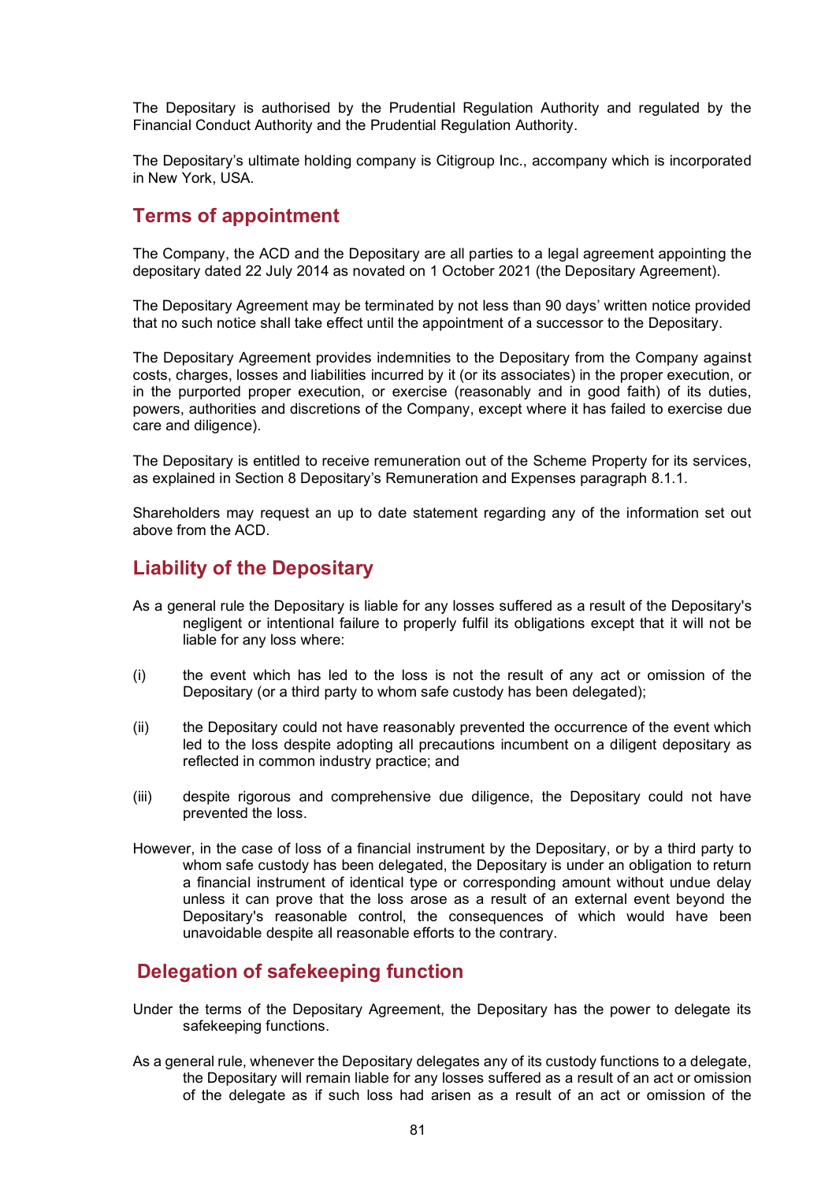The Depositary is authorised by the Prudential Regulation Authority and regulated by the Financial Conduct Authority and the Prudential Regulation Authority.

The Depositary's ultimate holding company is Citigroup Inc., accompany which is incorporated in New York, USA.

## Terms of appointment

The Company, the ACD and the Depositary are all parties to a legal agreement appointing the depositary dated 22 July 2014 as novated on 1 October 2021 (the Depositary Agreement).

The Depositary Agreement may be terminated by not less than 90 days' written notice provided that no such notice shall take effect until the appointment of a successor to the Depositary.

The Depositary Agreement provides indemnities to the Depositary from the Company against costs, charges, losses and liabilities incurred by it (or its associates) in the proper execution, or in the purported proper execution, or exercise (reasonably and in good faith) of its duties, powers, authorities and discretions of the Company, except where it has failed to exercise due care and diligence).

The Depositary is entitled to receive remuneration out of the Scheme Property for its services, as explained in Section 8 Depositary's Remuneration and Expenses paragraph 8.1.1.

Shareholders may request an up to date statement regarding any of the information set out above from the ACD.

## Liability of the Depositary

As a general rule the Depositary is liable for any losses suffered as a result of the Depositary's negligent or intentional failure to properly fulfil its obligations except that it will not be liable for any loss where:

(i) the event which has led to the loss is not the result of any act or omission of the Depositary (or a third party to whom safe custody has been delegated);

(ii) the Depositary could not have reasonably prevented the occurrence of the event which led to the loss despite adopting all precautions incumbent on a diligent depositary as reflected in common industry practice; and

(iii) despite rigorous and comprehensive due diligence, the Depositary could not have prevented the loss.

However, in the case of loss of a financial instrument by the Depositary, or by a third party to whom safe custody has been delegated, the Depositary is under an obligation to return a financial instrument of identical type or corresponding amount without undue delay unless it can prove that the loss arose as a result of an external event beyond the Depositary's reasonable control, the consequences of which would have been unavoidable despite all reasonable efforts to the contrary.

## Delegation of safekeeping function

Under the terms of the Depositary Agreement, the Depositary has the power to delegate its safekeeping functions.

As a general rule, whenever the Depositary delegates any of its custody functions to a delegate, the Depositary will remain liable for any losses suffered as a result of an act or omission of the delegate as if such loss had arisen as a result of an act or omission of the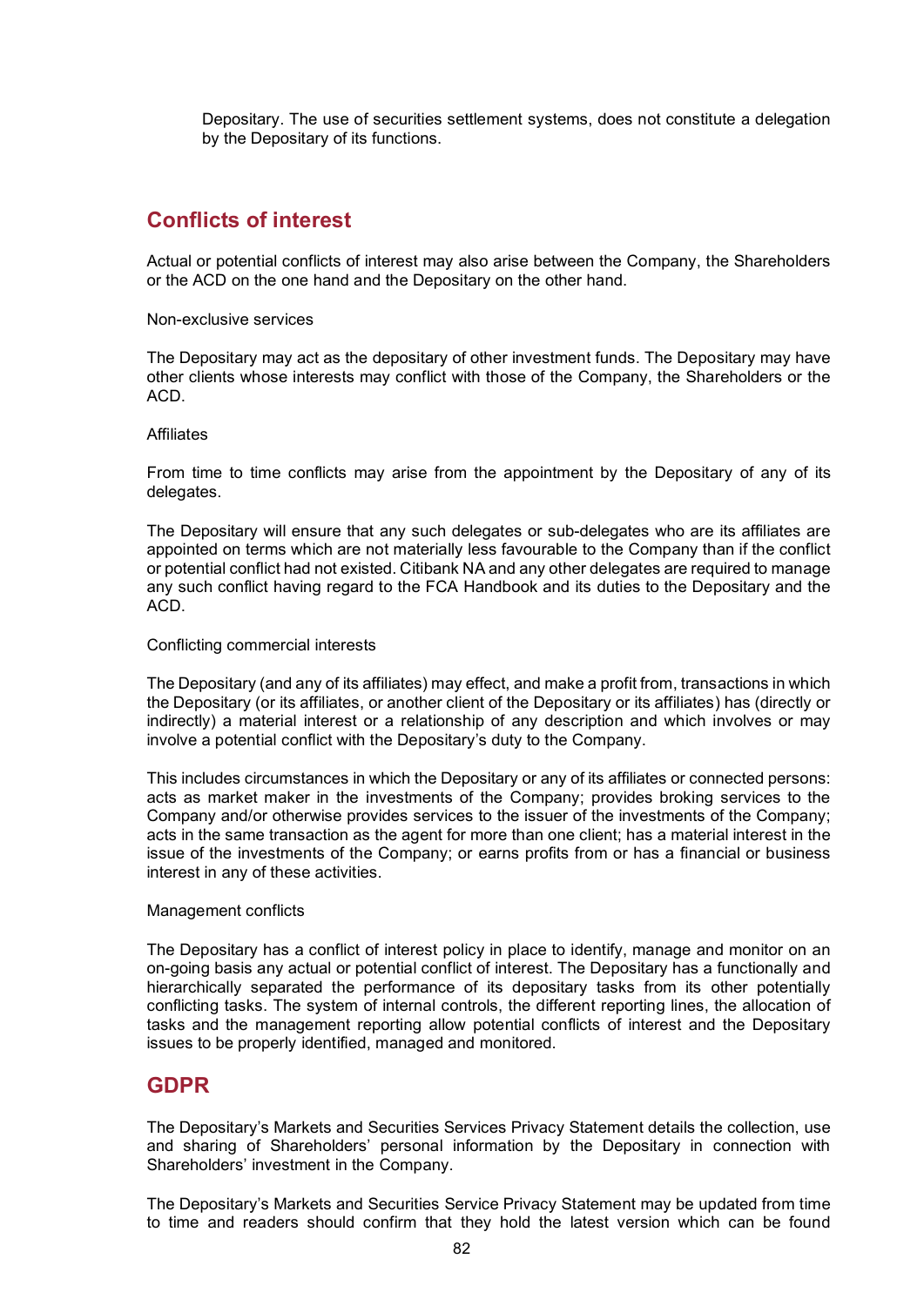Depositary. The use of securities settlement systems, does not constitute a delegation by the Depositary of its functions.

## Conflicts of interest

Actual or potential conflicts of interest may also arise between the Company, the Shareholders or the ACD on the one hand and the Depositary on the other hand.

Non-exclusive services

The Depositary may act as the depositary of other investment funds. The Depositary may have other clients whose interests may conflict with those of the Company, the Shareholders or the ACD.

Affiliates

From time to time conflicts may arise from the appointment by the Depositary of any of its delegates.

The Depositary will ensure that any such delegates or sub-delegates who are its affiliates are appointed on terms which are not materially less favourable to the Company than if the conflict or potential conflict had not existed. Citibank NA and any other delegates are required to manage any such conflict having regard to the FCA Handbook and its duties to the Depositary and the ACD.

Conflicting commercial interests

The Depositary (and any of its affiliates) may effect, and make a profit from, transactions in which the Depositary (or its affiliates, or another client of the Depositary or its affiliates) has (directly or indirectly) a material interest or a relationship of any description and which involves or may involve a potential conflict with the Depositary's duty to the Company.

This includes circumstances in which the Depositary or any of its affiliates or connected persons: acts as market maker in the investments of the Company; provides broking services to the Company and/or otherwise provides services to the issuer of the investments of the Company; acts in the same transaction as the agent for more than one client; has a material interest in the issue of the investments of the Company; or earns profits from or has a financial or business interest in any of these activities.

Management conflicts

The Depositary has a conflict of interest policy in place to identify, manage and monitor on an on-going basis any actual or potential conflict of interest. The Depositary has a functionally and hierarchically separated the performance of its depositary tasks from its other potentially conflicting tasks. The system of internal controls, the different reporting lines, the allocation of tasks and the management reporting allow potential conflicts of interest and the Depositary issues to be properly identified, managed and monitored.

## GDPR

The Depositary's Markets and Securities Services Privacy Statement details the collection, use and sharing of Shareholders' personal information by the Depositary in connection with Shareholders' investment in the Company.

The Depositary's Markets and Securities Service Privacy Statement may be updated from time to time and readers should confirm that they hold the latest version which can be found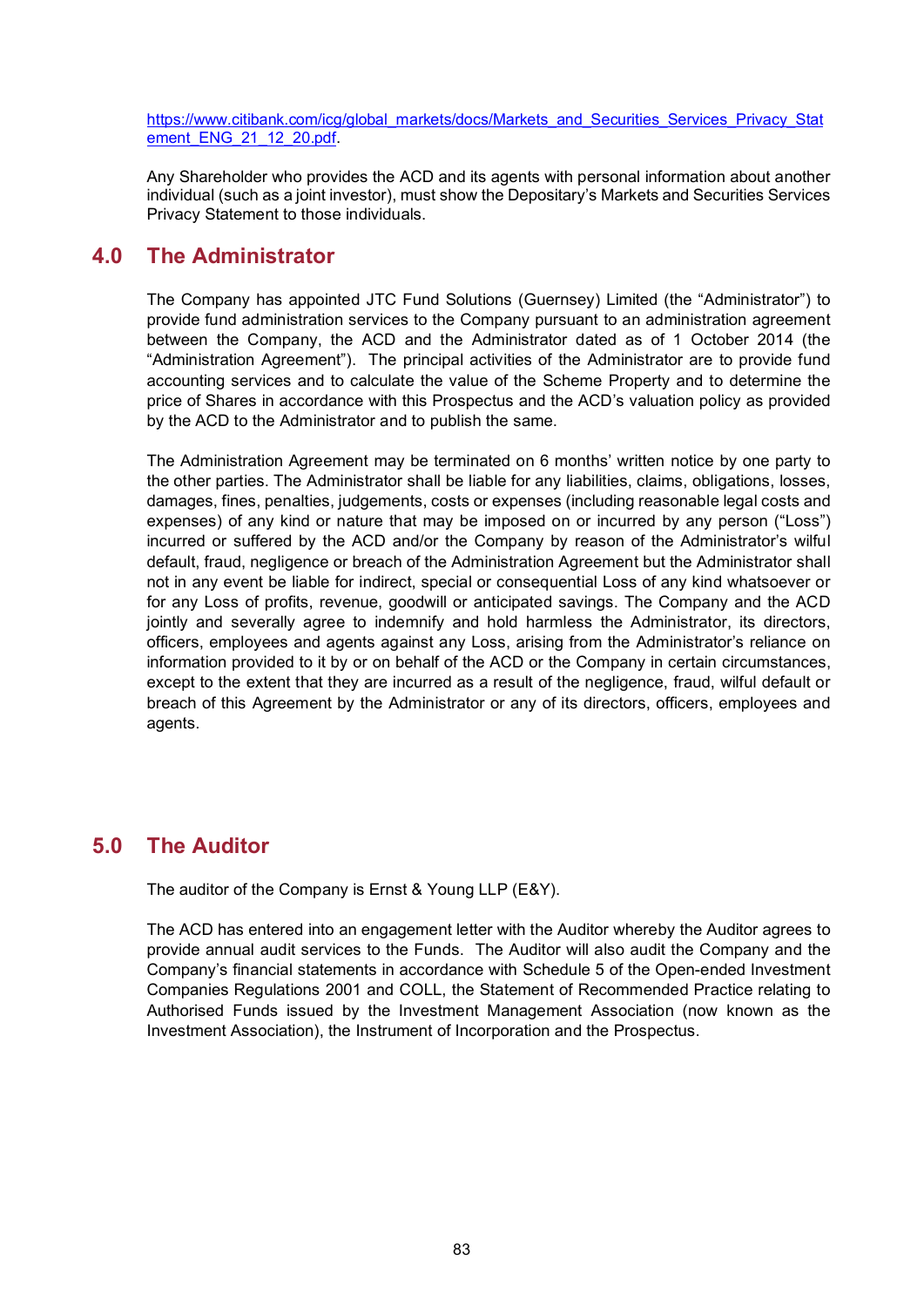https://www.citibank.com/icg/global_markets/docs/Markets_and_Securities_Services_Privacy_Statement_ENG_21_12_20.pdf.

Any Shareholder who provides the ACD and its agents with personal information about another individual (such as a joint investor), must show the Depositary's Markets and Securities Services Privacy Statement to those individuals.

## 4.0 The Administrator

The Company has appointed JTC Fund Solutions (Guernsey) Limited (the "Administrator") to provide fund administration services to the Company pursuant to an administration agreement between the Company, the ACD and the Administrator dated as of 1 October 2014 (the "Administration Agreement"). The principal activities of the Administrator are to provide fund accounting services and to calculate the value of the Scheme Property and to determine the price of Shares in accordance with this Prospectus and the ACD's valuation policy as provided by the ACD to the Administrator and to publish the same.

The Administration Agreement may be terminated on 6 months' written notice by one party to the other parties. The Administrator shall be liable for any liabilities, claims, obligations, losses, damages, fines, penalties, judgements, costs or expenses (including reasonable legal costs and expenses) of any kind or nature that may be imposed on or incurred by any person ("Loss") incurred or suffered by the ACD and/or the Company by reason of the Administrator's wilful default, fraud, negligence or breach of the Administration Agreement but the Administrator shall not in any event be liable for indirect, special or consequential Loss of any kind whatsoever or for any Loss of profits, revenue, goodwill or anticipated savings. The Company and the ACD jointly and severally agree to indemnify and hold harmless the Administrator, its directors, officers, employees and agents against any Loss, arising from the Administrator's reliance on information provided to it by or on behalf of the ACD or the Company in certain circumstances, except to the extent that they are incurred as a result of the negligence, fraud, wilful default or breach of this Agreement by the Administrator or any of its directors, officers, employees and agents.

## 5.0 The Auditor

The auditor of the Company is Ernst & Young LLP (E&Y).

The ACD has entered into an engagement letter with the Auditor whereby the Auditor agrees to provide annual audit services to the Funds. The Auditor will also audit the Company and the Company's financial statements in accordance with Schedule 5 of the Open-ended Investment Companies Regulations 2001 and COLL, the Statement of Recommended Practice relating to Authorised Funds issued by the Investment Management Association (now known as the Investment Association), the Instrument of Incorporation and the Prospectus.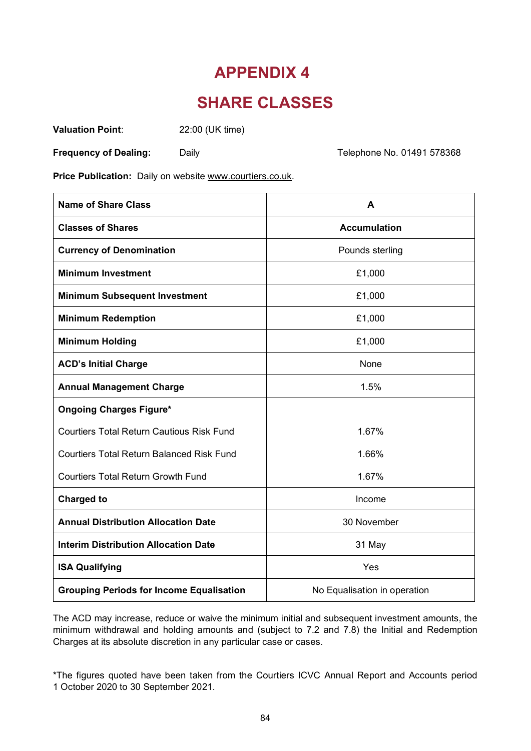# APPENDIX 4

# SHARE CLASSES

**Valuation Point**: 22:00 (UK time)

**Frequency of Dealing:** Daily Telephone No. 01491 578368

**Price Publication:** Daily on website www.courtiers.co.uk.

| **Name of Share Class** | **A** |
|---|---|
| **Classes of Shares** | **Accumulation** |
| **Currency of Denomination** | Pounds sterling |
| **Minimum Investment** | £1,000 |
| **Minimum Subsequent Investment** | £1,000 |
| **Minimum Redemption** | £1,000 |
| **Minimum Holding** | £1,000 |
| **ACD's Initial Charge** | None |
| **Annual Management Charge** | 1.5% |
| **Ongoing Charges Figure*** | |
| Courtiers Total Return Cautious Risk Fund | 1.67% |
| Courtiers Total Return Balanced Risk Fund | 1.66% |
| Courtiers Total Return Growth Fund | 1.67% |
| **Charged to** | Income |
| **Annual Distribution Allocation Date** | 30 November |
| **Interim Distribution Allocation Date** | 31 May |
| **ISA Qualifying** | Yes |
| **Grouping Periods for Income Equalisation** | No Equalisation in operation |

The ACD may increase, reduce or waive the minimum initial and subsequent investment amounts, the minimum withdrawal and holding amounts and (subject to 7.2 and 7.8) the Initial and Redemption Charges at its absolute discretion in any particular case or cases.

*The figures quoted have been taken from the Courtiers ICVC Annual Report and Accounts period 1 October 2020 to 30 September 2021.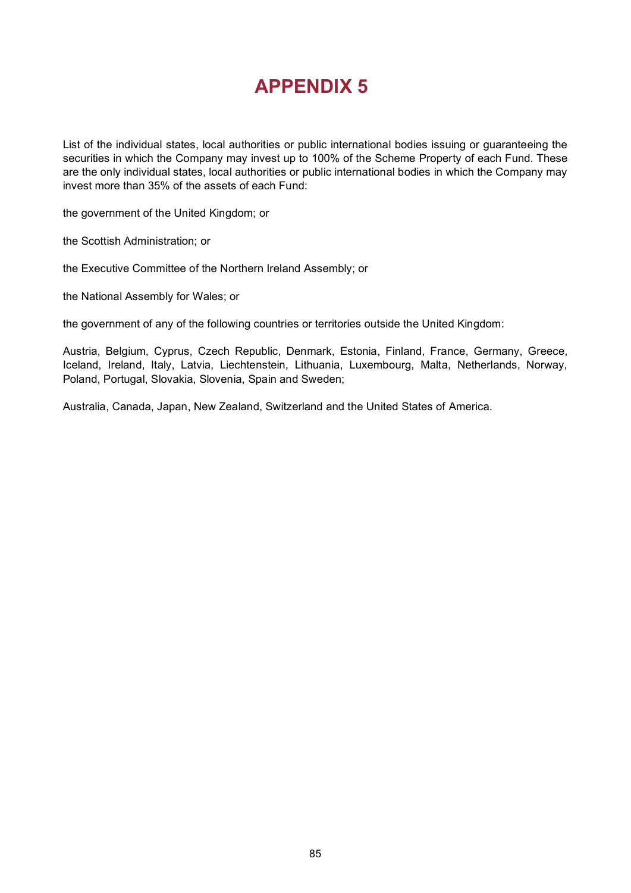# APPENDIX 5

List of the individual states, local authorities or public international bodies issuing or guaranteeing the securities in which the Company may invest up to 100% of the Scheme Property of each Fund. These are the only individual states, local authorities or public international bodies in which the Company may invest more than 35% of the assets of each Fund:

the government of the United Kingdom; or

the Scottish Administration; or

the Executive Committee of the Northern Ireland Assembly; or

the National Assembly for Wales; or

the government of any of the following countries or territories outside the United Kingdom:

Austria, Belgium, Cyprus, Czech Republic, Denmark, Estonia, Finland, France, Germany, Greece, Iceland, Ireland, Italy, Latvia, Liechtenstein, Lithuania, Luxembourg, Malta, Netherlands, Norway, Poland, Portugal, Slovakia, Slovenia, Spain and Sweden;

Australia, Canada, Japan, New Zealand, Switzerland and the United States of America.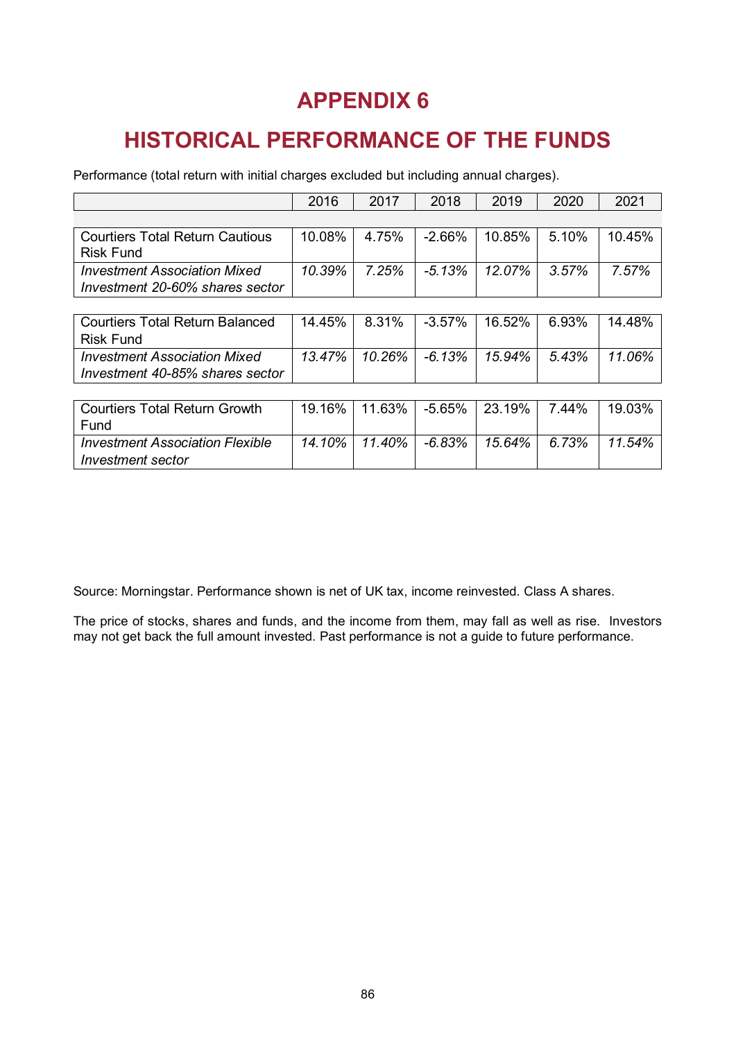# APPENDIX 6

# HISTORICAL PERFORMANCE OF THE FUNDS

Performance (total return with initial charges excluded but including annual charges).

| | 2016 | 2017 | 2018 | 2019 | 2020 | 2021 |
|---|---|---|---|---|---|---|
| Courtiers Total Return Cautious Risk Fund | 10.08% | 4.75% | -2.66% | 10.85% | 5.10% | 10.45% |
| *Investment Association Mixed Investment 20-60% shares sector* | *10.39%* | *7.25%* | *-5.13%* | *12.07%* | *3.57%* | *7.57%* |
| Courtiers Total Return Balanced Risk Fund | 14.45% | 8.31% | -3.57% | 16.52% | 6.93% | 14.48% |
| *Investment Association Mixed Investment 40-85% shares sector* | *13.47%* | *10.26%* | *-6.13%* | *15.94%* | *5.43%* | *11.06%* |
| Courtiers Total Return Growth Fund | 19.16% | 11.63% | -5.65% | 23.19% | 7.44% | 19.03% |
| *Investment Association Flexible Investment sector* | *14.10%* | *11.40%* | *-6.83%* | *15.64%* | *6.73%* | *11.54%* |

Source: Morningstar. Performance shown is net of UK tax, income reinvested. Class A shares.

The price of stocks, shares and funds, and the income from them, may fall as well as rise. Investors may not get back the full amount invested. Past performance is not a guide to future performance.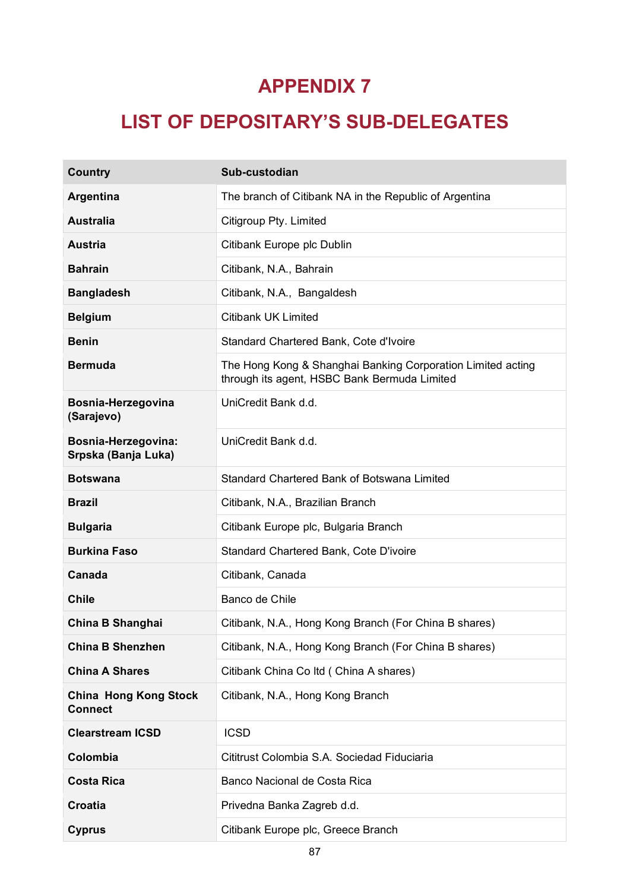# APPENDIX 7

# LIST OF DEPOSITARY'S SUB-DELEGATES

| Country | Sub-custodian |
| --- | --- |
| **Argentina** | The branch of Citibank NA in the Republic of Argentina |
| **Australia** | Citigroup Pty. Limited |
| **Austria** | Citibank Europe plc Dublin |
| **Bahrain** | Citibank, N.A., Bahrain |
| **Bangladesh** | Citibank, N.A., Bangaldesh |
| **Belgium** | Citibank UK Limited |
| **Benin** | Standard Chartered Bank, Cote d'Ivoire |
| **Bermuda** | The Hong Kong & Shanghai Banking Corporation Limited acting through its agent, HSBC Bank Bermuda Limited |
| **Bosnia-Herzegovina (Sarajevo)** | UniCredit Bank d.d. |
| **Bosnia-Herzegovina: Srpska (Banja Luka)** | UniCredit Bank d.d. |
| **Botswana** | Standard Chartered Bank of Botswana Limited |
| **Brazil** | Citibank, N.A., Brazilian Branch |
| **Bulgaria** | Citibank Europe plc, Bulgaria Branch |
| **Burkina Faso** | Standard Chartered Bank, Cote D'ivoire |
| **Canada** | Citibank, Canada |
| **Chile** | Banco de Chile |
| **China B Shanghai** | Citibank, N.A., Hong Kong Branch (For China B shares) |
| **China B Shenzhen** | Citibank, N.A., Hong Kong Branch (For China B shares) |
| **China A Shares** | Citibank China Co ltd ( China A shares) |
| **China Hong Kong Stock Connect** | Citibank, N.A., Hong Kong Branch |
| **Clearstream ICSD** | ICSD |
| **Colombia** | Cititrust Colombia S.A. Sociedad Fiduciaria |
| **Costa Rica** | Banco Nacional de Costa Rica |
| **Croatia** | Privedna Banka Zagreb d.d. |
| **Cyprus** | Citibank Europe plc, Greece Branch |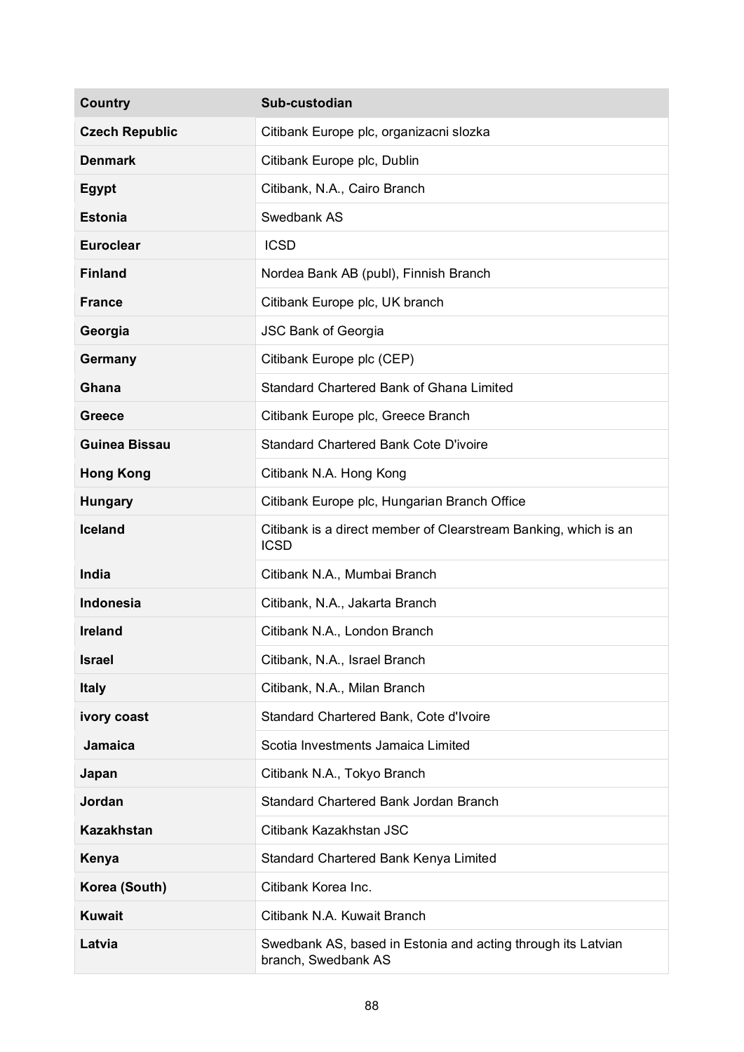| Country | Sub-custodian |
| --- | --- |
| **Czech Republic** | Citibank Europe plc, organizacni slozka |
| **Denmark** | Citibank Europe plc, Dublin |
| **Egypt** | Citibank, N.A., Cairo Branch |
| **Estonia** | Swedbank AS |
| **Euroclear** | ICSD |
| **Finland** | Nordea Bank AB (publ), Finnish Branch |
| **France** | Citibank Europe plc, UK branch |
| **Georgia** | JSC Bank of Georgia |
| **Germany** | Citibank Europe plc (CEP) |
| **Ghana** | Standard Chartered Bank of Ghana Limited |
| **Greece** | Citibank Europe plc, Greece Branch |
| **Guinea Bissau** | Standard Chartered Bank Cote D'ivoire |
| **Hong Kong** | Citibank N.A. Hong Kong |
| **Hungary** | Citibank Europe plc, Hungarian Branch Office |
| **Iceland** | Citibank is a direct member of Clearstream Banking, which is an ICSD |
| **India** | Citibank N.A., Mumbai Branch |
| **Indonesia** | Citibank, N.A., Jakarta Branch |
| **Ireland** | Citibank N.A., London Branch |
| **Israel** | Citibank, N.A., Israel Branch |
| **Italy** | Citibank, N.A., Milan Branch |
| **ivory coast** | Standard Chartered Bank, Cote d'Ivoire |
| **Jamaica** | Scotia Investments Jamaica Limited |
| **Japan** | Citibank N.A., Tokyo Branch |
| **Jordan** | Standard Chartered Bank Jordan Branch |
| **Kazakhstan** | Citibank Kazakhstan JSC |
| **Kenya** | Standard Chartered Bank Kenya Limited |
| **Korea (South)** | Citibank Korea Inc. |
| **Kuwait** | Citibank N.A. Kuwait Branch |
| **Latvia** | Swedbank AS, based in Estonia and acting through its Latvian branch, Swedbank AS |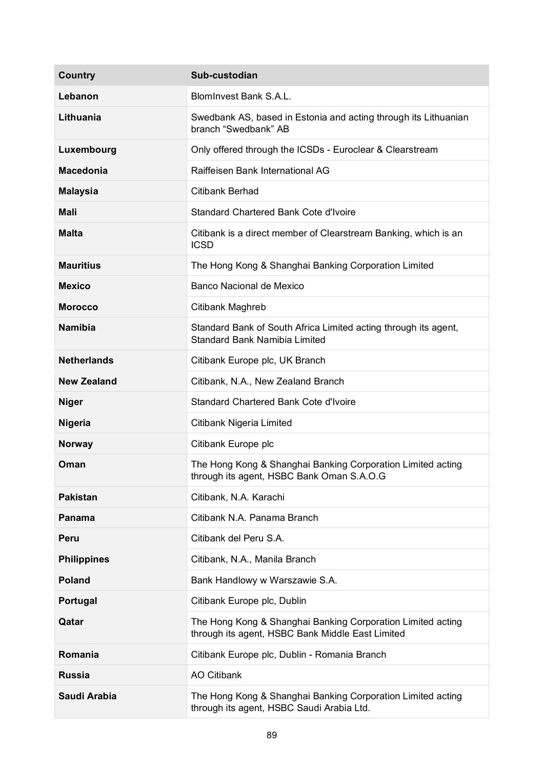| Country | Sub-custodian |
| --- | --- |
| **Lebanon** | BlomInvest Bank S.A.L. |
| **Lithuania** | Swedbank AS, based in Estonia and acting through its Lithuanian branch “Swedbank” AB |
| **Luxembourg** | Only offered through the ICSDs - Euroclear & Clearstream |
| **Macedonia** | Raiffeisen Bank International AG |
| **Malaysia** | Citibank Berhad |
| **Mali** | Standard Chartered Bank Cote d'Ivoire |
| **Malta** | Citibank is a direct member of Clearstream Banking, which is an ICSD |
| **Mauritius** | The Hong Kong & Shanghai Banking Corporation Limited |
| **Mexico** | Banco Nacional de Mexico |
| **Morocco** | Citibank Maghreb |
| **Namibia** | Standard Bank of South Africa Limited acting through its agent, Standard Bank Namibia Limited |
| **Netherlands** | Citibank Europe plc, UK Branch |
| **New Zealand** | Citibank, N.A., New Zealand Branch |
| **Niger** | Standard Chartered Bank Cote d'Ivoire |
| **Nigeria** | Citibank Nigeria Limited |
| **Norway** | Citibank Europe plc |
| **Oman** | The Hong Kong & Shanghai Banking Corporation Limited acting through its agent, HSBC Bank Oman S.A.O.G |
| **Pakistan** | Citibank, N.A. Karachi |
| **Panama** | Citibank N.A. Panama Branch |
| **Peru** | Citibank del Peru S.A. |
| **Philippines** | Citibank, N.A., Manila Branch |
| **Poland** | Bank Handlowy w Warszawie S.A. |
| **Portugal** | Citibank Europe plc, Dublin |
| **Qatar** | The Hong Kong & Shanghai Banking Corporation Limited acting through its agent, HSBC Bank Middle East Limited |
| **Romania** | Citibank Europe plc, Dublin - Romania Branch |
| **Russia** | AO Citibank |
| **Saudi Arabia** | The Hong Kong & Shanghai Banking Corporation Limited acting through its agent, HSBC Saudi Arabia Ltd. |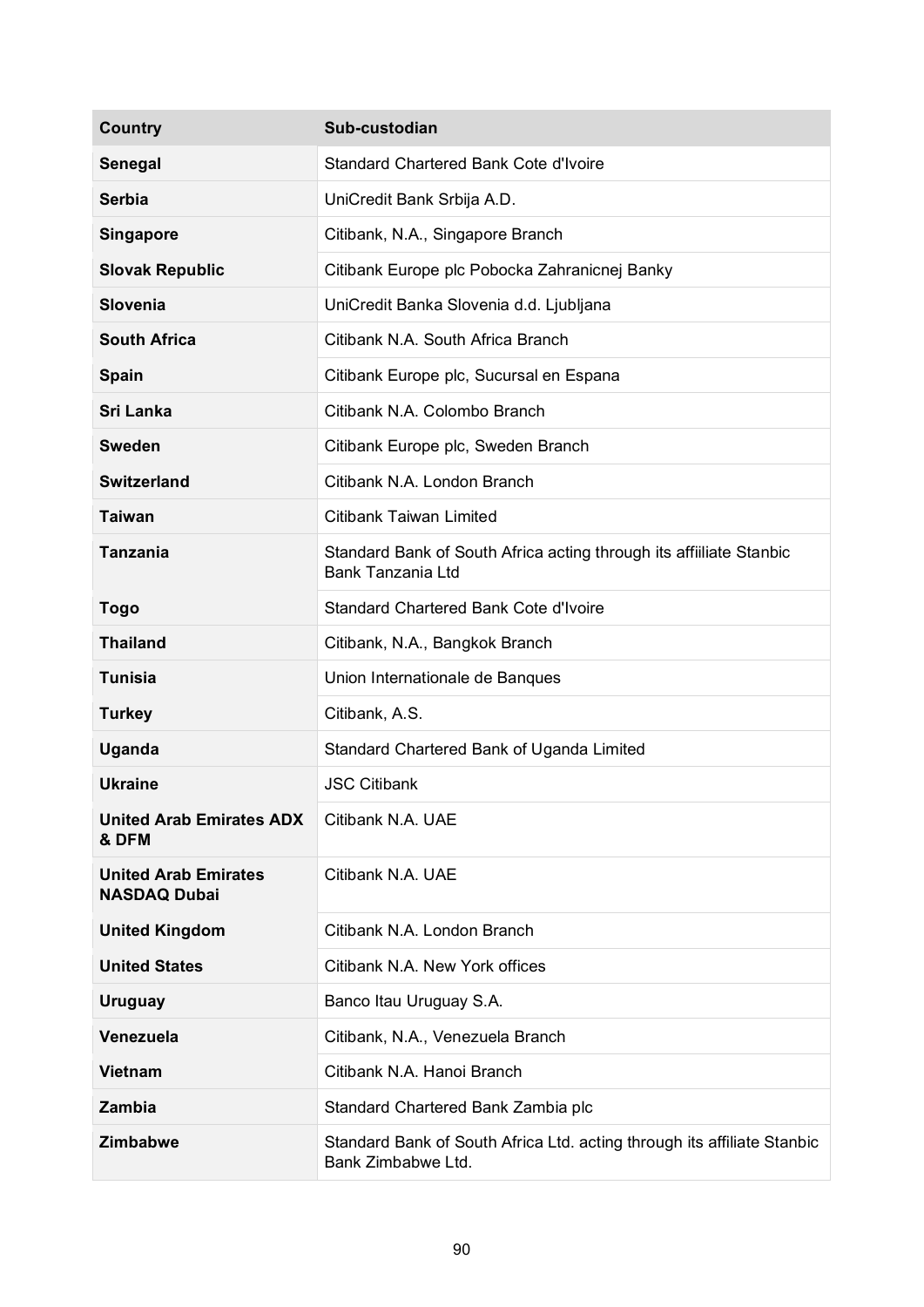| Country | Sub-custodian |
|---|---|
| **Senegal** | Standard Chartered Bank Cote d'Ivoire |
| **Serbia** | UniCredit Bank Srbija A.D. |
| **Singapore** | Citibank, N.A., Singapore Branch |
| **Slovak Republic** | Citibank Europe plc Pobocka Zahranicnej Banky |
| **Slovenia** | UniCredit Banka Slovenia d.d. Ljubljana |
| **South Africa** | Citibank N.A. South Africa Branch |
| **Spain** | Citibank Europe plc, Sucursal en Espana |
| **Sri Lanka** | Citibank N.A. Colombo Branch |
| **Sweden** | Citibank Europe plc, Sweden Branch |
| **Switzerland** | Citibank N.A. London Branch |
| **Taiwan** | Citibank Taiwan Limited |
| **Tanzania** | Standard Bank of South Africa acting through its affiiliate Stanbic Bank Tanzania Ltd |
| **Togo** | Standard Chartered Bank Cote d'Ivoire |
| **Thailand** | Citibank, N.A., Bangkok Branch |
| **Tunisia** | Union Internationale de Banques |
| **Turkey** | Citibank, A.S. |
| **Uganda** | Standard Chartered Bank of Uganda Limited |
| **Ukraine** | JSC Citibank |
| **United Arab Emirates ADX & DFM** | Citibank N.A. UAE |
| **United Arab Emirates NASDAQ Dubai** | Citibank N.A. UAE |
| **United Kingdom** | Citibank N.A. London Branch |
| **United States** | Citibank N.A. New York offices |
| **Uruguay** | Banco Itau Uruguay S.A. |
| **Venezuela** | Citibank, N.A., Venezuela Branch |
| **Vietnam** | Citibank N.A. Hanoi Branch |
| **Zambia** | Standard Chartered Bank Zambia plc |
| **Zimbabwe** | Standard Bank of South Africa Ltd. acting through its affiliate Stanbic Bank Zimbabwe Ltd. |